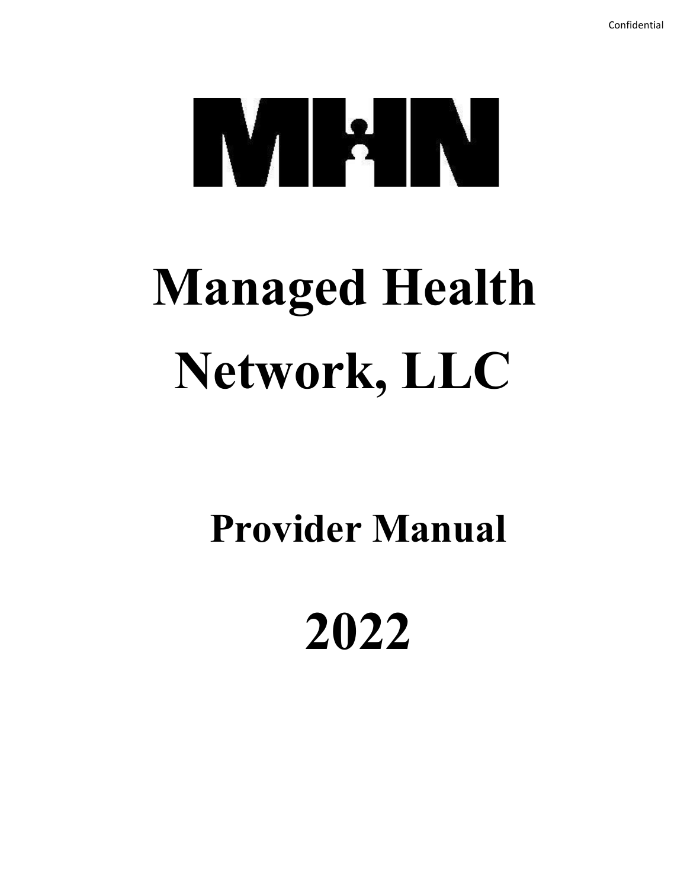Confidential

MHN

# Managed Health Network, LLC

## Provider Manual

## 2022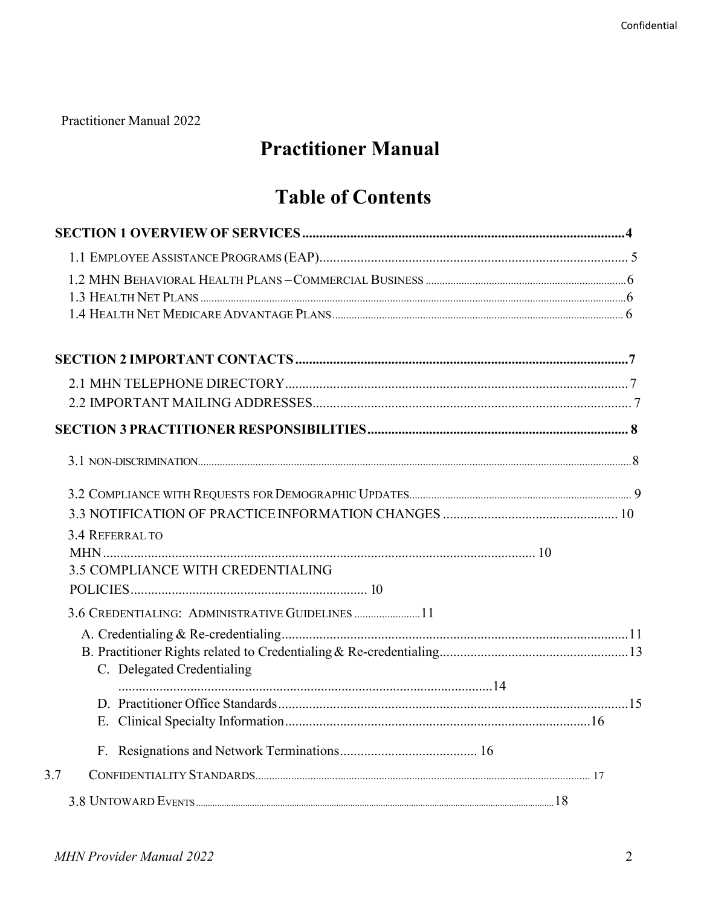Practitioner Manual 2022

# Practitioner Manual

# Table of Contents

**SECTION 1 OVERVIEW OF SERVICES ........................................ 4**

1.1 EMPLOYEE ASSISTANCE PROGRAMS (EAP) ........................................ 5

1.2 MHN BEHAVIORAL HEALTH PLANS – COMMERCIAL BUSINESS ........................................ 6

1.3 HEALTH NET PLANS ........................................ 6

1.4 HEALTH NET MEDICARE ADVANTAGE PLANS ........................................ 6

**SECTION 2 IMPORTANT CONTACTS ........................................ 7**

2.1 MHN TELEPHONE DIRECTORY ........................................ 7

2.2 IMPORTANT MAILING ADDRESSES ........................................ 7

**SECTION 3 PRACTITIONER RESPONSIBILITIES ........................................ 8**

3.1 NON-DISCRIMINATION ........................................ 8

3.2 COMPLIANCE WITH REQUESTS FOR DEMOGRAPHIC UPDATES ........................................ 9

3.3 NOTIFICATION OF PRACTICE INFORMATION CHANGES ........................................ 10

3.4 REFERRAL TO MHN ........................................ 10

3.5 COMPLIANCE WITH CREDENTIALING POLICIES ........................................ 10

3.6 CREDENTIALING: ADMINISTRATIVE GUIDELINES ........................................ 11

A. Credentialing & Re-credentialing ........................................ 11

B. Practitioner Rights related to Credentialing & Re-credentialing ........................................ 13

C. Delegated Credentialing ........................................ 14

D. Practitioner Office Standards ........................................ 15

E. Clinical Specialty Information ........................................ 16

F. Resignations and Network Terminations ........................................ 16

3.7 CONFIDENTIALITY STANDARDS ........................................ 17

3.8 UNTOWARD EVENTS ........................................ 18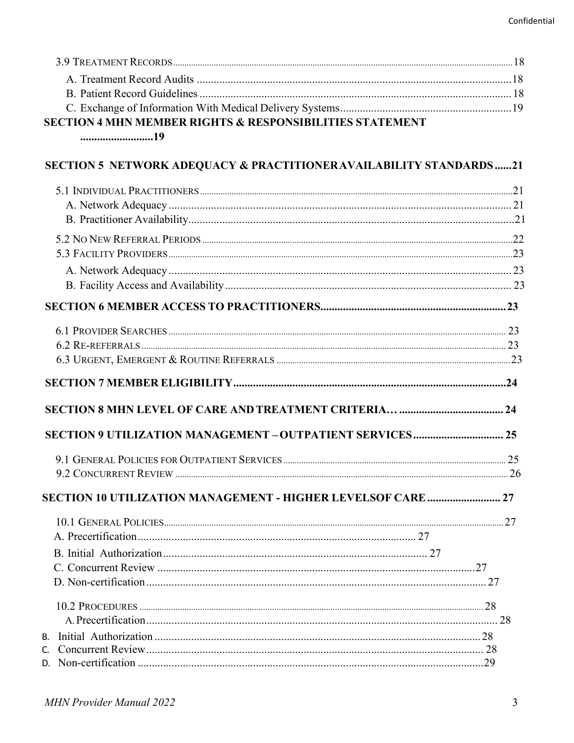3.9 TREATMENT RECORDS ........ 18

A. Treatment Record Audits ........ 18

B. Patient Record Guidelines ........ 18

C. Exchange of Information With Medical Delivery Systems ........ 19

**SECTION 4 MHN MEMBER RIGHTS & RESPONSIBILITIES STATEMENT ..........................19**

**SECTION 5 NETWORK ADEQUACY & PRACTITIONERAVAILABILITY STANDARDS ......21**

5.1 INDIVIDUAL PRACTITIONERS ........ 21

A. Network Adequacy ........ 21

B. Practitioner Availability ........ 21

5.2 NO NEW REFERRAL PERIODS ........ 22

5.3 FACILITY PROVIDERS ........ 23

A. Network Adequacy ........ 23

B. Facility Access and Availability ........ 23

**SECTION 6 MEMBER ACCESS TO PRACTITIONERS ........ 23**

6.1 PROVIDER SEARCHES ........ 23

6.2 RE-REFERRALS ........ 23

6.3 URGENT, EMERGENT & ROUTINE REFERRALS ........ 23

**SECTION 7 MEMBER ELIGIBILITY ........ 24**

**SECTION 8 MHN LEVEL OF CARE AND TREATMENT CRITERIA… ........ 24**

**SECTION 9 UTILIZATION MANAGEMENT – OUTPATIENT SERVICES ........ 25**

9.1 GENERAL POLICIES FOR OUTPATIENT SERVICES ........ 25

9.2 CONCURRENT REVIEW ........ 26

**SECTION 10 UTILIZATION MANAGEMENT - HIGHER LEVELSOF CARE ........ 27**

10.1 GENERAL POLICIES ........ 27

A. Precertification ........ 27

B. Initial Authorization ........ 27

C. Concurrent Review ........ 27

D. Non-certification ........ 27

10.2 PROCEDURES ........ 28

A. Precertification ........ 28

B. Initial Authorization ........ 28

C. Concurrent Review ........ 28

D. Non-certification ........ 29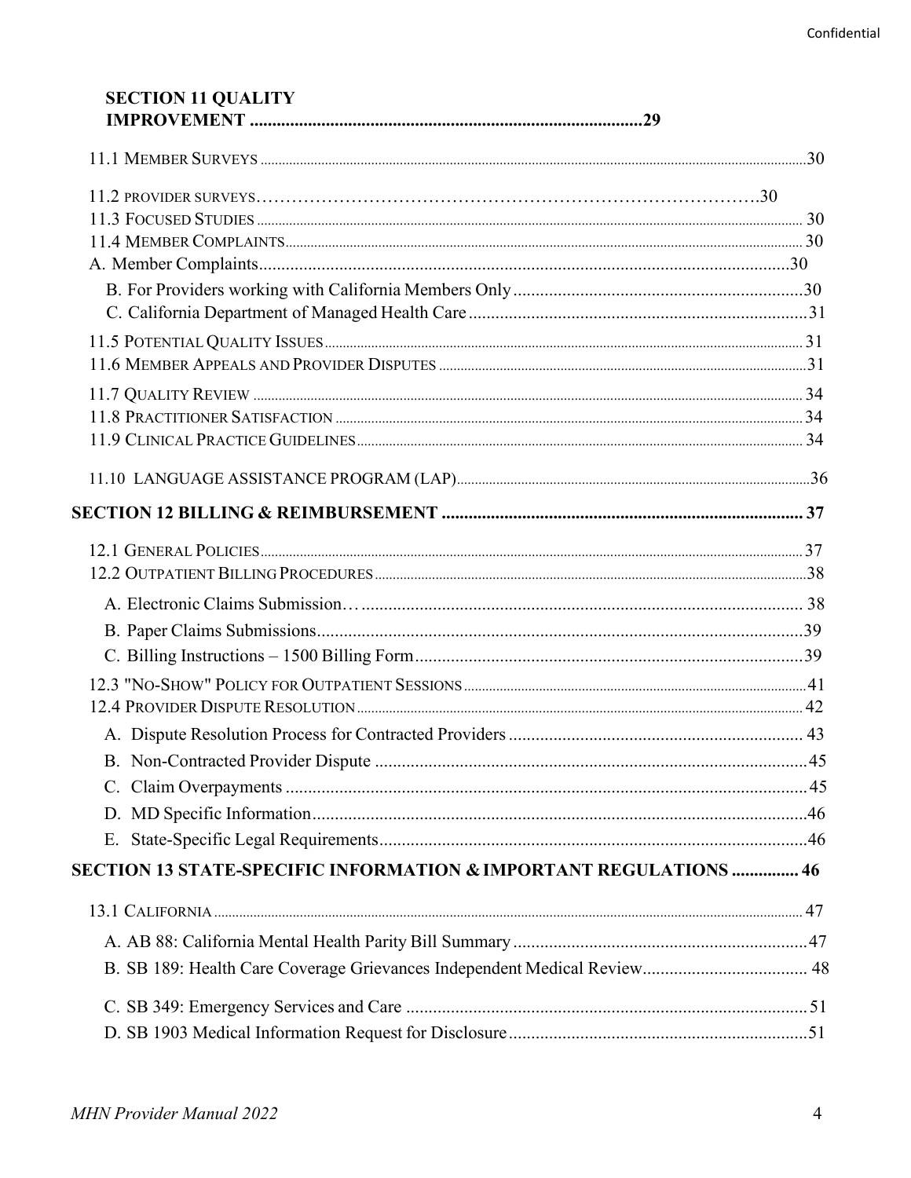**SECTION 11 QUALITY IMPROVEMENT ........................................................................................29**

11.1 MEMBER SURVEYS ........................................................................................30

11.2 PROVIDER SURVEYS……………………………………………………………………….30

11.3 FOCUSED STUDIES ........................................................................................30

11.4 MEMBER COMPLAINTS........................................................................................30

A. Member Complaints........................................................................................30

B. For Providers working with California Members Only........................................................................................30

C. California Department of Managed Health Care........................................................................................31

11.5 POTENTIAL QUALITY ISSUES........................................................................................31

11.6 MEMBER APPEALS AND PROVIDER DISPUTES........................................................................................31

11.7 QUALITY REVIEW ........................................................................................34

11.8 PRACTITIONER SATISFACTION ........................................................................................34

11.9 CLINICAL PRACTICE GUIDELINES........................................................................................34

11.10 LANGUAGE ASSISTANCE PROGRAM (LAP)........................................................................................36

**SECTION 12 BILLING & REIMBURSEMENT ........................................................................................37**

12.1 GENERAL POLICIES........................................................................................37

12.2 OUTPATIENT BILLING PROCEDURES........................................................................................38

A. Electronic Claims Submission… ........................................................................................38

B. Paper Claims Submissions........................................................................................39

C. Billing Instructions – 1500 Billing Form........................................................................................39

12.3 "NO-SHOW" POLICY FOR OUTPATIENT SESSIONS........................................................................................41

12.4 PROVIDER DISPUTE RESOLUTION........................................................................................42

A. Dispute Resolution Process for Contracted Providers........................................................................................43

B. Non-Contracted Provider Dispute ........................................................................................45

C. Claim Overpayments ........................................................................................45

D. MD Specific Information........................................................................................46

E. State-Specific Legal Requirements........................................................................................46

**SECTION 13 STATE-SPECIFIC INFORMATION & IMPORTANT REGULATIONS ............... 46**

13.1 CALIFORNIA........................................................................................47

A. AB 88: California Mental Health Parity Bill Summary........................................................................................47

B. SB 189: Health Care Coverage Grievances Independent Medical Review........................................................................................48

C. SB 349: Emergency Services and Care ........................................................................................51

D. SB 1903 Medical Information Request for Disclosure........................................................................................51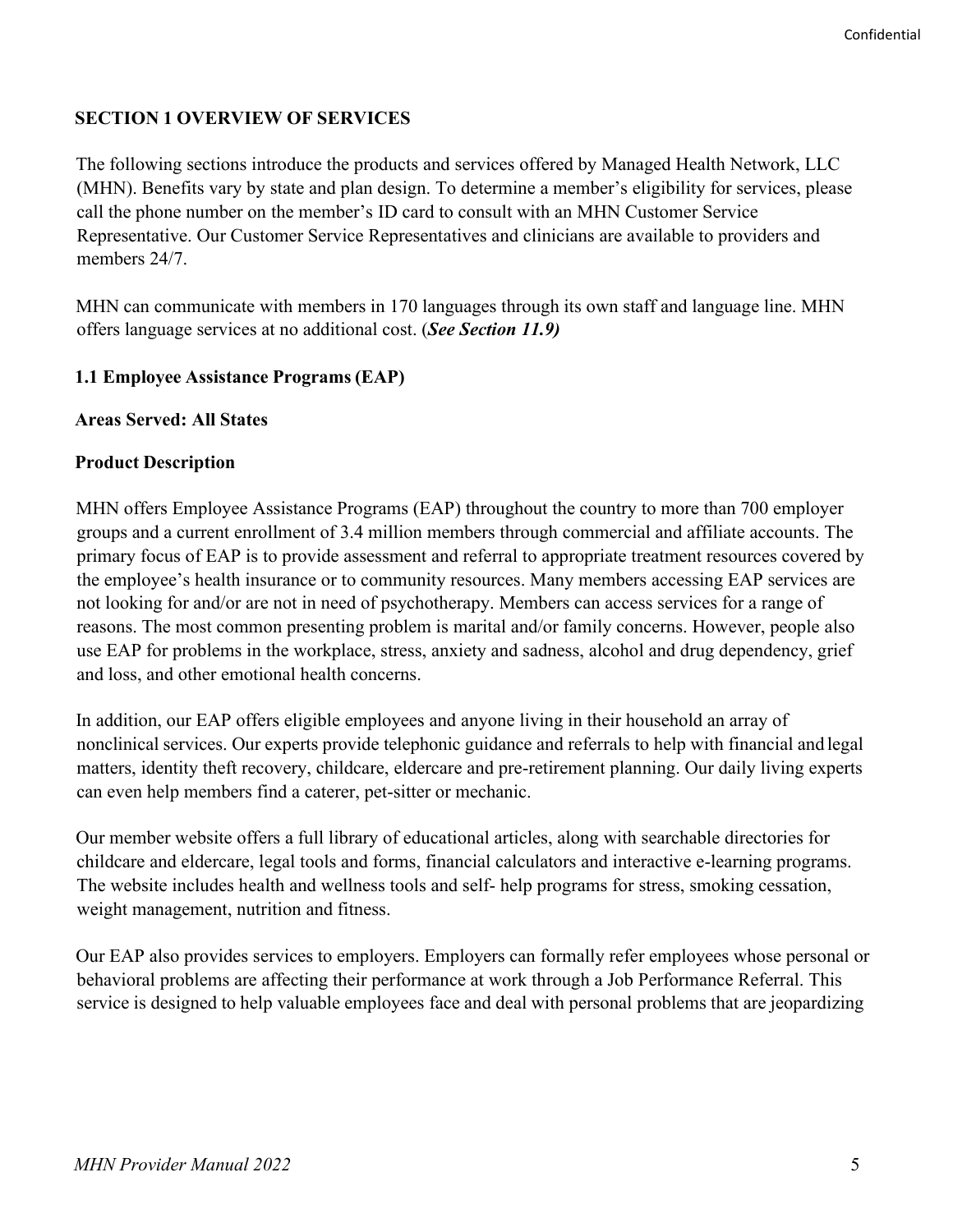## SECTION 1 OVERVIEW OF SERVICES

The following sections introduce the products and services offered by Managed Health Network, LLC (MHN). Benefits vary by state and plan design. To determine a member's eligibility for services, please call the phone number on the member's ID card to consult with an MHN Customer Service Representative. Our Customer Service Representatives and clinicians are available to providers and members 24/7.

MHN can communicate with members in 170 languages through its own staff and language line. MHN offers language services at no additional cost. (***See Section 11.9)***

### 1.1 Employee Assistance Programs (EAP)

**Areas Served: All States**

**Product Description**

MHN offers Employee Assistance Programs (EAP) throughout the country to more than 700 employer groups and a current enrollment of 3.4 million members through commercial and affiliate accounts. The primary focus of EAP is to provide assessment and referral to appropriate treatment resources covered by the employee's health insurance or to community resources. Many members accessing EAP services are not looking for and/or are not in need of psychotherapy. Members can access services for a range of reasons. The most common presenting problem is marital and/or family concerns. However, people also use EAP for problems in the workplace, stress, anxiety and sadness, alcohol and drug dependency, grief and loss, and other emotional health concerns.

In addition, our EAP offers eligible employees and anyone living in their household an array of nonclinical services. Our experts provide telephonic guidance and referrals to help with financial and legal matters, identity theft recovery, childcare, eldercare and pre-retirement planning. Our daily living experts can even help members find a caterer, pet-sitter or mechanic.

Our member website offers a full library of educational articles, along with searchable directories for childcare and eldercare, legal tools and forms, financial calculators and interactive e-learning programs. The website includes health and wellness tools and self- help programs for stress, smoking cessation, weight management, nutrition and fitness.

Our EAP also provides services to employers. Employers can formally refer employees whose personal or behavioral problems are affecting their performance at work through a Job Performance Referral. This service is designed to help valuable employees face and deal with personal problems that are jeopardizing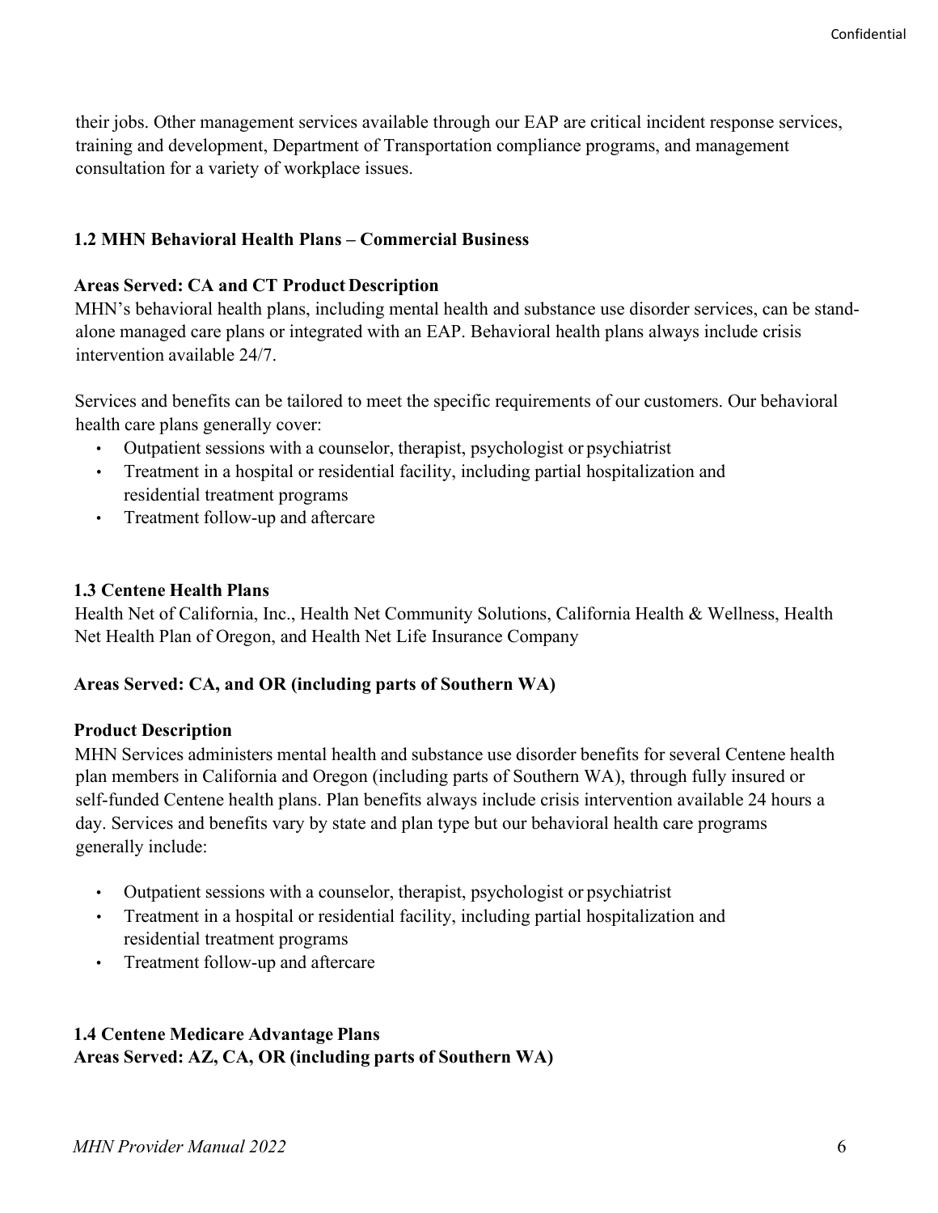their jobs. Other management services available through our EAP are critical incident response services, training and development, Department of Transportation compliance programs, and management consultation for a variety of workplace issues.

### 1.2 MHN Behavioral Health Plans – Commercial Business

**Areas Served: CA and CT Product Description**

MHN's behavioral health plans, including mental health and substance use disorder services, can be stand-alone managed care plans or integrated with an EAP. Behavioral health plans always include crisis intervention available 24/7.

Services and benefits can be tailored to meet the specific requirements of our customers. Our behavioral health care plans generally cover:

- Outpatient sessions with a counselor, therapist, psychologist or psychiatrist
- Treatment in a hospital or residential facility, including partial hospitalization and residential treatment programs
- Treatment follow-up and aftercare

### 1.3 Centene Health Plans

Health Net of California, Inc., Health Net Community Solutions, California Health & Wellness, Health Net Health Plan of Oregon, and Health Net Life Insurance Company

**Areas Served: CA, and OR (including parts of Southern WA)**

**Product Description**

MHN Services administers mental health and substance use disorder benefits for several Centene health plan members in California and Oregon (including parts of Southern WA), through fully insured or self-funded Centene health plans. Plan benefits always include crisis intervention available 24 hours a day. Services and benefits vary by state and plan type but our behavioral health care programs generally include:

- Outpatient sessions with a counselor, therapist, psychologist or psychiatrist
- Treatment in a hospital or residential facility, including partial hospitalization and residential treatment programs
- Treatment follow-up and aftercare

### 1.4 Centene Medicare Advantage Plans

**Areas Served: AZ, CA, OR (including parts of Southern WA)**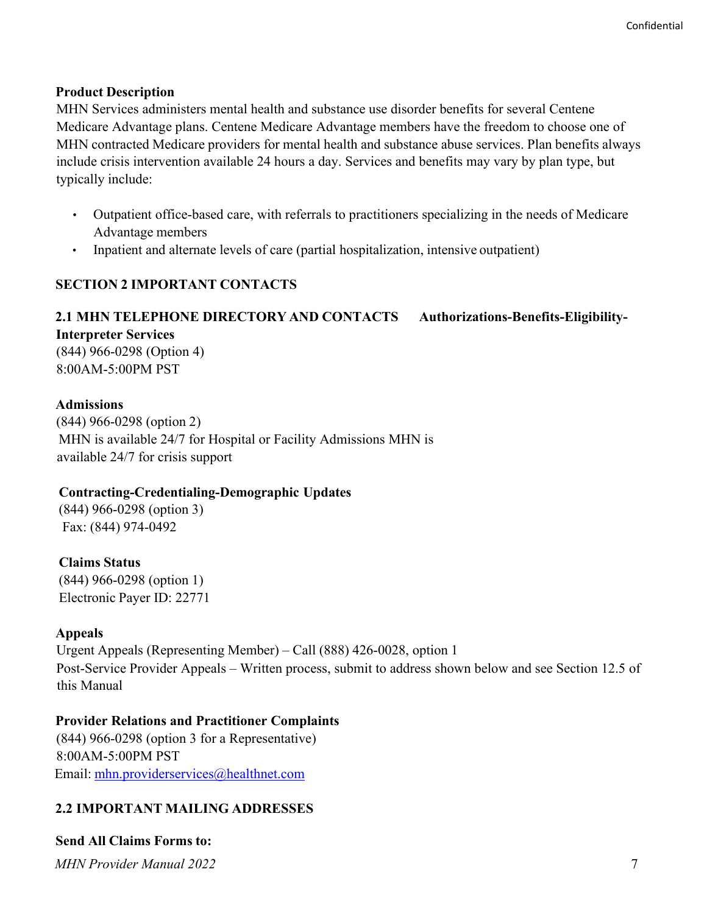**Product Description**

MHN Services administers mental health and substance use disorder benefits for several Centene Medicare Advantage plans. Centene Medicare Advantage members have the freedom to choose one of MHN contracted Medicare providers for mental health and substance abuse services. Plan benefits always include crisis intervention available 24 hours a day. Services and benefits may vary by plan type, but typically include:

- Outpatient office-based care, with referrals to practitioners specializing in the needs of Medicare Advantage members
- Inpatient and alternate levels of care (partial hospitalization, intensive outpatient)

## SECTION 2 IMPORTANT CONTACTS

### 2.1 MHN TELEPHONE DIRECTORY AND CONTACTS

**Authorizations-Benefits-Eligibility-Interpreter Services**

(844) 966-0298 (Option 4)
8:00AM-5:00PM PST

**Admissions**

(844) 966-0298 (option 2)
MHN is available 24/7 for Hospital or Facility Admissions MHN is available 24/7 for crisis support

**Contracting-Credentialing-Demographic Updates**

(844) 966-0298 (option 3)
Fax: (844) 974-0492

**Claims Status**

(844) 966-0298 (option 1)
Electronic Payer ID: 22771

**Appeals**

Urgent Appeals (Representing Member) – Call (888) 426-0028, option 1
Post-Service Provider Appeals – Written process, submit to address shown below and see Section 12.5 of this Manual

**Provider Relations and Practitioner Complaints**

(844) 966-0298 (option 3 for a Representative)
8:00AM-5:00PM PST
Email: mhn.providerservices@healthnet.com

### 2.2 IMPORTANT MAILING ADDRESSES

**Send All Claims Forms to:**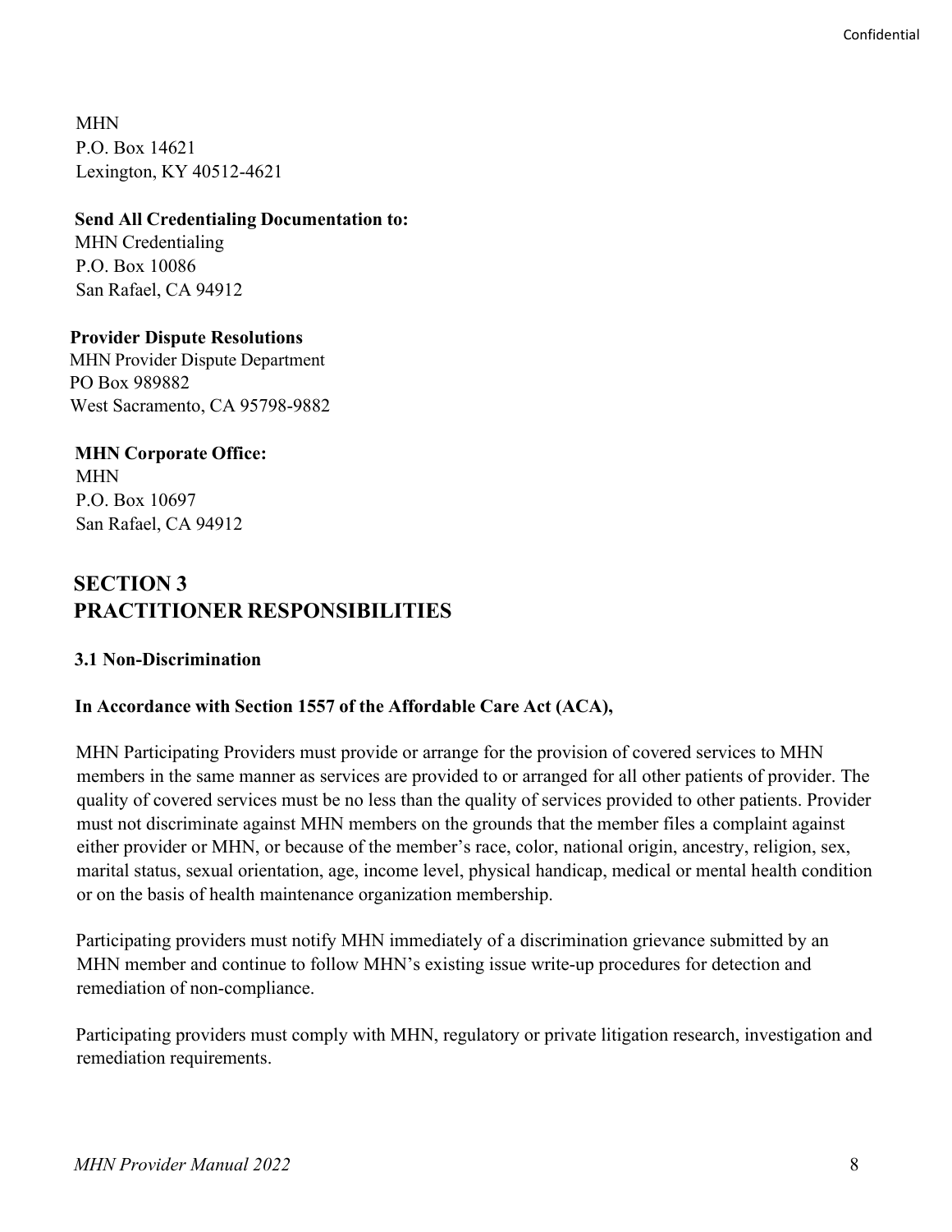MHN
P.O. Box 14621
Lexington, KY 40512-4621

**Send All Credentialing Documentation to:**
MHN Credentialing
P.O. Box 10086
San Rafael, CA 94912

**Provider Dispute Resolutions**
MHN Provider Dispute Department
PO Box 989882
West Sacramento, CA 95798-9882

**MHN Corporate Office:**
MHN
P.O. Box 10697
San Rafael, CA 94912

# SECTION 3
# PRACTITIONER RESPONSIBILITIES

### 3.1 Non-Discrimination

**In Accordance with Section 1557 of the Affordable Care Act (ACA),**

MHN Participating Providers must provide or arrange for the provision of covered services to MHN members in the same manner as services are provided to or arranged for all other patients of provider. The quality of covered services must be no less than the quality of services provided to other patients. Provider must not discriminate against MHN members on the grounds that the member files a complaint against either provider or MHN, or because of the member's race, color, national origin, ancestry, religion, sex, marital status, sexual orientation, age, income level, physical handicap, medical or mental health condition or on the basis of health maintenance organization membership.

Participating providers must notify MHN immediately of a discrimination grievance submitted by an MHN member and continue to follow MHN's existing issue write-up procedures for detection and remediation of non-compliance.

Participating providers must comply with MHN, regulatory or private litigation research, investigation and remediation requirements.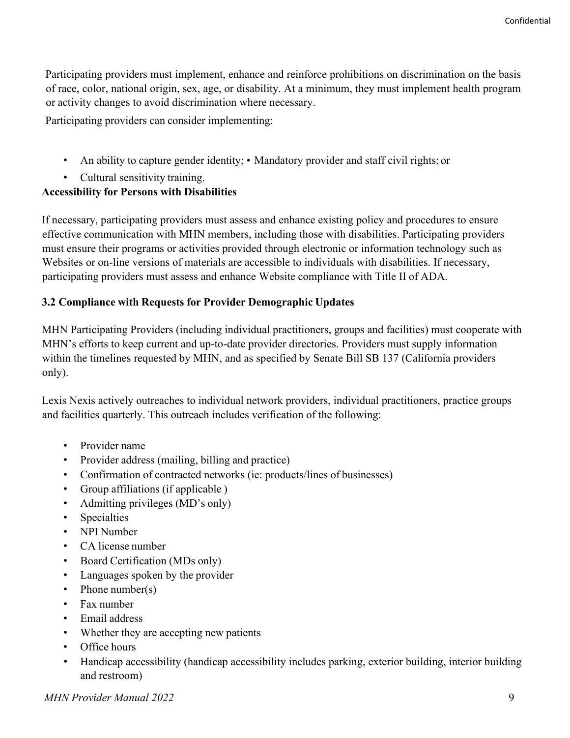Participating providers must implement, enhance and reinforce prohibitions on discrimination on the basis of race, color, national origin, sex, age, or disability. At a minimum, they must implement health program or activity changes to avoid discrimination where necessary.

Participating providers can consider implementing:

- An ability to capture gender identity;
- Mandatory provider and staff civil rights; or
- Cultural sensitivity training.

**Accessibility for Persons with Disabilities**

If necessary, participating providers must assess and enhance existing policy and procedures to ensure effective communication with MHN members, including those with disabilities. Participating providers must ensure their programs or activities provided through electronic or information technology such as Websites or on-line versions of materials are accessible to individuals with disabilities. If necessary, participating providers must assess and enhance Website compliance with Title II of ADA.

### 3.2 Compliance with Requests for Provider Demographic Updates

MHN Participating Providers (including individual practitioners, groups and facilities) must cooperate with MHN's efforts to keep current and up-to-date provider directories. Providers must supply information within the timelines requested by MHN, and as specified by Senate Bill SB 137 (California providers only).

Lexis Nexis actively outreaches to individual network providers, individual practitioners, practice groups and facilities quarterly. This outreach includes verification of the following:

- Provider name
- Provider address (mailing, billing and practice)
- Confirmation of contracted networks (ie: products/lines of businesses)
- Group affiliations (if applicable )
- Admitting privileges (MD's only)
- Specialties
- NPI Number
- CA license number
- Board Certification (MDs only)
- Languages spoken by the provider
- Phone number(s)
- Fax number
- Email address
- Whether they are accepting new patients
- Office hours
- Handicap accessibility (handicap accessibility includes parking, exterior building, interior building and restroom)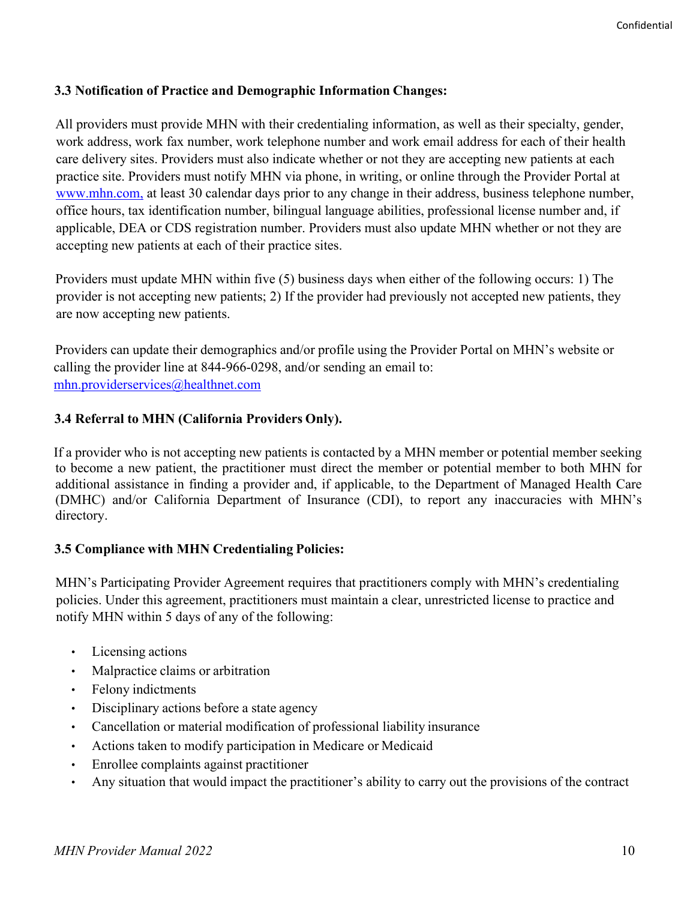### 3.3 Notification of Practice and Demographic Information Changes:

All providers must provide MHN with their credentialing information, as well as their specialty, gender, work address, work fax number, work telephone number and work email address for each of their health care delivery sites. Providers must also indicate whether or not they are accepting new patients at each practice site. Providers must notify MHN via phone, in writing, or online through the Provider Portal at www.mhn.com, at least 30 calendar days prior to any change in their address, business telephone number, office hours, tax identification number, bilingual language abilities, professional license number and, if applicable, DEA or CDS registration number. Providers must also update MHN whether or not they are accepting new patients at each of their practice sites.

Providers must update MHN within five (5) business days when either of the following occurs: 1) The provider is not accepting new patients; 2) If the provider had previously not accepted new patients, they are now accepting new patients.

Providers can update their demographics and/or profile using the Provider Portal on MHN's website or calling the provider line at 844-966-0298, and/or sending an email to: mhn.providerservices@healthnet.com

### 3.4 Referral to MHN (California Providers Only).

If a provider who is not accepting new patients is contacted by a MHN member or potential member seeking to become a new patient, the practitioner must direct the member or potential member to both MHN for additional assistance in finding a provider and, if applicable, to the Department of Managed Health Care (DMHC) and/or California Department of Insurance (CDI), to report any inaccuracies with MHN's directory.

### 3.5 Compliance with MHN Credentialing Policies:

MHN's Participating Provider Agreement requires that practitioners comply with MHN's credentialing policies. Under this agreement, practitioners must maintain a clear, unrestricted license to practice and notify MHN within 5 days of any of the following:

- Licensing actions
- Malpractice claims or arbitration
- Felony indictments
- Disciplinary actions before a state agency
- Cancellation or material modification of professional liability insurance
- Actions taken to modify participation in Medicare or Medicaid
- Enrollee complaints against practitioner
- Any situation that would impact the practitioner's ability to carry out the provisions of the contract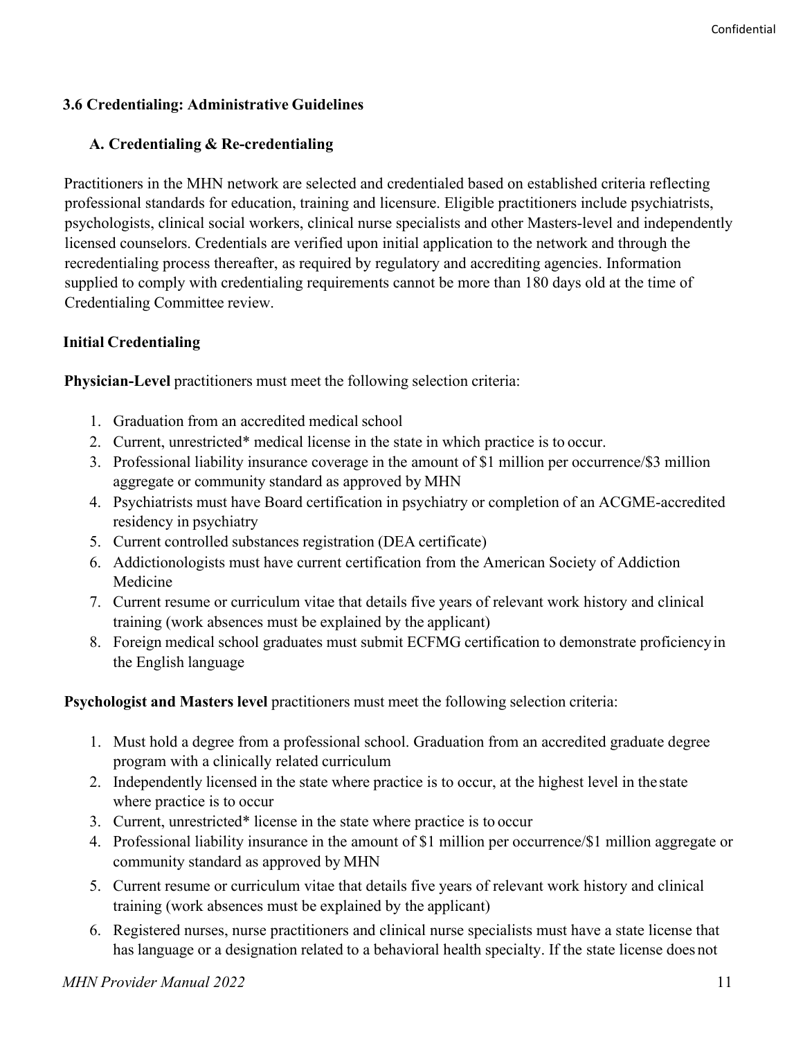### 3.6 Credentialing: Administrative Guidelines

#### A. Credentialing & Re-credentialing

Practitioners in the MHN network are selected and credentialed based on established criteria reflecting professional standards for education, training and licensure. Eligible practitioners include psychiatrists, psychologists, clinical social workers, clinical nurse specialists and other Masters-level and independently licensed counselors. Credentials are verified upon initial application to the network and through the recredentialing process thereafter, as required by regulatory and accrediting agencies. Information supplied to comply with credentialing requirements cannot be more than 180 days old at the time of Credentialing Committee review.

**Initial Credentialing**

**Physician-Level** practitioners must meet the following selection criteria:

1. Graduation from an accredited medical school
2. Current, unrestricted* medical license in the state in which practice is to occur.
3. Professional liability insurance coverage in the amount of $1 million per occurrence/$3 million aggregate or community standard as approved by MHN
4. Psychiatrists must have Board certification in psychiatry or completion of an ACGME-accredited residency in psychiatry
5. Current controlled substances registration (DEA certificate)
6. Addictionologists must have current certification from the American Society of Addiction Medicine
7. Current resume or curriculum vitae that details five years of relevant work history and clinical training (work absences must be explained by the applicant)
8. Foreign medical school graduates must submit ECFMG certification to demonstrate proficiency in the English language

**Psychologist and Masters level** practitioners must meet the following selection criteria:

1. Must hold a degree from a professional school. Graduation from an accredited graduate degree program with a clinically related curriculum
2. Independently licensed in the state where practice is to occur, at the highest level in the state where practice is to occur
3. Current, unrestricted* license in the state where practice is to occur
4. Professional liability insurance in the amount of $1 million per occurrence/$1 million aggregate or community standard as approved by MHN
5. Current resume or curriculum vitae that details five years of relevant work history and clinical training (work absences must be explained by the applicant)
6. Registered nurses, nurse practitioners and clinical nurse specialists must have a state license that has language or a designation related to a behavioral health specialty. If the state license does not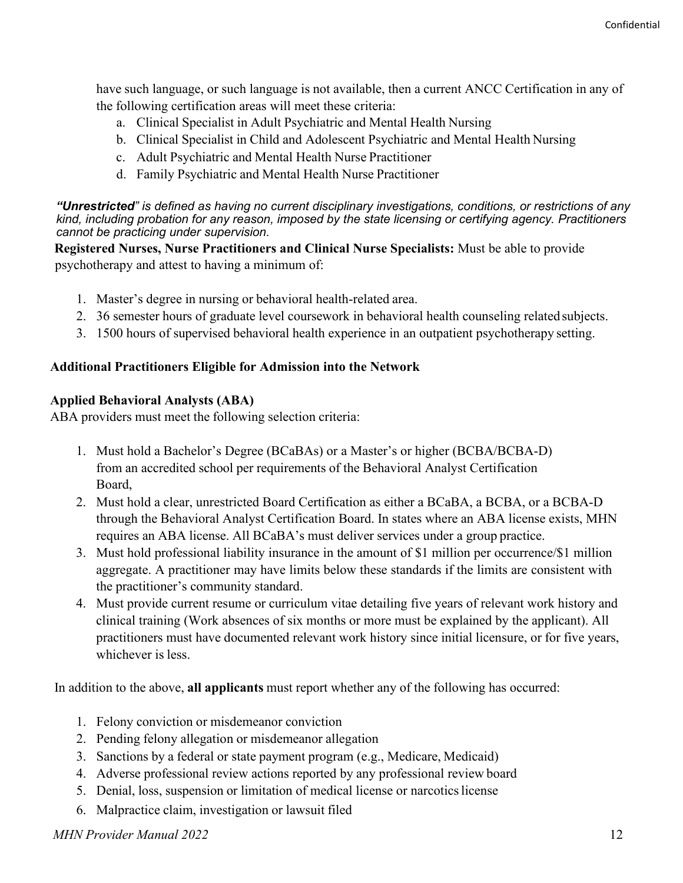have such language, or such language is not available, then a current ANCC Certification in any of the following certification areas will meet these criteria:

a. Clinical Specialist in Adult Psychiatric and Mental Health Nursing
b. Clinical Specialist in Child and Adolescent Psychiatric and Mental Health Nursing
c. Adult Psychiatric and Mental Health Nurse Practitioner
d. Family Psychiatric and Mental Health Nurse Practitioner

***"Unrestricted"*** *is defined as having no current disciplinary investigations, conditions, or restrictions of any kind, including probation for any reason, imposed by the state licensing or certifying agency. Practitioners cannot be practicing under supervision.*

**Registered Nurses, Nurse Practitioners and Clinical Nurse Specialists:** Must be able to provide psychotherapy and attest to having a minimum of:

1. Master's degree in nursing or behavioral health-related area.
2. 36 semester hours of graduate level coursework in behavioral health counseling related subjects.
3. 1500 hours of supervised behavioral health experience in an outpatient psychotherapy setting.

**Additional Practitioners Eligible for Admission into the Network**

**Applied Behavioral Analysts (ABA)**

ABA providers must meet the following selection criteria:

1. Must hold a Bachelor's Degree (BCaBAs) or a Master's or higher (BCBA/BCBA-D) from an accredited school per requirements of the Behavioral Analyst Certification Board,
2. Must hold a clear, unrestricted Board Certification as either a BCaBA, a BCBA, or a BCBA-D through the Behavioral Analyst Certification Board. In states where an ABA license exists, MHN requires an ABA license. All BCaBA's must deliver services under a group practice.
3. Must hold professional liability insurance in the amount of $1 million per occurrence/$1 million aggregate. A practitioner may have limits below these standards if the limits are consistent with the practitioner's community standard.
4. Must provide current resume or curriculum vitae detailing five years of relevant work history and clinical training (Work absences of six months or more must be explained by the applicant). All practitioners must have documented relevant work history since initial licensure, or for five years, whichever is less.

In addition to the above, **all applicants** must report whether any of the following has occurred:

1. Felony conviction or misdemeanor conviction
2. Pending felony allegation or misdemeanor allegation
3. Sanctions by a federal or state payment program (e.g., Medicare, Medicaid)
4. Adverse professional review actions reported by any professional review board
5. Denial, loss, suspension or limitation of medical license or narcotics license
6. Malpractice claim, investigation or lawsuit filed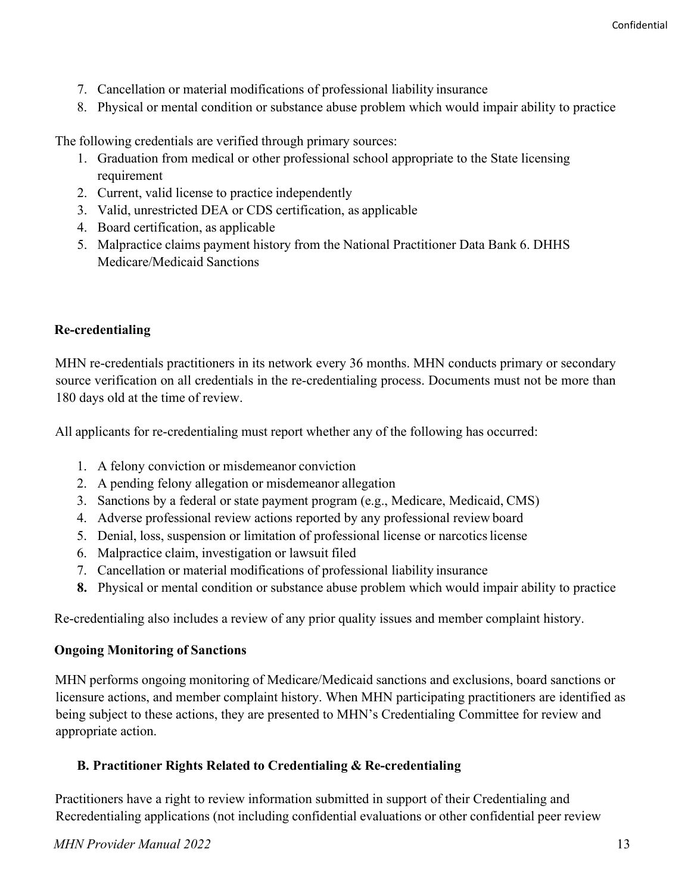7. Cancellation or material modifications of professional liability insurance
8. Physical or mental condition or substance abuse problem which would impair ability to practice

The following credentials are verified through primary sources:

1. Graduation from medical or other professional school appropriate to the State licensing requirement
2. Current, valid license to practice independently
3. Valid, unrestricted DEA or CDS certification, as applicable
4. Board certification, as applicable
5. Malpractice claims payment history from the National Practitioner Data Bank 6. DHHS Medicare/Medicaid Sanctions

**Re-credentialing**

MHN re-credentials practitioners in its network every 36 months. MHN conducts primary or secondary source verification on all credentials in the re-credentialing process. Documents must not be more than 180 days old at the time of review.

All applicants for re-credentialing must report whether any of the following has occurred:

1. A felony conviction or misdemeanor conviction
2. A pending felony allegation or misdemeanor allegation
3. Sanctions by a federal or state payment program (e.g., Medicare, Medicaid, CMS)
4. Adverse professional review actions reported by any professional review board
5. Denial, loss, suspension or limitation of professional license or narcotics license
6. Malpractice claim, investigation or lawsuit filed
7. Cancellation or material modifications of professional liability insurance
8. Physical or mental condition or substance abuse problem which would impair ability to practice

Re-credentialing also includes a review of any prior quality issues and member complaint history.

**Ongoing Monitoring of Sanctions**

MHN performs ongoing monitoring of Medicare/Medicaid sanctions and exclusions, board sanctions or licensure actions, and member complaint history. When MHN participating practitioners are identified as being subject to these actions, they are presented to MHN's Credentialing Committee for review and appropriate action.

**B. Practitioner Rights Related to Credentialing & Re-credentialing**

Practitioners have a right to review information submitted in support of their Credentialing and Recredentialing applications (not including confidential evaluations or other confidential peer review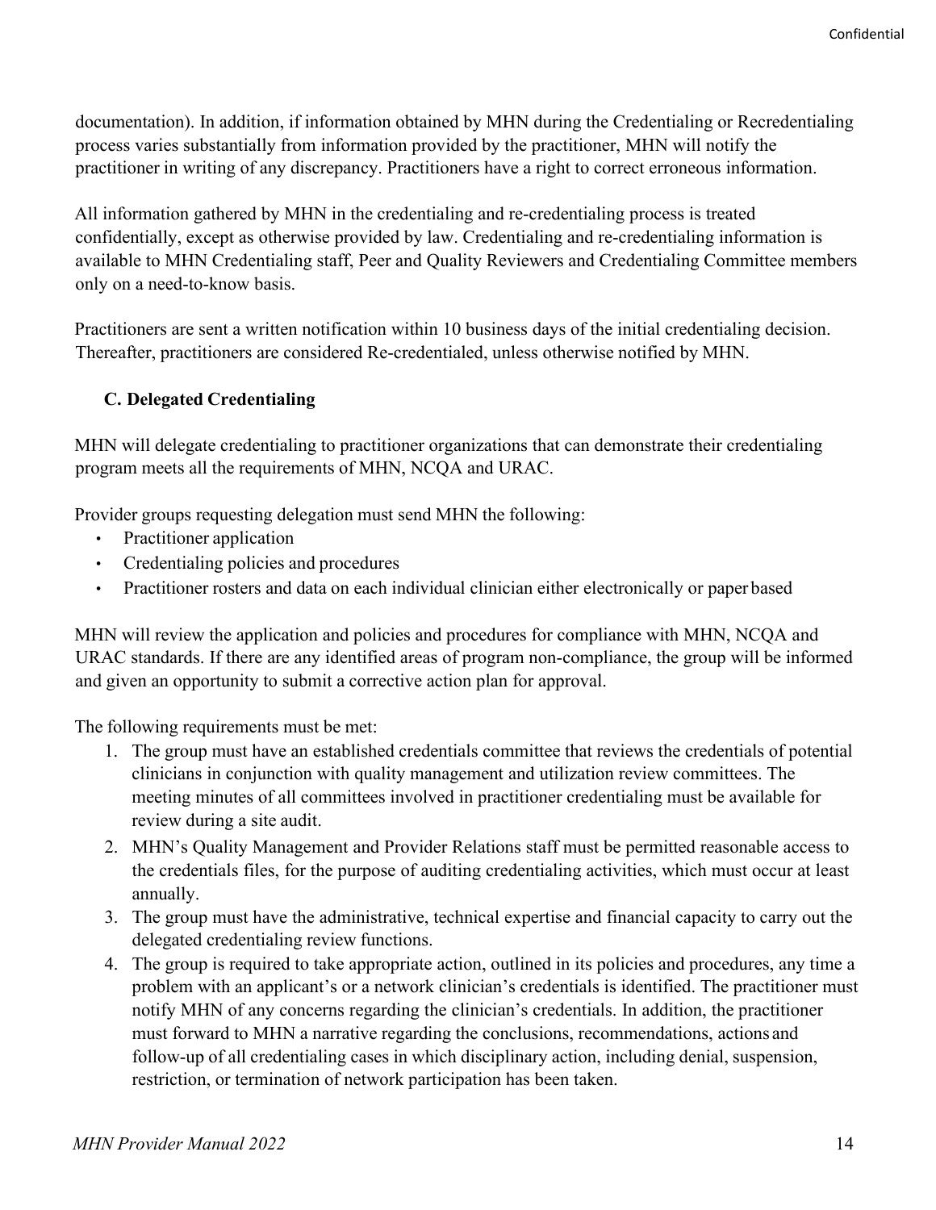documentation). In addition, if information obtained by MHN during the Credentialing or Recredentialing process varies substantially from information provided by the practitioner, MHN will notify the practitioner in writing of any discrepancy. Practitioners have a right to correct erroneous information.

All information gathered by MHN in the credentialing and re-credentialing process is treated confidentially, except as otherwise provided by law. Credentialing and re-credentialing information is available to MHN Credentialing staff, Peer and Quality Reviewers and Credentialing Committee members only on a need-to-know basis.

Practitioners are sent a written notification within 10 business days of the initial credentialing decision. Thereafter, practitioners are considered Re-credentialed, unless otherwise notified by MHN.

### C. Delegated Credentialing

MHN will delegate credentialing to practitioner organizations that can demonstrate their credentialing program meets all the requirements of MHN, NCQA and URAC.

Provider groups requesting delegation must send MHN the following:

- Practitioner application
- Credentialing policies and procedures
- Practitioner rosters and data on each individual clinician either electronically or paper based

MHN will review the application and policies and procedures for compliance with MHN, NCQA and URAC standards. If there are any identified areas of program non-compliance, the group will be informed and given an opportunity to submit a corrective action plan for approval.

The following requirements must be met:

1. The group must have an established credentials committee that reviews the credentials of potential clinicians in conjunction with quality management and utilization review committees. The meeting minutes of all committees involved in practitioner credentialing must be available for review during a site audit.
2. MHN's Quality Management and Provider Relations staff must be permitted reasonable access to the credentials files, for the purpose of auditing credentialing activities, which must occur at least annually.
3. The group must have the administrative, technical expertise and financial capacity to carry out the delegated credentialing review functions.
4. The group is required to take appropriate action, outlined in its policies and procedures, any time a problem with an applicant's or a network clinician's credentials is identified. The practitioner must notify MHN of any concerns regarding the clinician's credentials. In addition, the practitioner must forward to MHN a narrative regarding the conclusions, recommendations, actions and follow-up of all credentialing cases in which disciplinary action, including denial, suspension, restriction, or termination of network participation has been taken.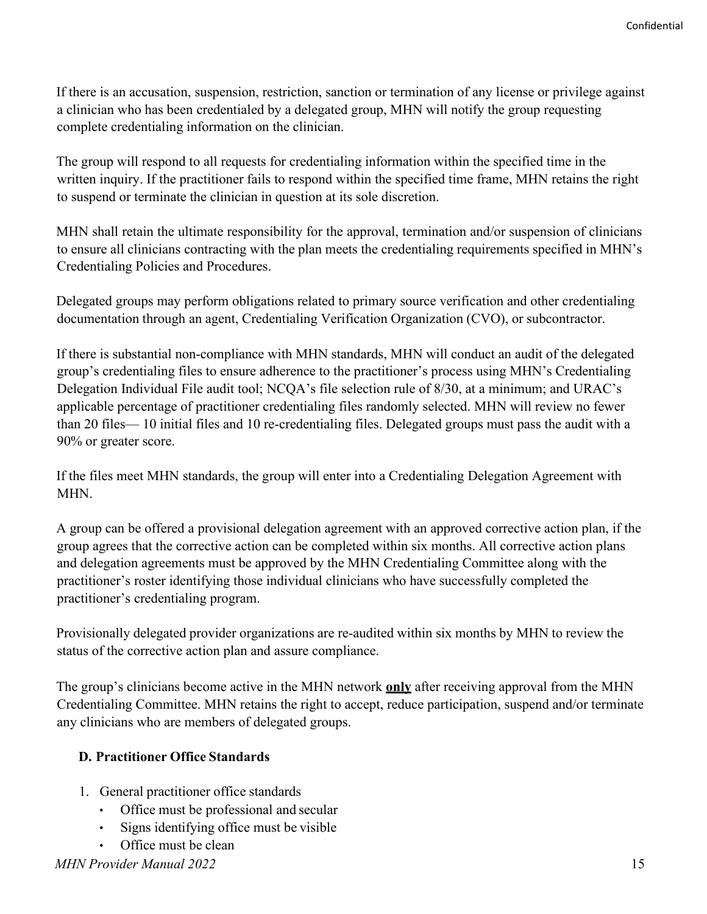If there is an accusation, suspension, restriction, sanction or termination of any license or privilege against a clinician who has been credentialed by a delegated group, MHN will notify the group requesting complete credentialing information on the clinician.

The group will respond to all requests for credentialing information within the specified time in the written inquiry. If the practitioner fails to respond within the specified time frame, MHN retains the right to suspend or terminate the clinician in question at its sole discretion.

MHN shall retain the ultimate responsibility for the approval, termination and/or suspension of clinicians to ensure all clinicians contracting with the plan meets the credentialing requirements specified in MHN's Credentialing Policies and Procedures.

Delegated groups may perform obligations related to primary source verification and other credentialing documentation through an agent, Credentialing Verification Organization (CVO), or subcontractor.

If there is substantial non-compliance with MHN standards, MHN will conduct an audit of the delegated group's credentialing files to ensure adherence to the practitioner's process using MHN's Credentialing Delegation Individual File audit tool; NCQA's file selection rule of 8/30, at a minimum; and URAC's applicable percentage of practitioner credentialing files randomly selected. MHN will review no fewer than 20 files— 10 initial files and 10 re-credentialing files. Delegated groups must pass the audit with a 90% or greater score.

If the files meet MHN standards, the group will enter into a Credentialing Delegation Agreement with MHN.

A group can be offered a provisional delegation agreement with an approved corrective action plan, if the group agrees that the corrective action can be completed within six months. All corrective action plans and delegation agreements must be approved by the MHN Credentialing Committee along with the practitioner's roster identifying those individual clinicians who have successfully completed the practitioner's credentialing program.

Provisionally delegated provider organizations are re-audited within six months by MHN to review the status of the corrective action plan and assure compliance.

The group's clinicians become active in the MHN network <u>**only**</u> after receiving approval from the MHN Credentialing Committee. MHN retains the right to accept, reduce participation, suspend and/or terminate any clinicians who are members of delegated groups.

### D. Practitioner Office Standards

1. General practitioner office standards
   - Office must be professional and secular
   - Signs identifying office must be visible
   - Office must be clean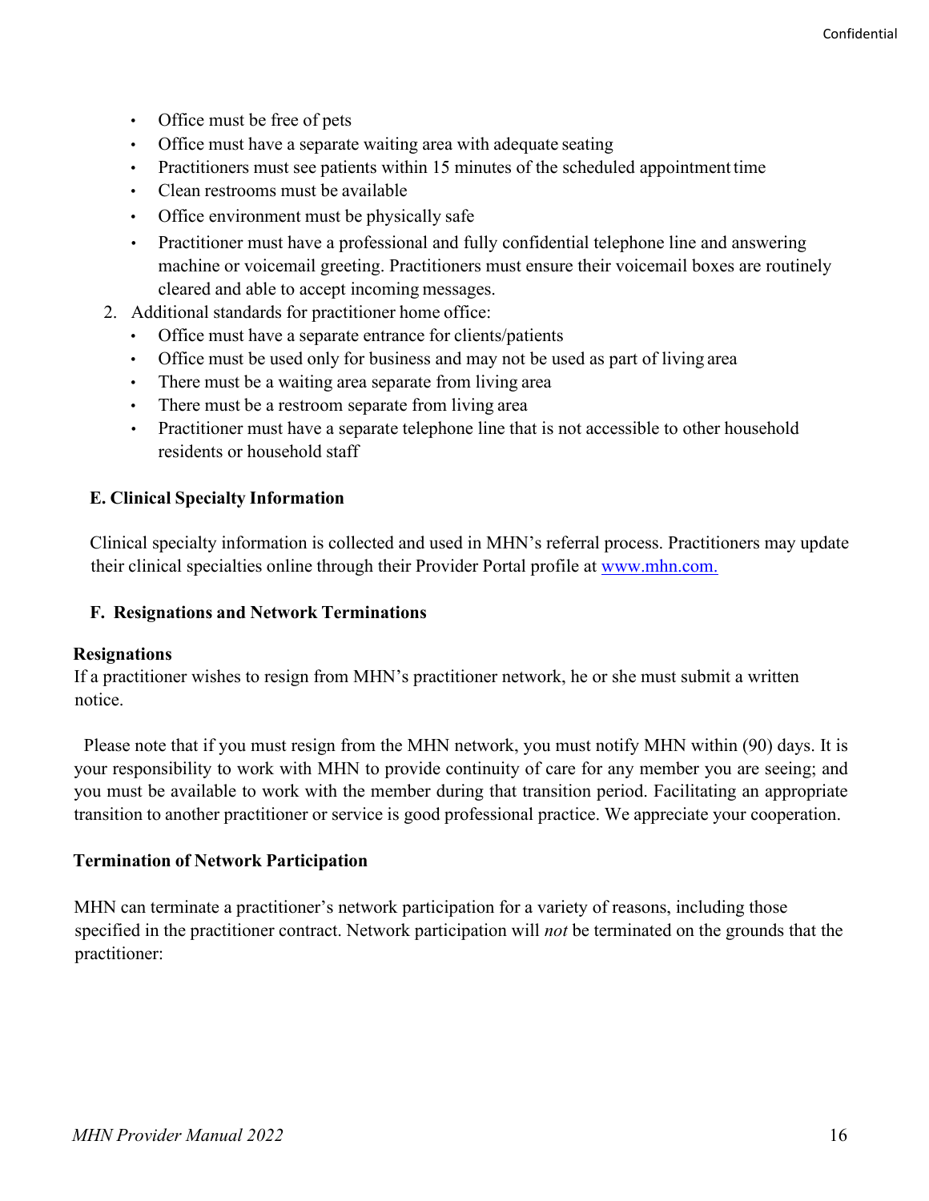- Office must be free of pets
- Office must have a separate waiting area with adequate seating
- Practitioners must see patients within 15 minutes of the scheduled appointment time
- Clean restrooms must be available
- Office environment must be physically safe
- Practitioner must have a professional and fully confidential telephone line and answering machine or voicemail greeting. Practitioners must ensure their voicemail boxes are routinely cleared and able to accept incoming messages.

2. Additional standards for practitioner home office:
   - Office must have a separate entrance for clients/patients
   - Office must be used only for business and may not be used as part of living area
   - There must be a waiting area separate from living area
   - There must be a restroom separate from living area
   - Practitioner must have a separate telephone line that is not accessible to other household residents or household staff

### E. Clinical Specialty Information

Clinical specialty information is collected and used in MHN's referral process. Practitioners may update their clinical specialties online through their Provider Portal profile at www.mhn.com.

### F. Resignations and Network Terminations

**Resignations**

If a practitioner wishes to resign from MHN's practitioner network, he or she must submit a written notice.

Please note that if you must resign from the MHN network, you must notify MHN within (90) days. It is your responsibility to work with MHN to provide continuity of care for any member you are seeing; and you must be available to work with the member during that transition period. Facilitating an appropriate transition to another practitioner or service is good professional practice. We appreciate your cooperation.

**Termination of Network Participation**

MHN can terminate a practitioner's network participation for a variety of reasons, including those specified in the practitioner contract. Network participation will *not* be terminated on the grounds that the practitioner: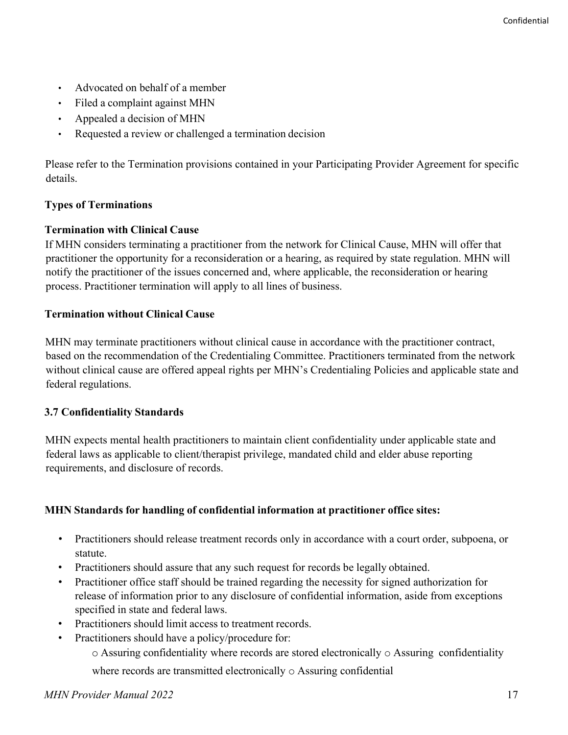- Advocated on behalf of a member
- Filed a complaint against MHN
- Appealed a decision of MHN
- Requested a review or challenged a termination decision

Please refer to the Termination provisions contained in your Participating Provider Agreement for specific details.

**Types of Terminations**

**Termination with Clinical Cause**

If MHN considers terminating a practitioner from the network for Clinical Cause, MHN will offer that practitioner the opportunity for a reconsideration or a hearing, as required by state regulation. MHN will notify the practitioner of the issues concerned and, where applicable, the reconsideration or hearing process. Practitioner termination will apply to all lines of business.

**Termination without Clinical Cause**

MHN may terminate practitioners without clinical cause in accordance with the practitioner contract, based on the recommendation of the Credentialing Committee. Practitioners terminated from the network without clinical cause are offered appeal rights per MHN's Credentialing Policies and applicable state and federal regulations.

## 3.7 Confidentiality Standards

MHN expects mental health practitioners to maintain client confidentiality under applicable state and federal laws as applicable to client/therapist privilege, mandated child and elder abuse reporting requirements, and disclosure of records.

**MHN Standards for handling of confidential information at practitioner office sites:**

- Practitioners should release treatment records only in accordance with a court order, subpoena, or statute.
- Practitioners should assure that any such request for records be legally obtained.
- Practitioner office staff should be trained regarding the necessity for signed authorization for release of information prior to any disclosure of confidential information, aside from exceptions specified in state and federal laws.
- Practitioners should limit access to treatment records.
- Practitioners should have a policy/procedure for:
  - Assuring confidentiality where records are stored electronically
  - Assuring confidentiality where records are transmitted electronically
  - Assuring confidential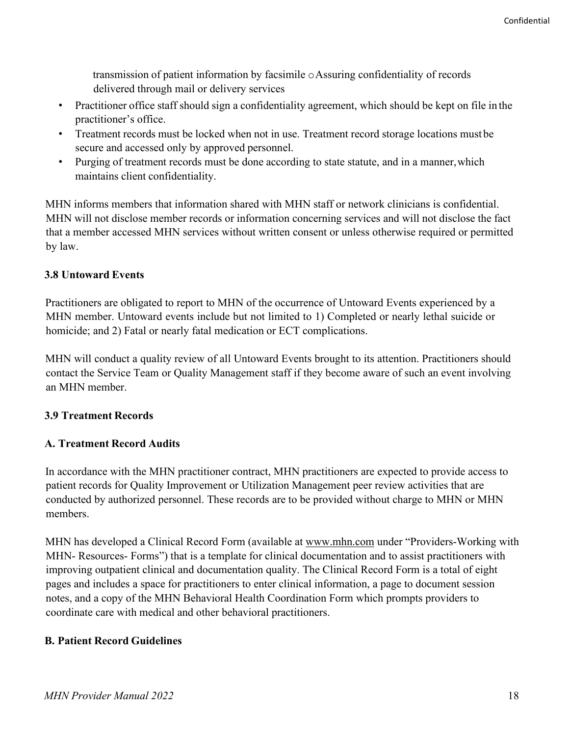transmission of patient information by facsimile
    - Assuring confidentiality of records delivered through mail or delivery services

- Practitioner office staff should sign a confidentiality agreement, which should be kept on file in the practitioner's office.
- Treatment records must be locked when not in use. Treatment record storage locations must be secure and accessed only by approved personnel.
- Purging of treatment records must be done according to state statute, and in a manner, which maintains client confidentiality.

MHN informs members that information shared with MHN staff or network clinicians is confidential. MHN will not disclose member records or information concerning services and will not disclose the fact that a member accessed MHN services without written consent or unless otherwise required or permitted by law.

### 3.8 Untoward Events

Practitioners are obligated to report to MHN of the occurrence of Untoward Events experienced by a MHN member. Untoward events include but not limited to 1) Completed or nearly lethal suicide or homicide; and 2) Fatal or nearly fatal medication or ECT complications.

MHN will conduct a quality review of all Untoward Events brought to its attention. Practitioners should contact the Service Team or Quality Management staff if they become aware of such an event involving an MHN member.

### 3.9 Treatment Records

#### A. Treatment Record Audits

In accordance with the MHN practitioner contract, MHN practitioners are expected to provide access to patient records for Quality Improvement or Utilization Management peer review activities that are conducted by authorized personnel. These records are to be provided without charge to MHN or MHN members.

MHN has developed a Clinical Record Form (available at www.mhn.com under "Providers-Working with MHN- Resources- Forms") that is a template for clinical documentation and to assist practitioners with improving outpatient clinical and documentation quality. The Clinical Record Form is a total of eight pages and includes a space for practitioners to enter clinical information, a page to document session notes, and a copy of the MHN Behavioral Health Coordination Form which prompts providers to coordinate care with medical and other behavioral practitioners.

#### B. Patient Record Guidelines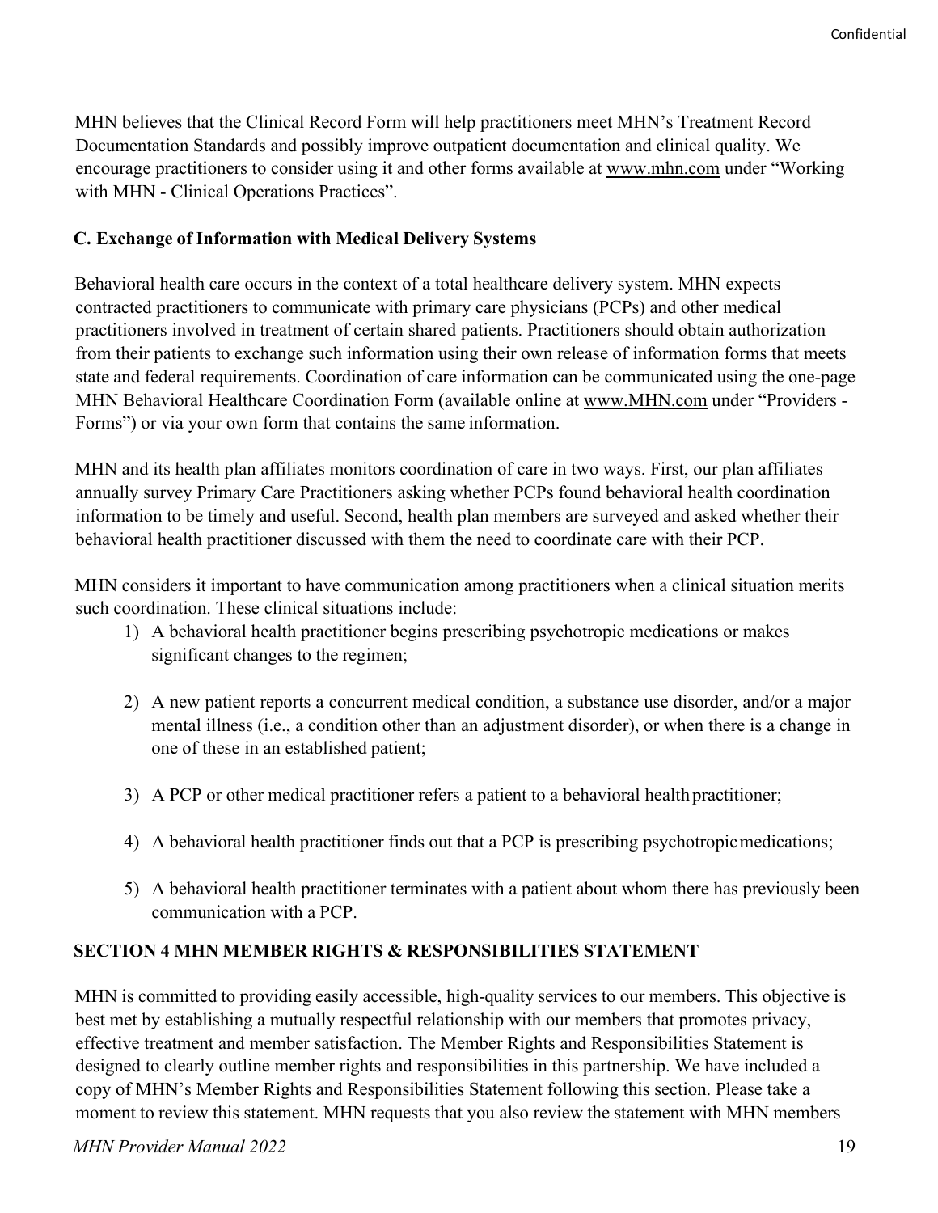MHN believes that the Clinical Record Form will help practitioners meet MHN's Treatment Record Documentation Standards and possibly improve outpatient documentation and clinical quality. We encourage practitioners to consider using it and other forms available at www.mhn.com under "Working with MHN - Clinical Operations Practices".

### C. Exchange of Information with Medical Delivery Systems

Behavioral health care occurs in the context of a total healthcare delivery system. MHN expects contracted practitioners to communicate with primary care physicians (PCPs) and other medical practitioners involved in treatment of certain shared patients. Practitioners should obtain authorization from their patients to exchange such information using their own release of information forms that meets state and federal requirements. Coordination of care information can be communicated using the one-page MHN Behavioral Healthcare Coordination Form (available online at www.MHN.com under "Providers - Forms") or via your own form that contains the same information.

MHN and its health plan affiliates monitors coordination of care in two ways. First, our plan affiliates annually survey Primary Care Practitioners asking whether PCPs found behavioral health coordination information to be timely and useful. Second, health plan members are surveyed and asked whether their behavioral health practitioner discussed with them the need to coordinate care with their PCP.

MHN considers it important to have communication among practitioners when a clinical situation merits such coordination. These clinical situations include:

1) A behavioral health practitioner begins prescribing psychotropic medications or makes significant changes to the regimen;
2) A new patient reports a concurrent medical condition, a substance use disorder, and/or a major mental illness (i.e., a condition other than an adjustment disorder), or when there is a change in one of these in an established patient;
3) A PCP or other medical practitioner refers a patient to a behavioral health practitioner;
4) A behavioral health practitioner finds out that a PCP is prescribing psychotropic medications;
5) A behavioral health practitioner terminates with a patient about whom there has previously been communication with a PCP.

## SECTION 4 MHN MEMBER RIGHTS & RESPONSIBILITIES STATEMENT

MHN is committed to providing easily accessible, high-quality services to our members. This objective is best met by establishing a mutually respectful relationship with our members that promotes privacy, effective treatment and member satisfaction. The Member Rights and Responsibilities Statement is designed to clearly outline member rights and responsibilities in this partnership. We have included a copy of MHN's Member Rights and Responsibilities Statement following this section. Please take a moment to review this statement. MHN requests that you also review the statement with MHN members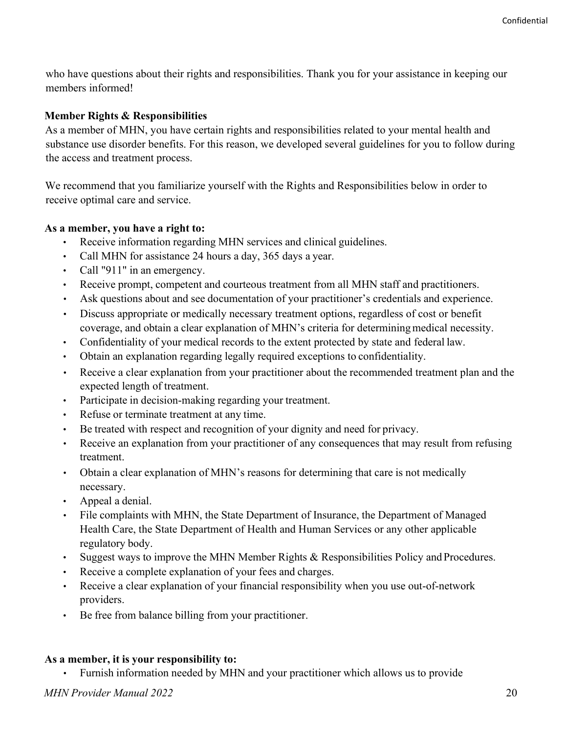who have questions about their rights and responsibilities. Thank you for your assistance in keeping our members informed!

**Member Rights & Responsibilities**

As a member of MHN, you have certain rights and responsibilities related to your mental health and substance use disorder benefits. For this reason, we developed several guidelines for you to follow during the access and treatment process.

We recommend that you familiarize yourself with the Rights and Responsibilities below in order to receive optimal care and service.

**As a member, you have a right to:**

- Receive information regarding MHN services and clinical guidelines.
- Call MHN for assistance 24 hours a day, 365 days a year.
- Call "911" in an emergency.
- Receive prompt, competent and courteous treatment from all MHN staff and practitioners.
- Ask questions about and see documentation of your practitioner's credentials and experience.
- Discuss appropriate or medically necessary treatment options, regardless of cost or benefit coverage, and obtain a clear explanation of MHN's criteria for determining medical necessity.
- Confidentiality of your medical records to the extent protected by state and federal law.
- Obtain an explanation regarding legally required exceptions to confidentiality.
- Receive a clear explanation from your practitioner about the recommended treatment plan and the expected length of treatment.
- Participate in decision-making regarding your treatment.
- Refuse or terminate treatment at any time.
- Be treated with respect and recognition of your dignity and need for privacy.
- Receive an explanation from your practitioner of any consequences that may result from refusing treatment.
- Obtain a clear explanation of MHN's reasons for determining that care is not medically necessary.
- Appeal a denial.
- File complaints with MHN, the State Department of Insurance, the Department of Managed Health Care, the State Department of Health and Human Services or any other applicable regulatory body.
- Suggest ways to improve the MHN Member Rights & Responsibilities Policy and Procedures.
- Receive a complete explanation of your fees and charges.
- Receive a clear explanation of your financial responsibility when you use out-of-network providers.
- Be free from balance billing from your practitioner.

**As a member, it is your responsibility to:**

- Furnish information needed by MHN and your practitioner which allows us to provide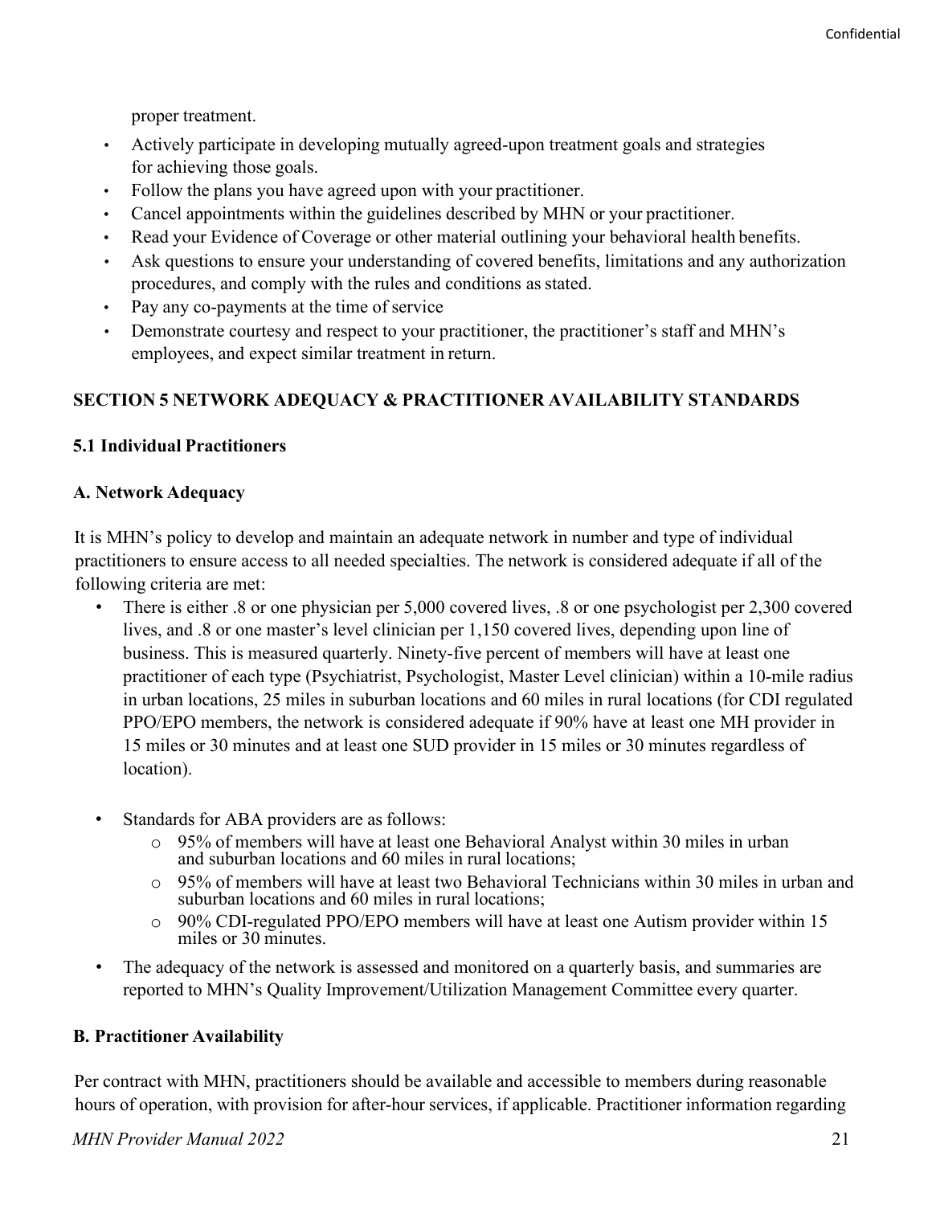proper treatment.

- Actively participate in developing mutually agreed-upon treatment goals and strategies for achieving those goals.
- Follow the plans you have agreed upon with your practitioner.
- Cancel appointments within the guidelines described by MHN or your practitioner.
- Read your Evidence of Coverage or other material outlining your behavioral health benefits.
- Ask questions to ensure your understanding of covered benefits, limitations and any authorization procedures, and comply with the rules and conditions as stated.
- Pay any co-payments at the time of service
- Demonstrate courtesy and respect to your practitioner, the practitioner's staff and MHN's employees, and expect similar treatment in return.

## SECTION 5 NETWORK ADEQUACY & PRACTITIONER AVAILABILITY STANDARDS

### 5.1 Individual Practitioners

#### A. Network Adequacy

It is MHN's policy to develop and maintain an adequate network in number and type of individual practitioners to ensure access to all needed specialties. The network is considered adequate if all of the following criteria are met:

- There is either .8 or one physician per 5,000 covered lives, .8 or one psychologist per 2,300 covered lives, and .8 or one master's level clinician per 1,150 covered lives, depending upon line of business. This is measured quarterly. Ninety-five percent of members will have at least one practitioner of each type (Psychiatrist, Psychologist, Master Level clinician) within a 10-mile radius in urban locations, 25 miles in suburban locations and 60 miles in rural locations (for CDI regulated PPO/EPO members, the network is considered adequate if 90% have at least one MH provider in 15 miles or 30 minutes and at least one SUD provider in 15 miles or 30 minutes regardless of location).

- Standards for ABA providers are as follows:
  - 95% of members will have at least one Behavioral Analyst within 30 miles in urban and suburban locations and 60 miles in rural locations;
  - 95% of members will have at least two Behavioral Technicians within 30 miles in urban and suburban locations and 60 miles in rural locations;
  - 90% CDI-regulated PPO/EPO members will have at least one Autism provider within 15 miles or 30 minutes.
- The adequacy of the network is assessed and monitored on a quarterly basis, and summaries are reported to MHN's Quality Improvement/Utilization Management Committee every quarter.

#### B. Practitioner Availability

Per contract with MHN, practitioners should be available and accessible to members during reasonable hours of operation, with provision for after-hour services, if applicable. Practitioner information regarding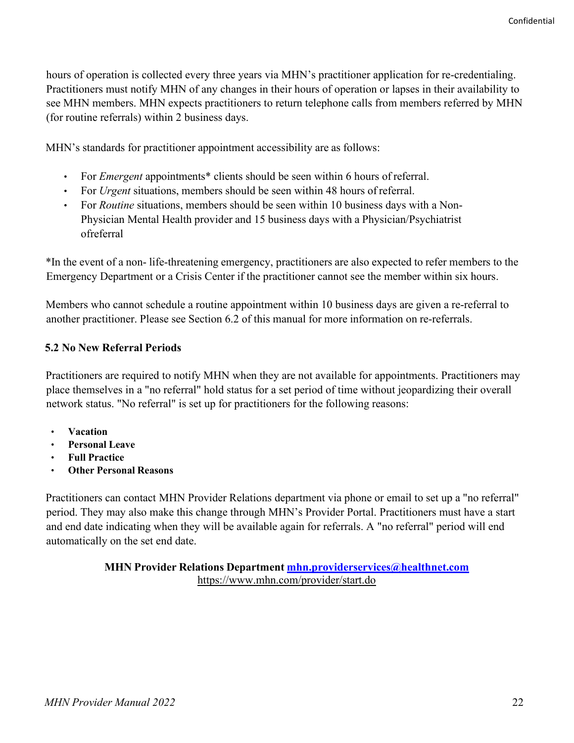hours of operation is collected every three years via MHN's practitioner application for re-credentialing. Practitioners must notify MHN of any changes in their hours of operation or lapses in their availability to see MHN members. MHN expects practitioners to return telephone calls from members referred by MHN (for routine referrals) within 2 business days.

MHN's standards for practitioner appointment accessibility are as follows:

- For *Emergent* appointments* clients should be seen within 6 hours of referral.
- For *Urgent* situations, members should be seen within 48 hours of referral.
- For *Routine* situations, members should be seen within 10 business days with a Non-Physician Mental Health provider and 15 business days with a Physician/Psychiatrist ofreferral

*In the event of a non- life-threatening emergency, practitioners are also expected to refer members to the Emergency Department or a Crisis Center if the practitioner cannot see the member within six hours.

Members who cannot schedule a routine appointment within 10 business days are given a re-referral to another practitioner. Please see Section 6.2 of this manual for more information on re-referrals.

## 5.2 No New Referral Periods

Practitioners are required to notify MHN when they are not available for appointments. Practitioners may place themselves in a "no referral" hold status for a set period of time without jeopardizing their overall network status. "No referral" is set up for practitioners for the following reasons:

- **Vacation**
- **Personal Leave**
- **Full Practice**
- **Other Personal Reasons**

Practitioners can contact MHN Provider Relations department via phone or email to set up a "no referral" period. They may also make this change through MHN's Provider Portal. Practitioners must have a start and end date indicating when they will be available again for referrals. A "no referral" period will end automatically on the set end date.

**MHN Provider Relations Department mhn.providerservices@healthnet.com**
https://www.mhn.com/provider/start.do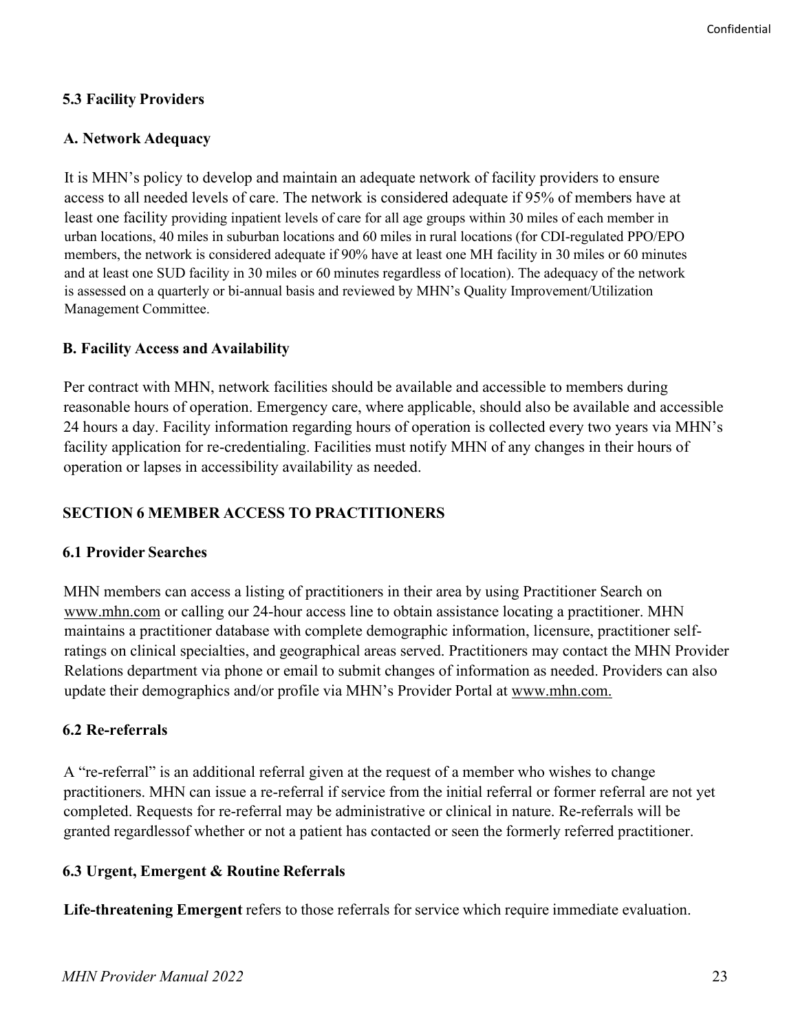### 5.3 Facility Providers

#### A. Network Adequacy

It is MHN's policy to develop and maintain an adequate network of facility providers to ensure access to all needed levels of care. The network is considered adequate if 95% of members have at least one facility providing inpatient levels of care for all age groups within 30 miles of each member in urban locations, 40 miles in suburban locations and 60 miles in rural locations (for CDI-regulated PPO/EPO members, the network is considered adequate if 90% have at least one MH facility in 30 miles or 60 minutes and at least one SUD facility in 30 miles or 60 minutes regardless of location). The adequacy of the network is assessed on a quarterly or bi-annual basis and reviewed by MHN's Quality Improvement/Utilization Management Committee.

#### B. Facility Access and Availability

Per contract with MHN, network facilities should be available and accessible to members during reasonable hours of operation. Emergency care, where applicable, should also be available and accessible 24 hours a day. Facility information regarding hours of operation is collected every two years via MHN's facility application for re-credentialing. Facilities must notify MHN of any changes in their hours of operation or lapses in accessibility availability as needed.

## SECTION 6 MEMBER ACCESS TO PRACTITIONERS

### 6.1 Provider Searches

MHN members can access a listing of practitioners in their area by using Practitioner Search on www.mhn.com or calling our 24-hour access line to obtain assistance locating a practitioner. MHN maintains a practitioner database with complete demographic information, licensure, practitioner self-ratings on clinical specialties, and geographical areas served. Practitioners may contact the MHN Provider Relations department via phone or email to submit changes of information as needed. Providers can also update their demographics and/or profile via MHN's Provider Portal at www.mhn.com.

### 6.2 Re-referrals

A "re-referral" is an additional referral given at the request of a member who wishes to change practitioners. MHN can issue a re-referral if service from the initial referral or former referral are not yet completed. Requests for re-referral may be administrative or clinical in nature. Re-referrals will be granted regardlessof whether or not a patient has contacted or seen the formerly referred practitioner.

### 6.3 Urgent, Emergent & Routine Referrals

**Life-threatening Emergent** refers to those referrals for service which require immediate evaluation.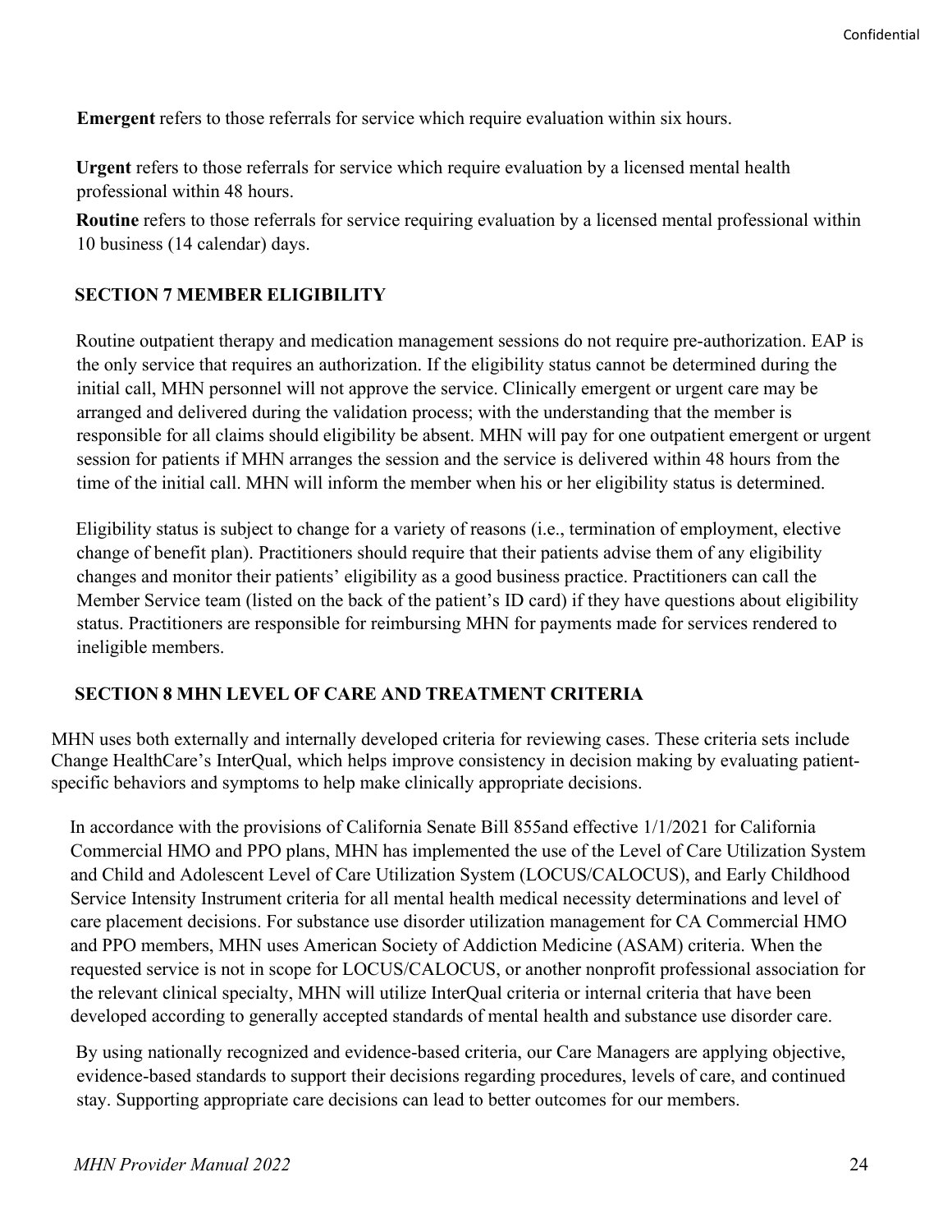**Emergent** refers to those referrals for service which require evaluation within six hours.

**Urgent** refers to those referrals for service which require evaluation by a licensed mental health professional within 48 hours.

**Routine** refers to those referrals for service requiring evaluation by a licensed mental professional within 10 business (14 calendar) days.

## SECTION 7 MEMBER ELIGIBILITY

Routine outpatient therapy and medication management sessions do not require pre-authorization. EAP is the only service that requires an authorization. If the eligibility status cannot be determined during the initial call, MHN personnel will not approve the service. Clinically emergent or urgent care may be arranged and delivered during the validation process; with the understanding that the member is responsible for all claims should eligibility be absent. MHN will pay for one outpatient emergent or urgent session for patients if MHN arranges the session and the service is delivered within 48 hours from the time of the initial call. MHN will inform the member when his or her eligibility status is determined.

Eligibility status is subject to change for a variety of reasons (i.e., termination of employment, elective change of benefit plan). Practitioners should require that their patients advise them of any eligibility changes and monitor their patients' eligibility as a good business practice. Practitioners can call the Member Service team (listed on the back of the patient's ID card) if they have questions about eligibility status. Practitioners are responsible for reimbursing MHN for payments made for services rendered to ineligible members.

## SECTION 8 MHN LEVEL OF CARE AND TREATMENT CRITERIA

MHN uses both externally and internally developed criteria for reviewing cases. These criteria sets include Change HealthCare's InterQual, which helps improve consistency in decision making by evaluating patient-specific behaviors and symptoms to help make clinically appropriate decisions.

In accordance with the provisions of California Senate Bill 855and effective 1/1/2021 for California Commercial HMO and PPO plans, MHN has implemented the use of the Level of Care Utilization System and Child and Adolescent Level of Care Utilization System (LOCUS/CALOCUS), and Early Childhood Service Intensity Instrument criteria for all mental health medical necessity determinations and level of care placement decisions. For substance use disorder utilization management for CA Commercial HMO and PPO members, MHN uses American Society of Addiction Medicine (ASAM) criteria. When the requested service is not in scope for LOCUS/CALOCUS, or another nonprofit professional association for the relevant clinical specialty, MHN will utilize InterQual criteria or internal criteria that have been developed according to generally accepted standards of mental health and substance use disorder care.

By using nationally recognized and evidence-based criteria, our Care Managers are applying objective, evidence-based standards to support their decisions regarding procedures, levels of care, and continued stay. Supporting appropriate care decisions can lead to better outcomes for our members.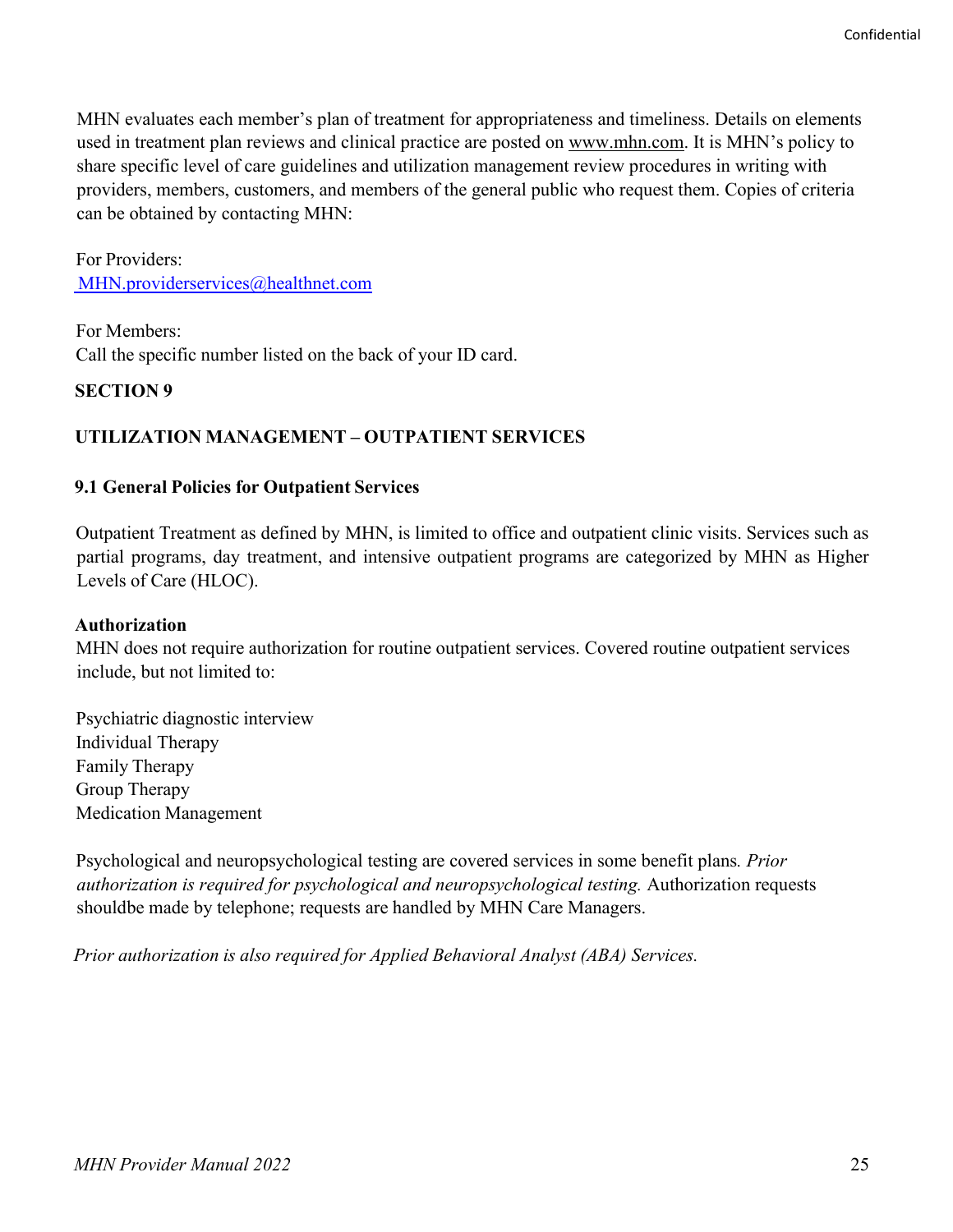MHN evaluates each member's plan of treatment for appropriateness and timeliness. Details on elements used in treatment plan reviews and clinical practice are posted on www.mhn.com. It is MHN's policy to share specific level of care guidelines and utilization management review procedures in writing with providers, members, customers, and members of the general public who request them. Copies of criteria can be obtained by contacting MHN:

For Providers:
MHN.providerservices@healthnet.com

For Members:
Call the specific number listed on the back of your ID card.

## SECTION 9

## UTILIZATION MANAGEMENT – OUTPATIENT SERVICES

### 9.1 General Policies for Outpatient Services

Outpatient Treatment as defined by MHN, is limited to office and outpatient clinic visits. Services such as partial programs, day treatment, and intensive outpatient programs are categorized by MHN as Higher Levels of Care (HLOC).

**Authorization**
MHN does not require authorization for routine outpatient services. Covered routine outpatient services include, but not limited to:

Psychiatric diagnostic interview
Individual Therapy
Family Therapy
Group Therapy
Medication Management

Psychological and neuropsychological testing are covered services in some benefit plans. *Prior authorization is required for psychological and neuropsychological testing.* Authorization requests shouldbe made by telephone; requests are handled by MHN Care Managers.

*Prior authorization is also required for Applied Behavioral Analyst (ABA) Services.*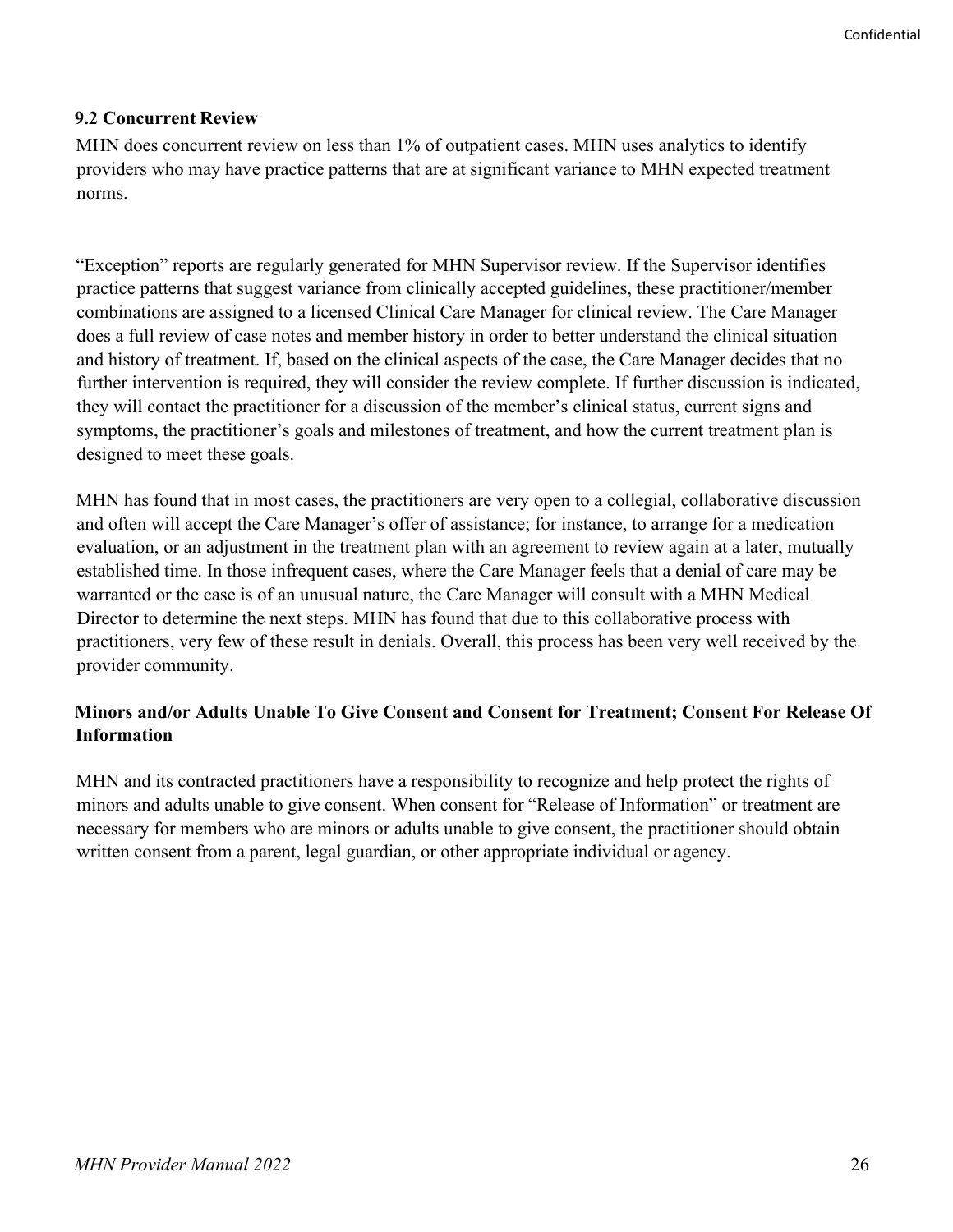### 9.2 Concurrent Review

MHN does concurrent review on less than 1% of outpatient cases. MHN uses analytics to identify providers who may have practice patterns that are at significant variance to MHN expected treatment norms.

“Exception” reports are regularly generated for MHN Supervisor review. If the Supervisor identifies practice patterns that suggest variance from clinically accepted guidelines, these practitioner/member combinations are assigned to a licensed Clinical Care Manager for clinical review. The Care Manager does a full review of case notes and member history in order to better understand the clinical situation and history of treatment. If, based on the clinical aspects of the case, the Care Manager decides that no further intervention is required, they will consider the review complete. If further discussion is indicated, they will contact the practitioner for a discussion of the member’s clinical status, current signs and symptoms, the practitioner’s goals and milestones of treatment, and how the current treatment plan is designed to meet these goals.

MHN has found that in most cases, the practitioners are very open to a collegial, collaborative discussion and often will accept the Care Manager’s offer of assistance; for instance, to arrange for a medication evaluation, or an adjustment in the treatment plan with an agreement to review again at a later, mutually established time. In those infrequent cases, where the Care Manager feels that a denial of care may be warranted or the case is of an unusual nature, the Care Manager will consult with a MHN Medical Director to determine the next steps. MHN has found that due to this collaborative process with practitioners, very few of these result in denials. Overall, this process has been very well received by the provider community.

### Minors and/or Adults Unable To Give Consent and Consent for Treatment; Consent For Release Of Information

MHN and its contracted practitioners have a responsibility to recognize and help protect the rights of minors and adults unable to give consent. When consent for “Release of Information” or treatment are necessary for members who are minors or adults unable to give consent, the practitioner should obtain written consent from a parent, legal guardian, or other appropriate individual or agency.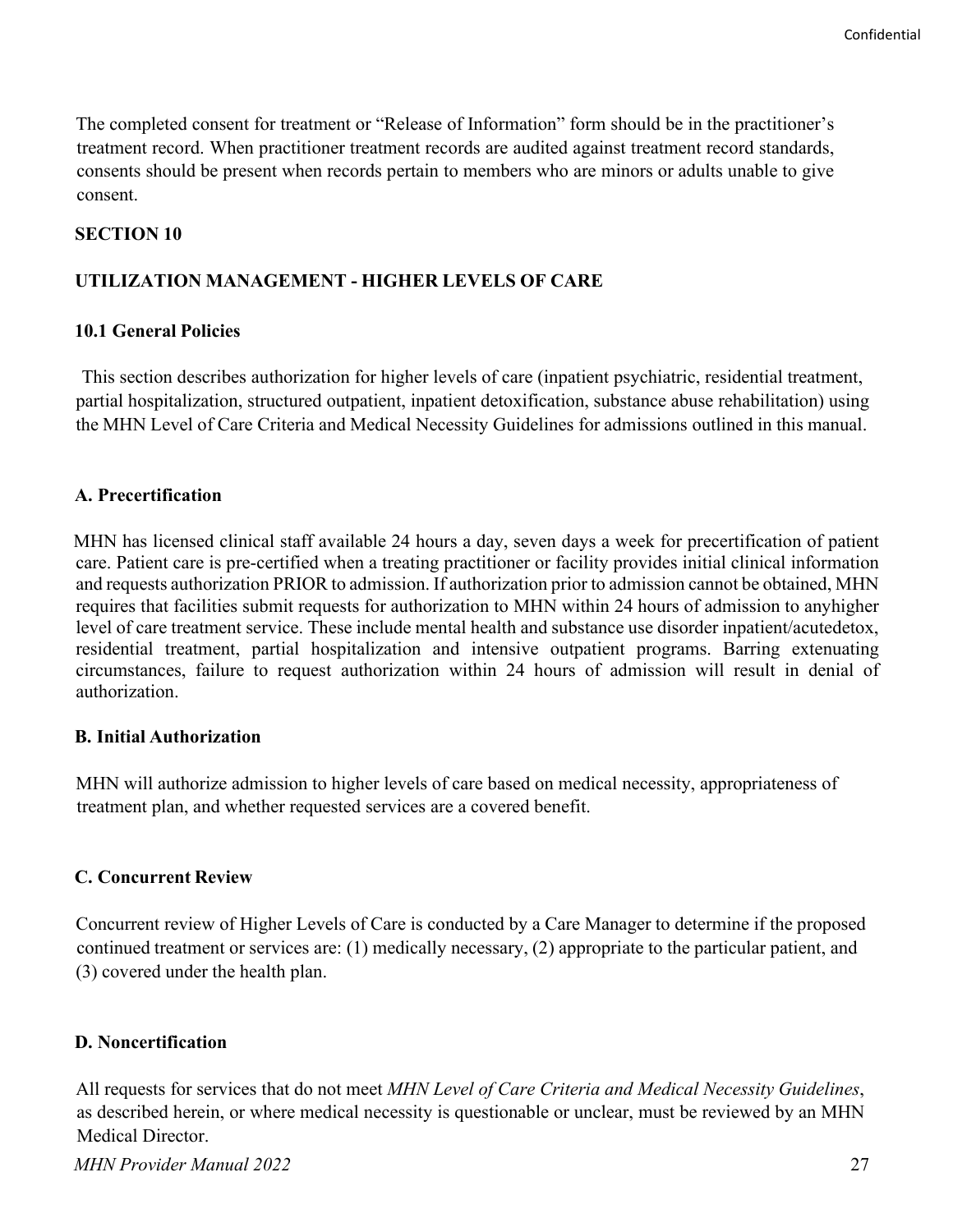The completed consent for treatment or "Release of Information" form should be in the practitioner's treatment record. When practitioner treatment records are audited against treatment record standards, consents should be present when records pertain to members who are minors or adults unable to give consent.

## SECTION 10

## UTILIZATION MANAGEMENT - HIGHER LEVELS OF CARE

### 10.1 General Policies

This section describes authorization for higher levels of care (inpatient psychiatric, residential treatment, partial hospitalization, structured outpatient, inpatient detoxification, substance abuse rehabilitation) using the MHN Level of Care Criteria and Medical Necessity Guidelines for admissions outlined in this manual.

#### A. Precertification

MHN has licensed clinical staff available 24 hours a day, seven days a week for precertification of patient care. Patient care is pre-certified when a treating practitioner or facility provides initial clinical information and requests authorization PRIOR to admission. If authorization prior to admission cannot be obtained, MHN requires that facilities submit requests for authorization to MHN within 24 hours of admission to anyhigher level of care treatment service. These include mental health and substance use disorder inpatient/acutedetox, residential treatment, partial hospitalization and intensive outpatient programs. Barring extenuating circumstances, failure to request authorization within 24 hours of admission will result in denial of authorization.

#### B. Initial Authorization

MHN will authorize admission to higher levels of care based on medical necessity, appropriateness of treatment plan, and whether requested services are a covered benefit.

#### C. Concurrent Review

Concurrent review of Higher Levels of Care is conducted by a Care Manager to determine if the proposed continued treatment or services are: (1) medically necessary, (2) appropriate to the particular patient, and (3) covered under the health plan.

#### D. Noncertification

All requests for services that do not meet *MHN Level of Care Criteria and Medical Necessity Guidelines*, as described herein, or where medical necessity is questionable or unclear, must be reviewed by an MHN Medical Director.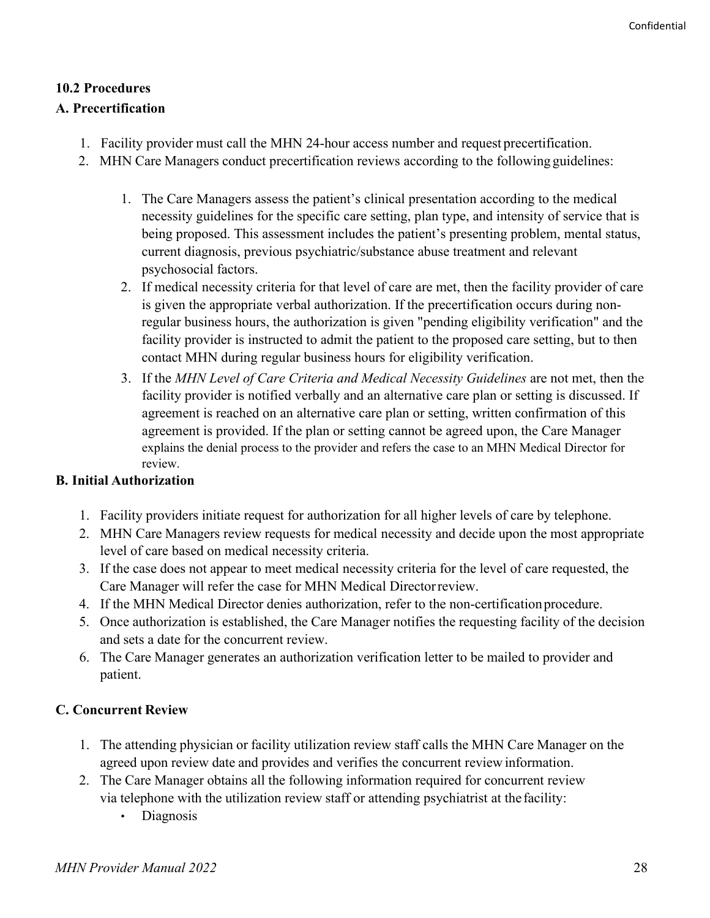### 10.2 Procedures

#### A. Precertification

1. Facility provider must call the MHN 24-hour access number and request precertification.
2. MHN Care Managers conduct precertification reviews according to the following guidelines:

    1. The Care Managers assess the patient's clinical presentation according to the medical necessity guidelines for the specific care setting, plan type, and intensity of service that is being proposed. This assessment includes the patient's presenting problem, mental status, current diagnosis, previous psychiatric/substance abuse treatment and relevant psychosocial factors.
    2. If medical necessity criteria for that level of care are met, then the facility provider of care is given the appropriate verbal authorization. If the precertification occurs during non-regular business hours, the authorization is given "pending eligibility verification" and the facility provider is instructed to admit the patient to the proposed care setting, but to then contact MHN during regular business hours for eligibility verification.
    3. If the *MHN Level of Care Criteria and Medical Necessity Guidelines* are not met, then the facility provider is notified verbally and an alternative care plan or setting is discussed. If agreement is reached on an alternative care plan or setting, written confirmation of this agreement is provided. If the plan or setting cannot be agreed upon, the Care Manager explains the denial process to the provider and refers the case to an MHN Medical Director for review.

#### B. Initial Authorization

1. Facility providers initiate request for authorization for all higher levels of care by telephone.
2. MHN Care Managers review requests for medical necessity and decide upon the most appropriate level of care based on medical necessity criteria.
3. If the case does not appear to meet medical necessity criteria for the level of care requested, the Care Manager will refer the case for MHN Medical Director review.
4. If the MHN Medical Director denies authorization, refer to the non-certification procedure.
5. Once authorization is established, the Care Manager notifies the requesting facility of the decision and sets a date for the concurrent review.
6. The Care Manager generates an authorization verification letter to be mailed to provider and patient.

#### C. Concurrent Review

1. The attending physician or facility utilization review staff calls the MHN Care Manager on the agreed upon review date and provides and verifies the concurrent review information.
2. The Care Manager obtains all the following information required for concurrent review via telephone with the utilization review staff or attending psychiatrist at the facility:
    - Diagnosis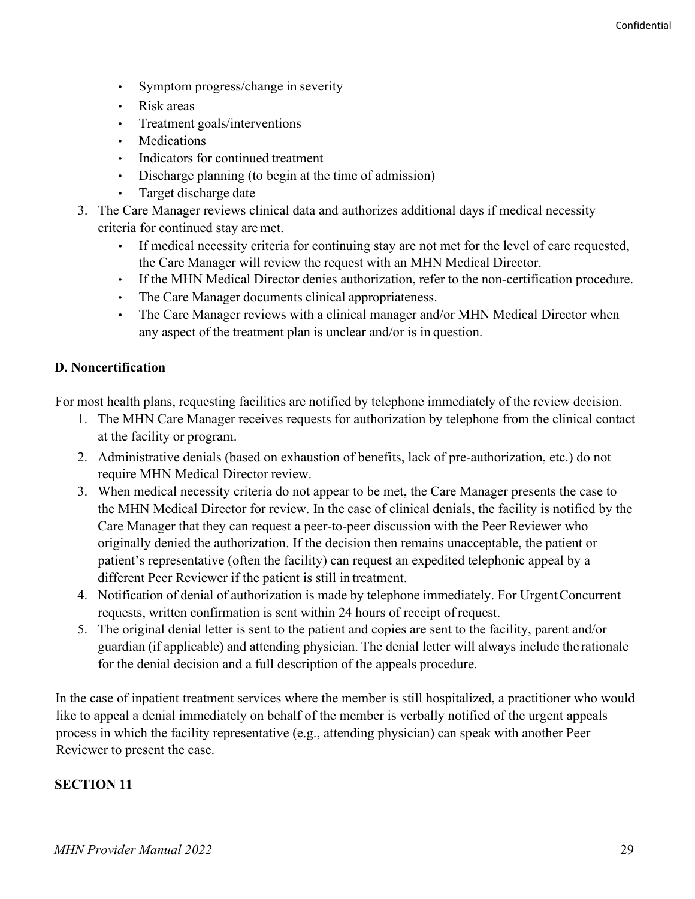- Symptom progress/change in severity
- Risk areas
- Treatment goals/interventions
- Medications
- Indicators for continued treatment
- Discharge planning (to begin at the time of admission)
- Target discharge date

3. The Care Manager reviews clinical data and authorizes additional days if medical necessity criteria for continued stay are met.
    - If medical necessity criteria for continuing stay are not met for the level of care requested, the Care Manager will review the request with an MHN Medical Director.
    - If the MHN Medical Director denies authorization, refer to the non-certification procedure.
    - The Care Manager documents clinical appropriateness.
    - The Care Manager reviews with a clinical manager and/or MHN Medical Director when any aspect of the treatment plan is unclear and/or is in question.

### D. Noncertification

For most health plans, requesting facilities are notified by telephone immediately of the review decision.

1. The MHN Care Manager receives requests for authorization by telephone from the clinical contact at the facility or program.
2. Administrative denials (based on exhaustion of benefits, lack of pre-authorization, etc.) do not require MHN Medical Director review.
3. When medical necessity criteria do not appear to be met, the Care Manager presents the case to the MHN Medical Director for review. In the case of clinical denials, the facility is notified by the Care Manager that they can request a peer-to-peer discussion with the Peer Reviewer who originally denied the authorization. If the decision then remains unacceptable, the patient or patient's representative (often the facility) can request an expedited telephonic appeal by a different Peer Reviewer if the patient is still in treatment.
4. Notification of denial of authorization is made by telephone immediately. For Urgent Concurrent requests, written confirmation is sent within 24 hours of receipt of request.
5. The original denial letter is sent to the patient and copies are sent to the facility, parent and/or guardian (if applicable) and attending physician. The denial letter will always include the rationale for the denial decision and a full description of the appeals procedure.

In the case of inpatient treatment services where the member is still hospitalized, a practitioner who would like to appeal a denial immediately on behalf of the member is verbally notified of the urgent appeals process in which the facility representative (e.g., attending physician) can speak with another Peer Reviewer to present the case.

## SECTION 11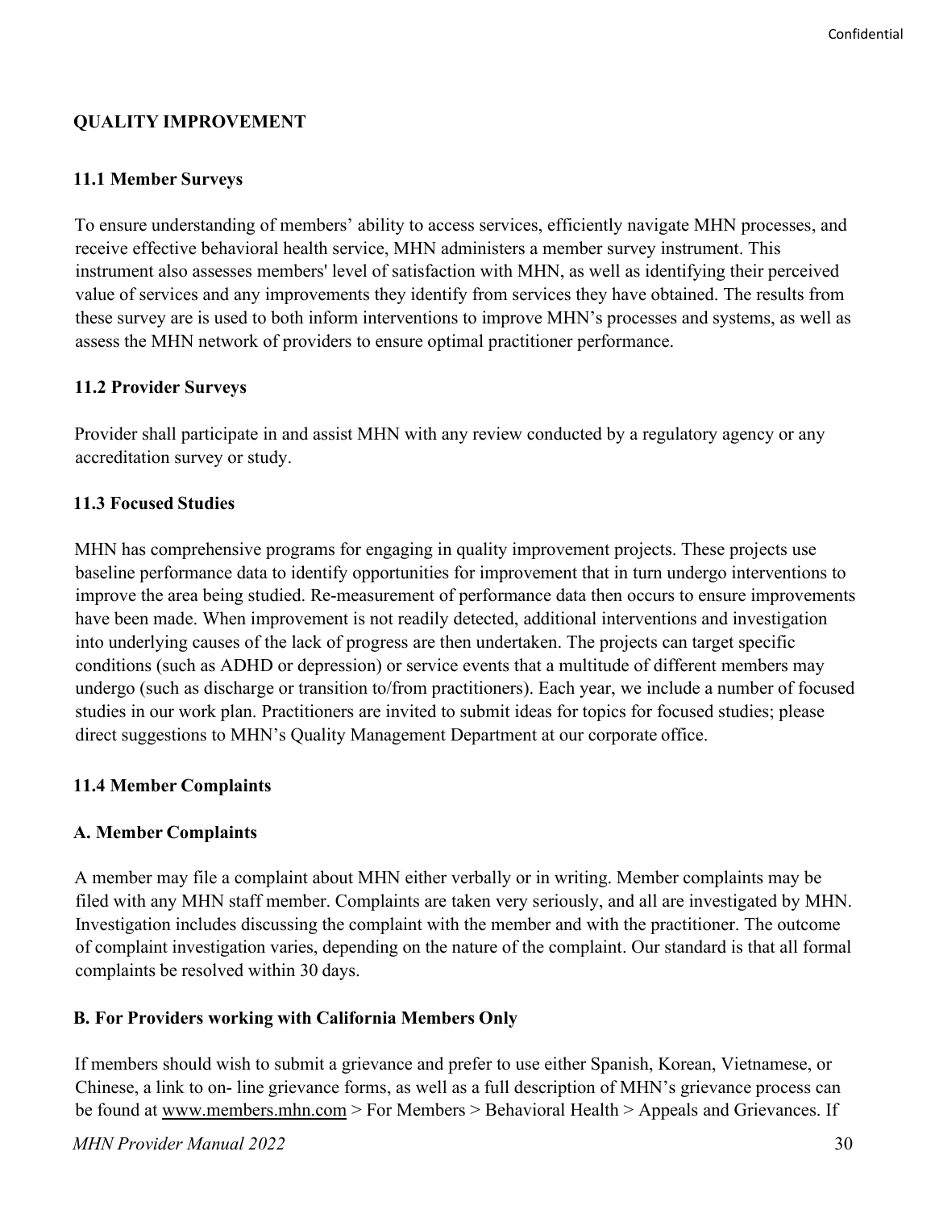## QUALITY IMPROVEMENT

### 11.1 Member Surveys

To ensure understanding of members' ability to access services, efficiently navigate MHN processes, and receive effective behavioral health service, MHN administers a member survey instrument. This instrument also assesses members' level of satisfaction with MHN, as well as identifying their perceived value of services and any improvements they identify from services they have obtained. The results from these survey are is used to both inform interventions to improve MHN's processes and systems, as well as assess the MHN network of providers to ensure optimal practitioner performance.

### 11.2 Provider Surveys

Provider shall participate in and assist MHN with any review conducted by a regulatory agency or any accreditation survey or study.

### 11.3 Focused Studies

MHN has comprehensive programs for engaging in quality improvement projects. These projects use baseline performance data to identify opportunities for improvement that in turn undergo interventions to improve the area being studied. Re-measurement of performance data then occurs to ensure improvements have been made. When improvement is not readily detected, additional interventions and investigation into underlying causes of the lack of progress are then undertaken. The projects can target specific conditions (such as ADHD or depression) or service events that a multitude of different members may undergo (such as discharge or transition to/from practitioners). Each year, we include a number of focused studies in our work plan. Practitioners are invited to submit ideas for topics for focused studies; please direct suggestions to MHN's Quality Management Department at our corporate office.

### 11.4 Member Complaints

#### A. Member Complaints

A member may file a complaint about MHN either verbally or in writing. Member complaints may be filed with any MHN staff member. Complaints are taken very seriously, and all are investigated by MHN. Investigation includes discussing the complaint with the member and with the practitioner. The outcome of complaint investigation varies, depending on the nature of the complaint. Our standard is that all formal complaints be resolved within 30 days.

#### B. For Providers working with California Members Only

If members should wish to submit a grievance and prefer to use either Spanish, Korean, Vietnamese, or Chinese, a link to on- line grievance forms, as well as a full description of MHN's grievance process can be found at www.members.mhn.com > For Members > Behavioral Health > Appeals and Grievances. If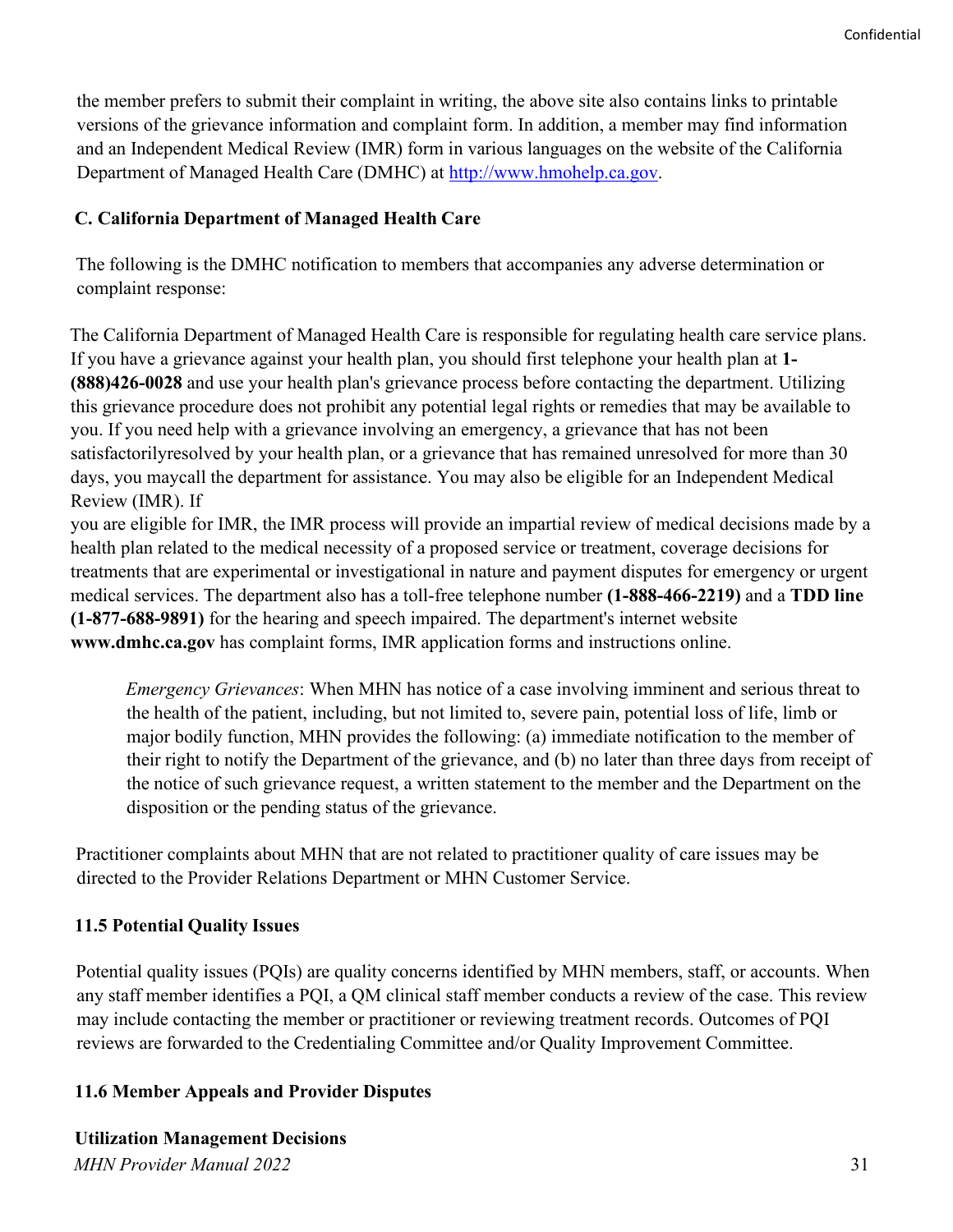the member prefers to submit their complaint in writing, the above site also contains links to printable versions of the grievance information and complaint form. In addition, a member may find information and an Independent Medical Review (IMR) form in various languages on the website of the California Department of Managed Health Care (DMHC) at http://www.hmohelp.ca.gov.

### C. California Department of Managed Health Care

The following is the DMHC notification to members that accompanies any adverse determination or complaint response:

The California Department of Managed Health Care is responsible for regulating health care service plans. If you have a grievance against your health plan, you should first telephone your health plan at **1-(888)426-0028** and use your health plan's grievance process before contacting the department. Utilizing this grievance procedure does not prohibit any potential legal rights or remedies that may be available to you. If you need help with a grievance involving an emergency, a grievance that has not been satisfactorilyresolved by your health plan, or a grievance that has remained unresolved for more than 30 days, you maycall the department for assistance. You may also be eligible for an Independent Medical Review (IMR). If you are eligible for IMR, the IMR process will provide an impartial review of medical decisions made by a health plan related to the medical necessity of a proposed service or treatment, coverage decisions for treatments that are experimental or investigational in nature and payment disputes for emergency or urgent medical services. The department also has a toll-free telephone number **(1-888-466-2219)** and a **TDD line (1-877-688-9891)** for the hearing and speech impaired. The department's internet website **www.dmhc.ca.gov** has complaint forms, IMR application forms and instructions online.

> *Emergency Grievances*: When MHN has notice of a case involving imminent and serious threat to the health of the patient, including, but not limited to, severe pain, potential loss of life, limb or major bodily function, MHN provides the following: (a) immediate notification to the member of their right to notify the Department of the grievance, and (b) no later than three days from receipt of the notice of such grievance request, a written statement to the member and the Department on the disposition or the pending status of the grievance.

Practitioner complaints about MHN that are not related to practitioner quality of care issues may be directed to the Provider Relations Department or MHN Customer Service.

## 11.5 Potential Quality Issues

Potential quality issues (PQIs) are quality concerns identified by MHN members, staff, or accounts. When any staff member identifies a PQI, a QM clinical staff member conducts a review of the case. This review may include contacting the member or practitioner or reviewing treatment records. Outcomes of PQI reviews are forwarded to the Credentialing Committee and/or Quality Improvement Committee.

## 11.6 Member Appeals and Provider Disputes

### Utilization Management Decisions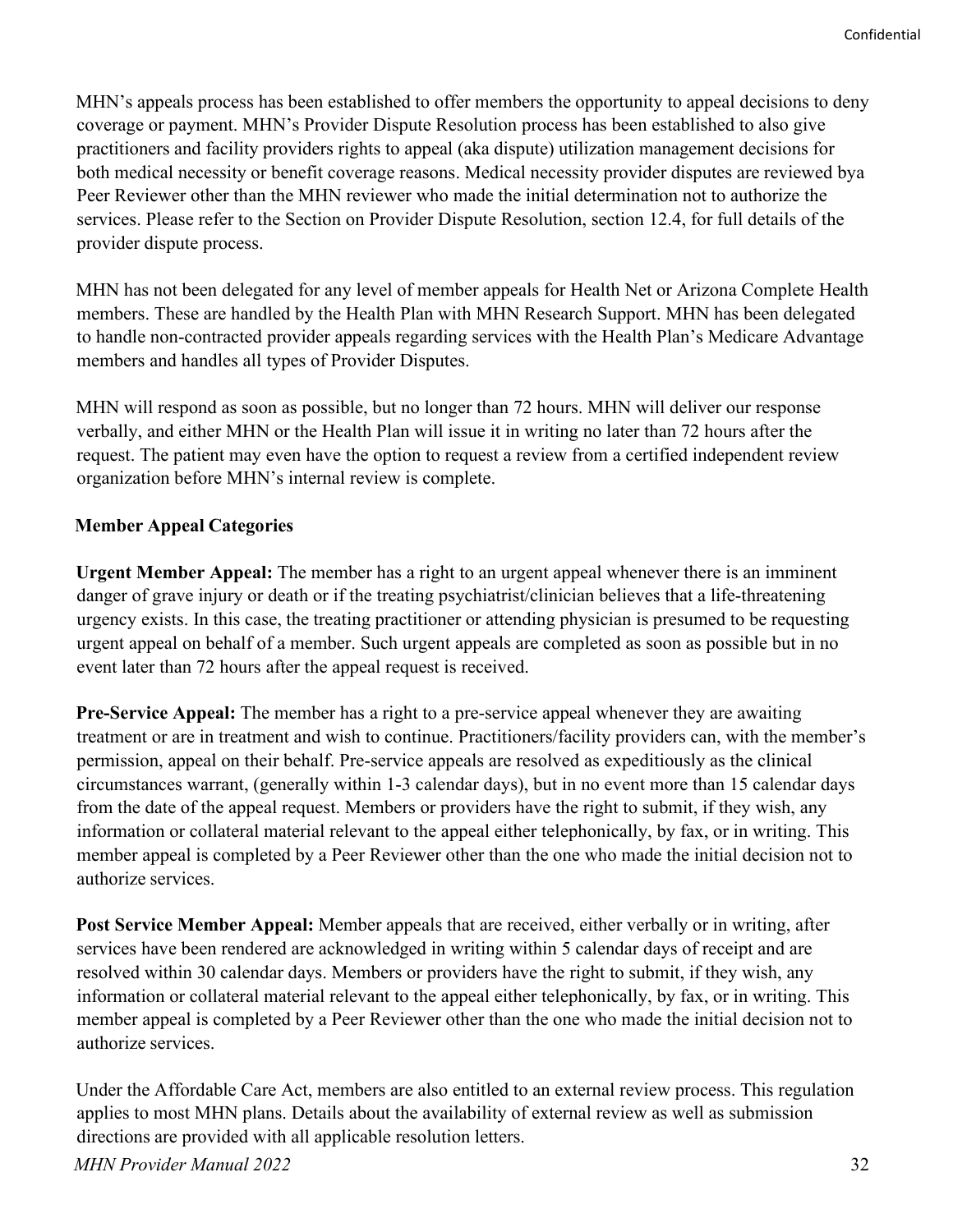MHN's appeals process has been established to offer members the opportunity to appeal decisions to deny coverage or payment. MHN's Provider Dispute Resolution process has been established to also give practitioners and facility providers rights to appeal (aka dispute) utilization management decisions for both medical necessity or benefit coverage reasons. Medical necessity provider disputes are reviewed bya Peer Reviewer other than the MHN reviewer who made the initial determination not to authorize the services. Please refer to the Section on Provider Dispute Resolution, section 12.4, for full details of the provider dispute process.

MHN has not been delegated for any level of member appeals for Health Net or Arizona Complete Health members. These are handled by the Health Plan with MHN Research Support. MHN has been delegated to handle non-contracted provider appeals regarding services with the Health Plan's Medicare Advantage members and handles all types of Provider Disputes.

MHN will respond as soon as possible, but no longer than 72 hours. MHN will deliver our response verbally, and either MHN or the Health Plan will issue it in writing no later than 72 hours after the request. The patient may even have the option to request a review from a certified independent review organization before MHN's internal review is complete.

**Member Appeal Categories**

**Urgent Member Appeal:** The member has a right to an urgent appeal whenever there is an imminent danger of grave injury or death or if the treating psychiatrist/clinician believes that a life-threatening urgency exists. In this case, the treating practitioner or attending physician is presumed to be requesting urgent appeal on behalf of a member. Such urgent appeals are completed as soon as possible but in no event later than 72 hours after the appeal request is received.

**Pre-Service Appeal:** The member has a right to a pre-service appeal whenever they are awaiting treatment or are in treatment and wish to continue. Practitioners/facility providers can, with the member's permission, appeal on their behalf. Pre-service appeals are resolved as expeditiously as the clinical circumstances warrant, (generally within 1-3 calendar days), but in no event more than 15 calendar days from the date of the appeal request. Members or providers have the right to submit, if they wish, any information or collateral material relevant to the appeal either telephonically, by fax, or in writing. This member appeal is completed by a Peer Reviewer other than the one who made the initial decision not to authorize services.

**Post Service Member Appeal:** Member appeals that are received, either verbally or in writing, after services have been rendered are acknowledged in writing within 5 calendar days of receipt and are resolved within 30 calendar days. Members or providers have the right to submit, if they wish, any information or collateral material relevant to the appeal either telephonically, by fax, or in writing. This member appeal is completed by a Peer Reviewer other than the one who made the initial decision not to authorize services.

Under the Affordable Care Act, members are also entitled to an external review process. This regulation applies to most MHN plans. Details about the availability of external review as well as submission directions are provided with all applicable resolution letters.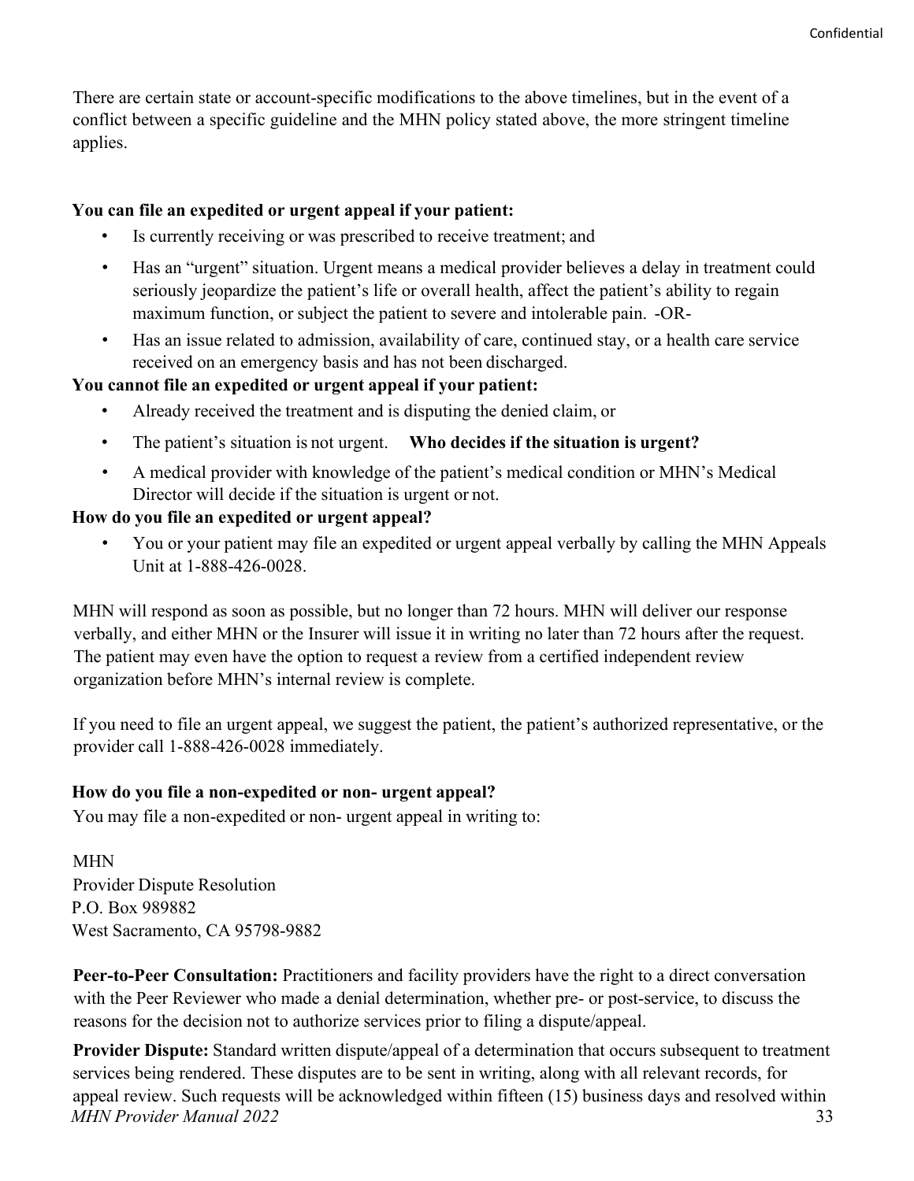There are certain state or account-specific modifications to the above timelines, but in the event of a conflict between a specific guideline and the MHN policy stated above, the more stringent timeline applies.

**You can file an expedited or urgent appeal if your patient:**

- Is currently receiving or was prescribed to receive treatment; and
- Has an "urgent" situation. Urgent means a medical provider believes a delay in treatment could seriously jeopardize the patient's life or overall health, affect the patient's ability to regain maximum function, or subject the patient to severe and intolerable pain. -OR-
- Has an issue related to admission, availability of care, continued stay, or a health care service received on an emergency basis and has not been discharged.

**You cannot file an expedited or urgent appeal if your patient:**

- Already received the treatment and is disputing the denied claim, or
- The patient's situation is not urgent. **Who decides if the situation is urgent?**
- A medical provider with knowledge of the patient's medical condition or MHN's Medical Director will decide if the situation is urgent or not.

**How do you file an expedited or urgent appeal?**

- You or your patient may file an expedited or urgent appeal verbally by calling the MHN Appeals Unit at 1-888-426-0028.

MHN will respond as soon as possible, but no longer than 72 hours. MHN will deliver our response verbally, and either MHN or the Insurer will issue it in writing no later than 72 hours after the request. The patient may even have the option to request a review from a certified independent review organization before MHN's internal review is complete.

If you need to file an urgent appeal, we suggest the patient, the patient's authorized representative, or the provider call 1-888-426-0028 immediately.

**How do you file a non-expedited or non- urgent appeal?**

You may file a non-expedited or non- urgent appeal in writing to:

MHN
Provider Dispute Resolution
P.O. Box 989882
West Sacramento, CA 95798-9882

**Peer-to-Peer Consultation:** Practitioners and facility providers have the right to a direct conversation with the Peer Reviewer who made a denial determination, whether pre- or post-service, to discuss the reasons for the decision not to authorize services prior to filing a dispute/appeal.

**Provider Dispute:** Standard written dispute/appeal of a determination that occurs subsequent to treatment services being rendered. These disputes are to be sent in writing, along with all relevant records, for appeal review. Such requests will be acknowledged within fifteen (15) business days and resolved within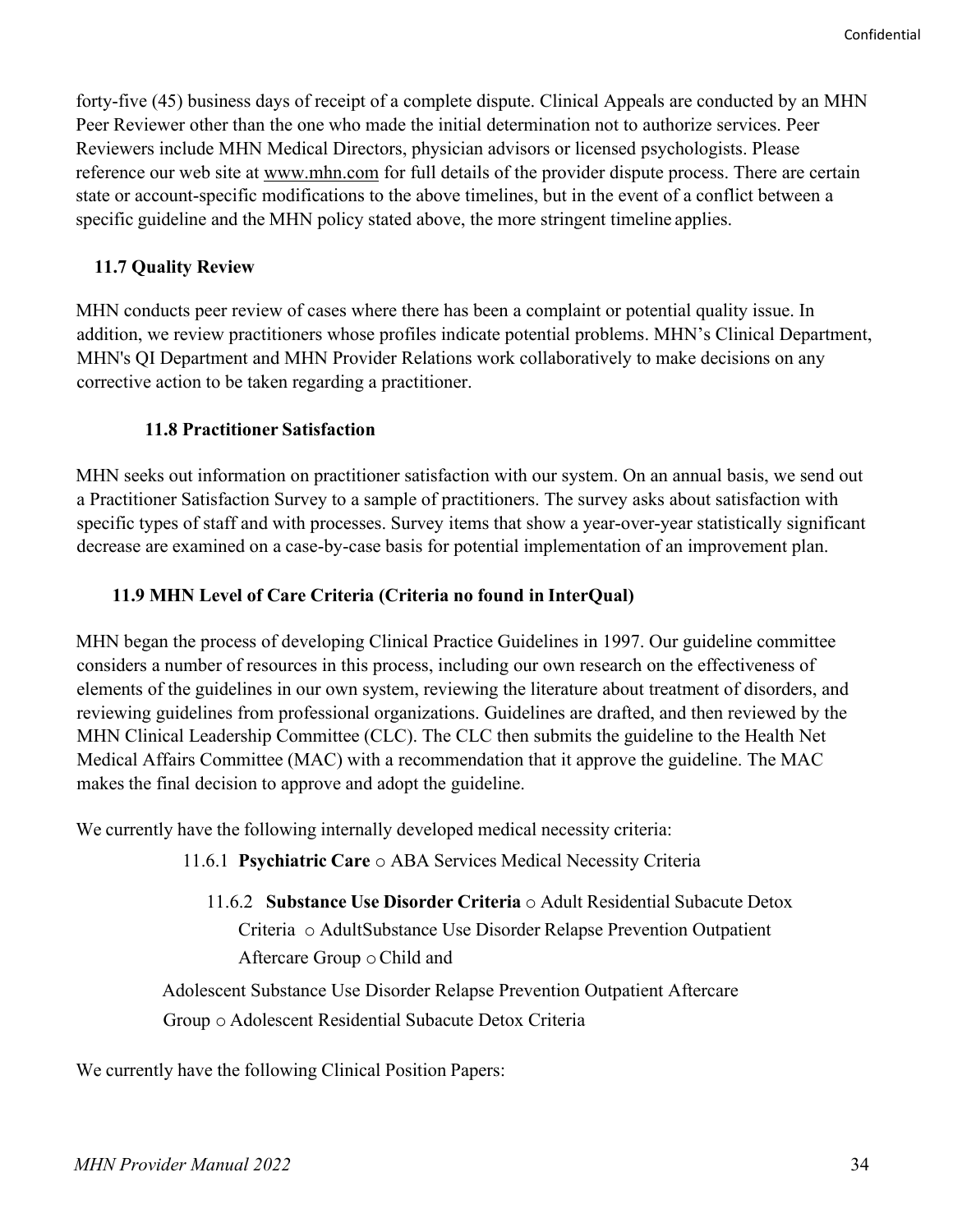forty-five (45) business days of receipt of a complete dispute. Clinical Appeals are conducted by an MHN Peer Reviewer other than the one who made the initial determination not to authorize services. Peer Reviewers include MHN Medical Directors, physician advisors or licensed psychologists. Please reference our web site at www.mhn.com for full details of the provider dispute process. There are certain state or account-specific modifications to the above timelines, but in the event of a conflict between a specific guideline and the MHN policy stated above, the more stringent timeline applies.

### 11.7 Quality Review

MHN conducts peer review of cases where there has been a complaint or potential quality issue. In addition, we review practitioners whose profiles indicate potential problems. MHN's Clinical Department, MHN's QI Department and MHN Provider Relations work collaboratively to make decisions on any corrective action to be taken regarding a practitioner.

### 11.8 Practitioner Satisfaction

MHN seeks out information on practitioner satisfaction with our system. On an annual basis, we send out a Practitioner Satisfaction Survey to a sample of practitioners. The survey asks about satisfaction with specific types of staff and with processes. Survey items that show a year-over-year statistically significant decrease are examined on a case-by-case basis for potential implementation of an improvement plan.

### 11.9 MHN Level of Care Criteria (Criteria no found in InterQual)

MHN began the process of developing Clinical Practice Guidelines in 1997. Our guideline committee considers a number of resources in this process, including our own research on the effectiveness of elements of the guidelines in our own system, reviewing the literature about treatment of disorders, and reviewing guidelines from professional organizations. Guidelines are drafted, and then reviewed by the MHN Clinical Leadership Committee (CLC). The CLC then submits the guideline to the Health Net Medical Affairs Committee (MAC) with a recommendation that it approve the guideline. The MAC makes the final decision to approve and adopt the guideline.

We currently have the following internally developed medical necessity criteria:

11.6.1 **Psychiatric Care**
- ABA Services Medical Necessity Criteria

11.6.2 **Substance Use Disorder Criteria**
- Adult Residential Subacute Detox Criteria
- AdultSubstance Use Disorder Relapse Prevention Outpatient Aftercare Group
- Child and Adolescent Substance Use Disorder Relapse Prevention Outpatient Aftercare Group
- Adolescent Residential Subacute Detox Criteria

We currently have the following Clinical Position Papers: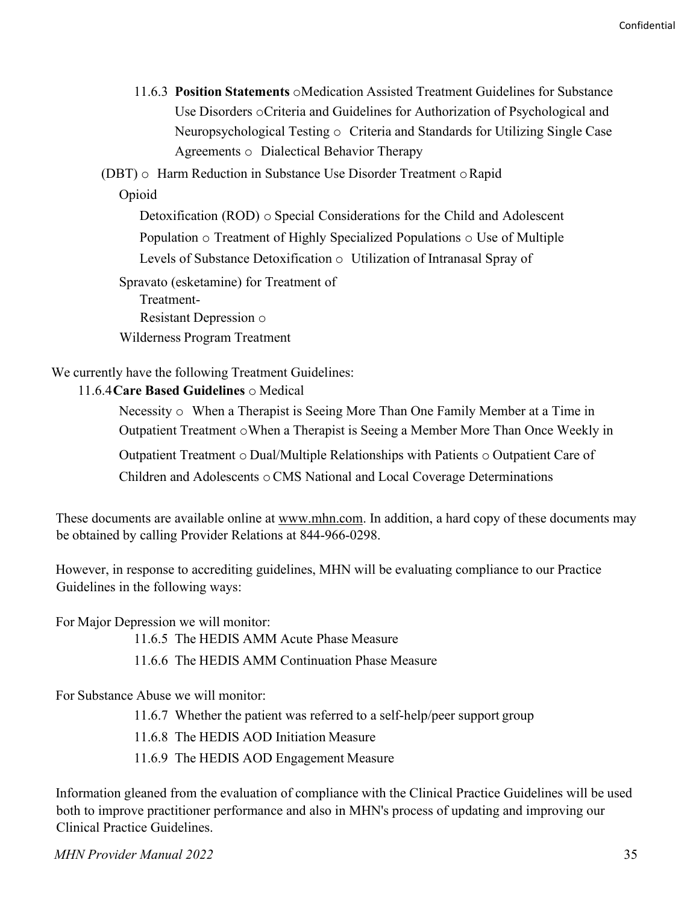11.6.3 **Position Statements**
- Medication Assisted Treatment Guidelines for Substance Use Disorders
- Criteria and Guidelines for Authorization of Psychological and Neuropsychological Testing
- Criteria and Standards for Utilizing Single Case Agreements
- Dialectical Behavior Therapy (DBT)
- Harm Reduction in Substance Use Disorder Treatment
- Rapid Opioid Detoxification (ROD)
- Special Considerations for the Child and Adolescent Population
- Treatment of Highly Specialized Populations
- Use of Multiple Levels of Substance Detoxification
- Utilization of Intranasal Spray of Spravato (esketamine) for Treatment of Treatment-Resistant Depression
- Wilderness Program Treatment

We currently have the following Treatment Guidelines:

11.6.4 **Care Based Guidelines**
- Medical Necessity
- When a Therapist is Seeing More Than One Family Member at a Time in Outpatient Treatment
- When a Therapist is Seeing a Member More Than Once Weekly in Outpatient Treatment
- Dual/Multiple Relationships with Patients
- Outpatient Care of Children and Adolescents
- CMS National and Local Coverage Determinations

These documents are available online at www.mhn.com. In addition, a hard copy of these documents may be obtained by calling Provider Relations at 844-966-0298.

However, in response to accrediting guidelines, MHN will be evaluating compliance to our Practice Guidelines in the following ways:

For Major Depression we will monitor:

11.6.5 The HEDIS AMM Acute Phase Measure

11.6.6 The HEDIS AMM Continuation Phase Measure

For Substance Abuse we will monitor:

11.6.7 Whether the patient was referred to a self-help/peer support group

11.6.8 The HEDIS AOD Initiation Measure

11.6.9 The HEDIS AOD Engagement Measure

Information gleaned from the evaluation of compliance with the Clinical Practice Guidelines will be used both to improve practitioner performance and also in MHN's process of updating and improving our Clinical Practice Guidelines.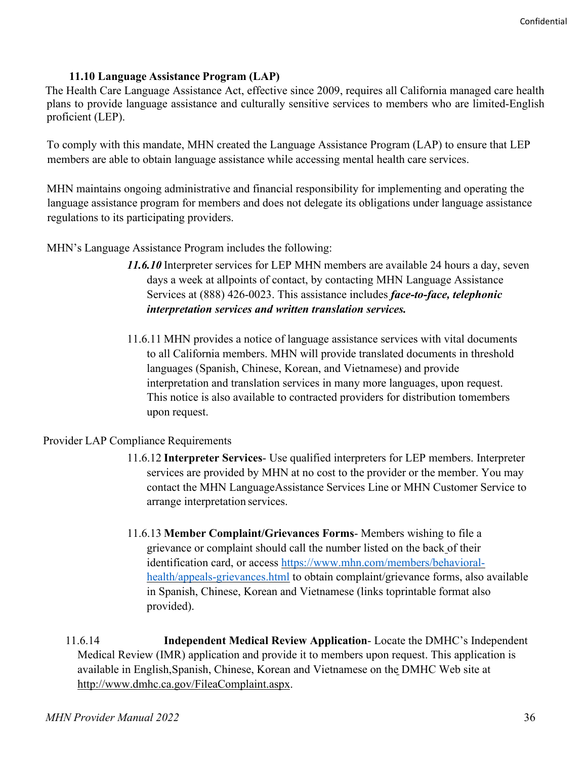### 11.10 Language Assistance Program (LAP)

The Health Care Language Assistance Act, effective since 2009, requires all California managed care health plans to provide language assistance and culturally sensitive services to members who are limited-English proficient (LEP).

To comply with this mandate, MHN created the Language Assistance Program (LAP) to ensure that LEP members are able to obtain language assistance while accessing mental health care services.

MHN maintains ongoing administrative and financial responsibility for implementing and operating the language assistance program for members and does not delegate its obligations under language assistance regulations to its participating providers.

MHN's Language Assistance Program includes the following:

***11.6.10*** Interpreter services for LEP MHN members are available 24 hours a day, seven days a week at allpoints of contact, by contacting MHN Language Assistance Services at (888) 426-0023. This assistance includes ***face-to-face, telephonic interpretation services and written translation services.***

11.6.11 MHN provides a notice of language assistance services with vital documents to all California members. MHN will provide translated documents in threshold languages (Spanish, Chinese, Korean, and Vietnamese) and provide interpretation and translation services in many more languages, upon request. This notice is also available to contracted providers for distribution tomembers upon request.

Provider LAP Compliance Requirements

11.6.12 **Interpreter Services**- Use qualified interpreters for LEP members. Interpreter services are provided by MHN at no cost to the provider or the member. You may contact the MHN LanguageAssistance Services Line or MHN Customer Service to arrange interpretation services.

11.6.13 **Member Complaint/Grievances Forms**- Members wishing to file a grievance or complaint should call the number listed on the back of their identification card, or access https://www.mhn.com/members/behavioral-health/appeals-grievances.html to obtain complaint/grievance forms, also available in Spanish, Chinese, Korean and Vietnamese (links toprintable format also provided).

11.6.14 **Independent Medical Review Application**- Locate the DMHC's Independent Medical Review (IMR) application and provide it to members upon request. This application is available in English,Spanish, Chinese, Korean and Vietnamese on the DMHC Web site at http://www.dmhc.ca.gov/FileaComplaint.aspx.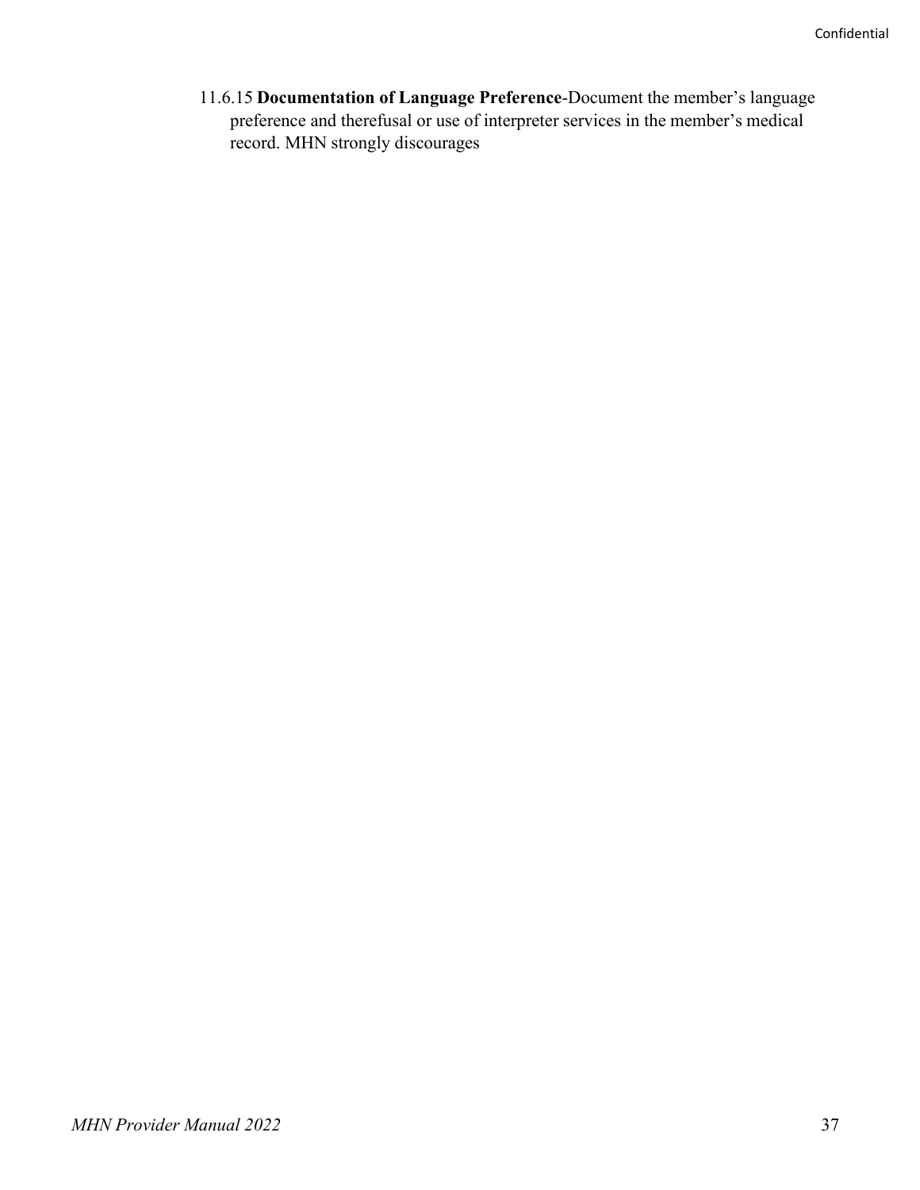11.6.15 **Documentation of Language Preference**-Document the member's language preference and therefusal or use of interpreter services in the member's medical record. MHN strongly discourages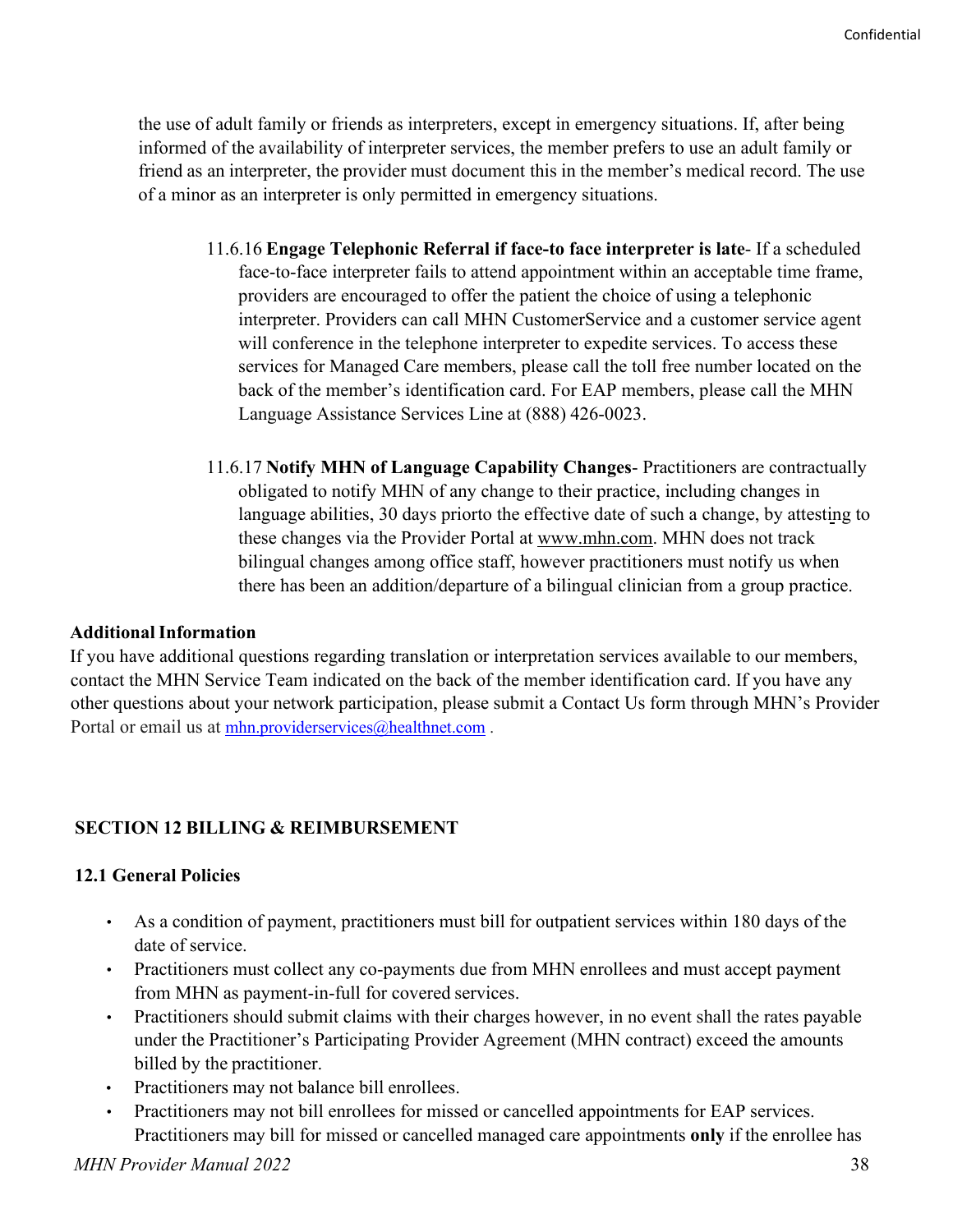the use of adult family or friends as interpreters, except in emergency situations. If, after being informed of the availability of interpreter services, the member prefers to use an adult family or friend as an interpreter, the provider must document this in the member's medical record. The use of a minor as an interpreter is only permitted in emergency situations.

11.6.16 **Engage Telephonic Referral if face-to face interpreter is late**- If a scheduled face-to-face interpreter fails to attend appointment within an acceptable time frame, providers are encouraged to offer the patient the choice of using a telephonic interpreter. Providers can call MHN CustomerService and a customer service agent will conference in the telephone interpreter to expedite services. To access these services for Managed Care members, please call the toll free number located on the back of the member's identification card. For EAP members, please call the MHN Language Assistance Services Line at (888) 426-0023.

11.6.17 **Notify MHN of Language Capability Changes**- Practitioners are contractually obligated to notify MHN of any change to their practice, including changes in language abilities, 30 days priorto the effective date of such a change, by attesting to these changes via the Provider Portal at www.mhn.com. MHN does not track bilingual changes among office staff, however practitioners must notify us when there has been an addition/departure of a bilingual clinician from a group practice.

**Additional Information**

If you have additional questions regarding translation or interpretation services available to our members, contact the MHN Service Team indicated on the back of the member identification card. If you have any other questions about your network participation, please submit a Contact Us form through MHN's Provider Portal or email us at mhn.providerservices@healthnet.com .

## SECTION 12 BILLING & REIMBURSEMENT

### 12.1 General Policies

- As a condition of payment, practitioners must bill for outpatient services within 180 days of the date of service.
- Practitioners must collect any co-payments due from MHN enrollees and must accept payment from MHN as payment-in-full for covered services.
- Practitioners should submit claims with their charges however, in no event shall the rates payable under the Practitioner's Participating Provider Agreement (MHN contract) exceed the amounts billed by the practitioner.
- Practitioners may not balance bill enrollees.
- Practitioners may not bill enrollees for missed or cancelled appointments for EAP services. Practitioners may bill for missed or cancelled managed care appointments **only** if the enrollee has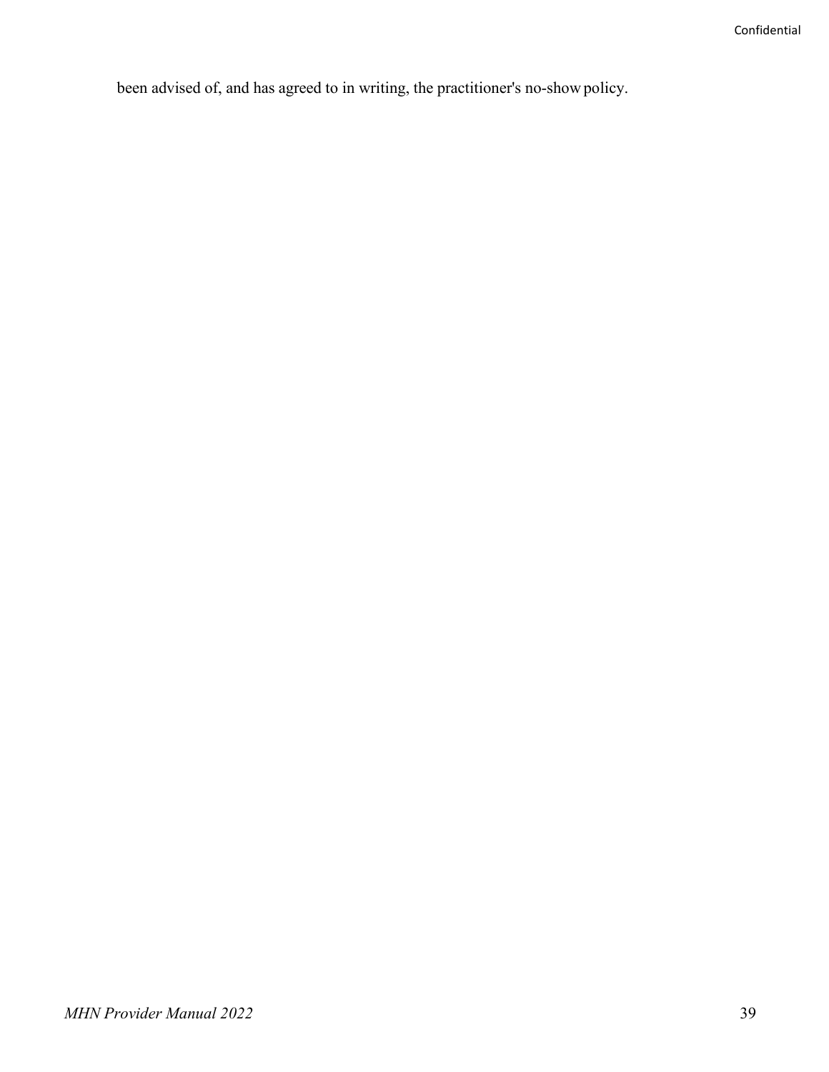been advised of, and has agreed to in writing, the practitioner's no-show policy.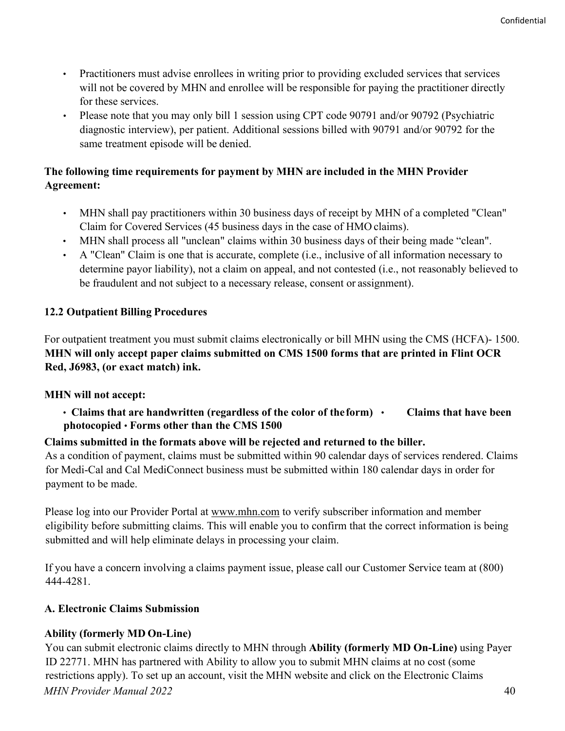- Practitioners must advise enrollees in writing prior to providing excluded services that services will not be covered by MHN and enrollee will be responsible for paying the practitioner directly for these services.
- Please note that you may only bill 1 session using CPT code 90791 and/or 90792 (Psychiatric diagnostic interview), per patient. Additional sessions billed with 90791 and/or 90792 for the same treatment episode will be denied.

**The following time requirements for payment by MHN are included in the MHN Provider Agreement:**

- MHN shall pay practitioners within 30 business days of receipt by MHN of a completed "Clean" Claim for Covered Services (45 business days in the case of HMO claims).
- MHN shall process all "unclean" claims within 30 business days of their being made "clean".
- A "Clean" Claim is one that is accurate, complete (i.e., inclusive of all information necessary to determine payor liability), not a claim on appeal, and not contested (i.e., not reasonably believed to be fraudulent and not subject to a necessary release, consent or assignment).

### 12.2 Outpatient Billing Procedures

For outpatient treatment you must submit claims electronically or bill MHN using the CMS (HCFA)- 1500. **MHN will only accept paper claims submitted on CMS 1500 forms that are printed in Flint OCR Red, J6983, (or exact match) ink.**

**MHN will not accept:**

- **Claims that are handwritten (regardless of the color of the form)**
- **Claims that have been photocopied**
- **Forms other than the CMS 1500**

**Claims submitted in the formats above will be rejected and returned to the biller.**

As a condition of payment, claims must be submitted within 90 calendar days of services rendered. Claims for Medi-Cal and Cal MediConnect business must be submitted within 180 calendar days in order for payment to be made.

Please log into our Provider Portal at www.mhn.com to verify subscriber information and member eligibility before submitting claims. This will enable you to confirm that the correct information is being submitted and will help eliminate delays in processing your claim.

If you have a concern involving a claims payment issue, please call our Customer Service team at (800) 444-4281.

#### A. Electronic Claims Submission

**Ability (formerly MD On-Line)**

You can submit electronic claims directly to MHN through **Ability (formerly MD On-Line)** using Payer ID 22771. MHN has partnered with Ability to allow you to submit MHN claims at no cost (some restrictions apply). To set up an account, visit the MHN website and click on the Electronic Claims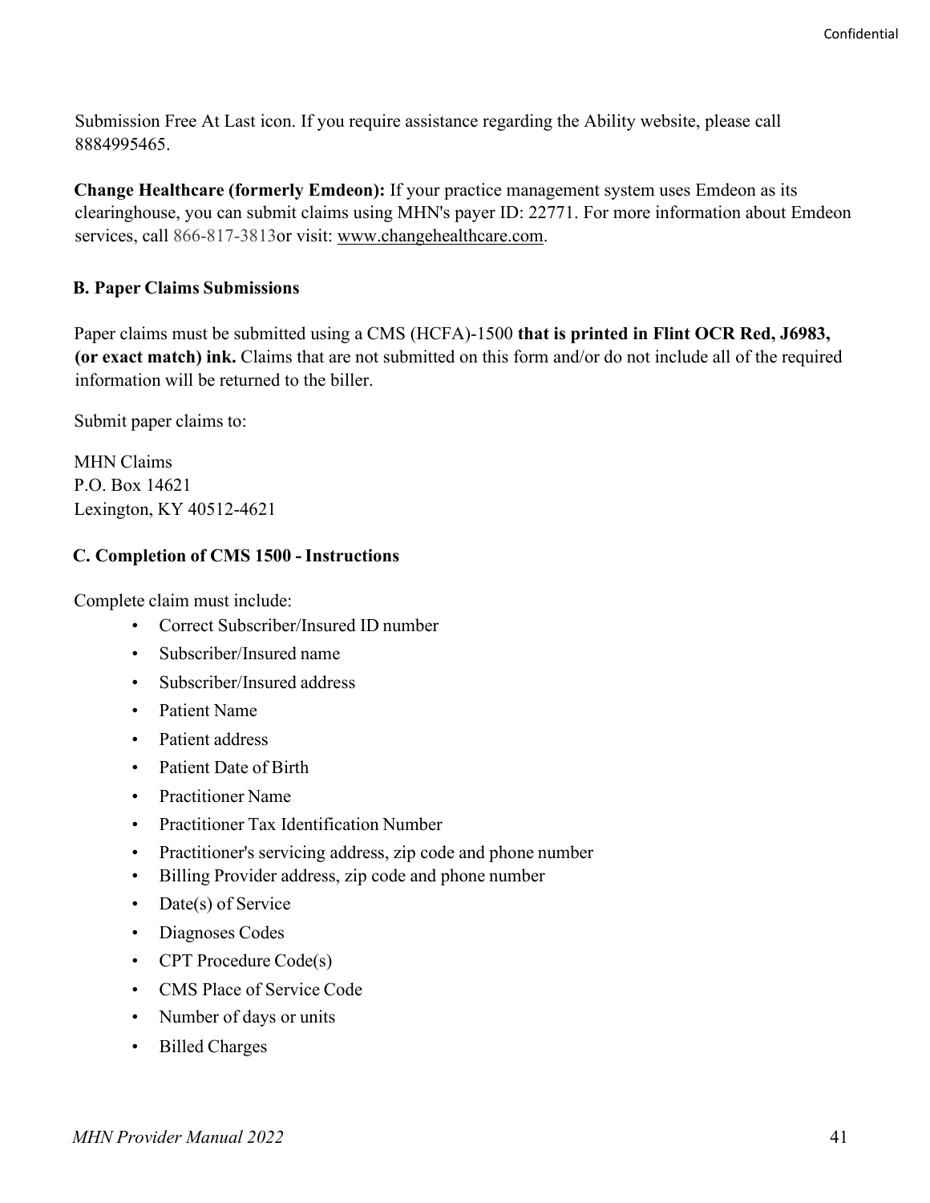Submission Free At Last icon. If you require assistance regarding the Ability website, please call 8884995465.

**Change Healthcare (formerly Emdeon):** If your practice management system uses Emdeon as its clearinghouse, you can submit claims using MHN's payer ID: 22771. For more information about Emdeon services, call 866-817-3813or visit: www.changehealthcare.com.

### B. Paper Claims Submissions

Paper claims must be submitted using a CMS (HCFA)-1500 **that is printed in Flint OCR Red, J6983, (or exact match) ink.** Claims that are not submitted on this form and/or do not include all of the required information will be returned to the biller.

Submit paper claims to:

MHN Claims
P.O. Box 14621
Lexington, KY 40512-4621

### C. Completion of CMS 1500 - Instructions

Complete claim must include:

- Correct Subscriber/Insured ID number
- Subscriber/Insured name
- Subscriber/Insured address
- Patient Name
- Patient address
- Patient Date of Birth
- Practitioner Name
- Practitioner Tax Identification Number
- Practitioner's servicing address, zip code and phone number
- Billing Provider address, zip code and phone number
- Date(s) of Service
- Diagnoses Codes
- CPT Procedure Code(s)
- CMS Place of Service Code
- Number of days or units
- Billed Charges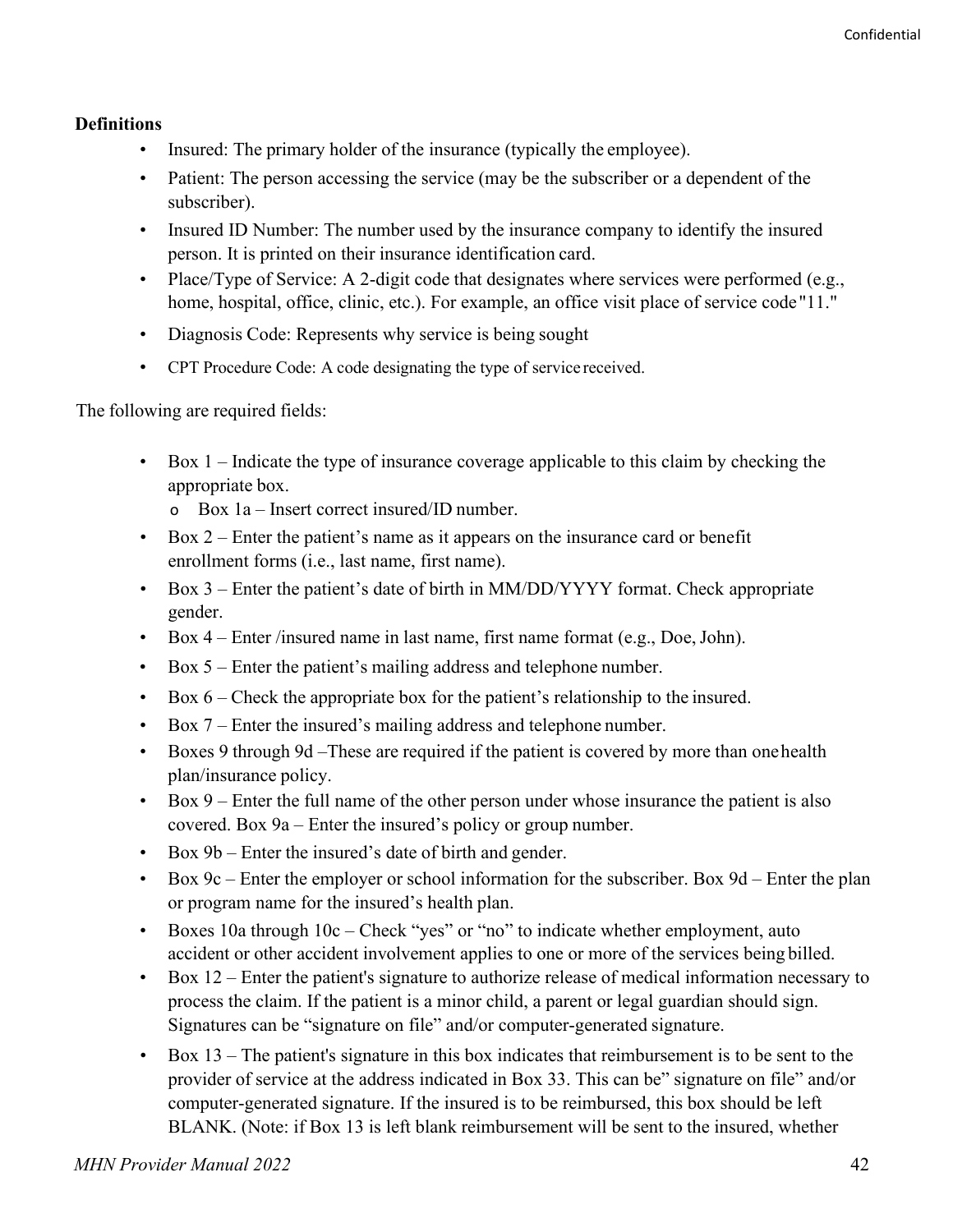**Definitions**

- Insured: The primary holder of the insurance (typically the employee).
- Patient: The person accessing the service (may be the subscriber or a dependent of the subscriber).
- Insured ID Number: The number used by the insurance company to identify the insured person. It is printed on their insurance identification card.
- Place/Type of Service: A 2-digit code that designates where services were performed (e.g., home, hospital, office, clinic, etc.). For example, an office visit place of service code "11."
- Diagnosis Code: Represents why service is being sought
- CPT Procedure Code: A code designating the type of service received.

The following are required fields:

- Box 1 – Indicate the type of insurance coverage applicable to this claim by checking the appropriate box.
  - Box 1a – Insert correct insured/ID number.
- Box 2 – Enter the patient's name as it appears on the insurance card or benefit enrollment forms (i.e., last name, first name).
- Box 3 – Enter the patient's date of birth in MM/DD/YYYY format. Check appropriate gender.
- Box 4 – Enter /insured name in last name, first name format (e.g., Doe, John).
- Box 5 – Enter the patient's mailing address and telephone number.
- Box 6 – Check the appropriate box for the patient's relationship to the insured.
- Box 7 – Enter the insured's mailing address and telephone number.
- Boxes 9 through 9d –These are required if the patient is covered by more than one health plan/insurance policy.
- Box 9 – Enter the full name of the other person under whose insurance the patient is also covered. Box 9a – Enter the insured's policy or group number.
- Box 9b – Enter the insured's date of birth and gender.
- Box 9c – Enter the employer or school information for the subscriber. Box 9d – Enter the plan or program name for the insured's health plan.
- Boxes 10a through 10c – Check "yes" or "no" to indicate whether employment, auto accident or other accident involvement applies to one or more of the services being billed.
- Box 12 – Enter the patient's signature to authorize release of medical information necessary to process the claim. If the patient is a minor child, a parent or legal guardian should sign. Signatures can be "signature on file" and/or computer-generated signature.
- Box 13 – The patient's signature in this box indicates that reimbursement is to be sent to the provider of service at the address indicated in Box 33. This can be" signature on file" and/or computer-generated signature. If the insured is to be reimbursed, this box should be left BLANK. (Note: if Box 13 is left blank reimbursement will be sent to the insured, whether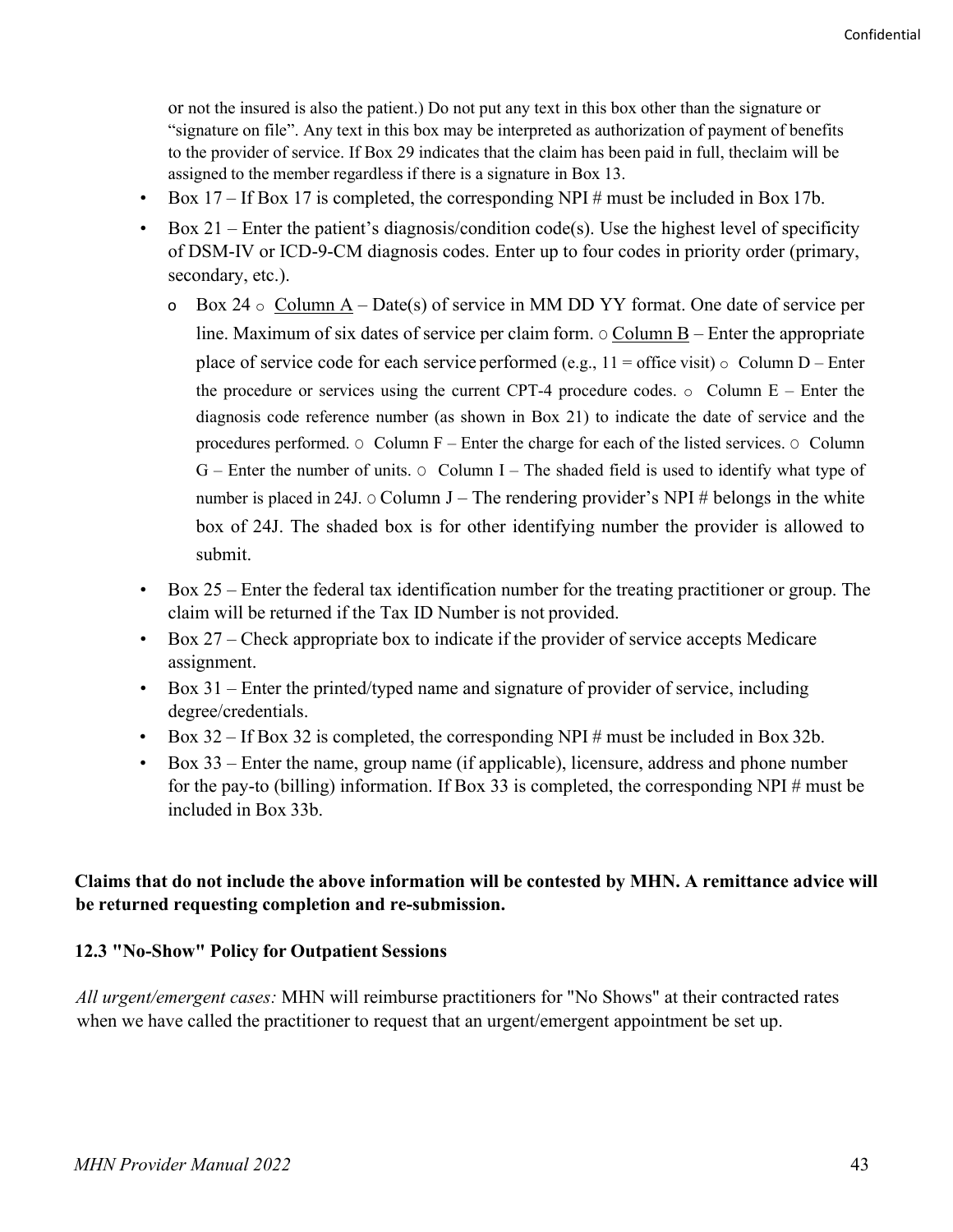or not the insured is also the patient.) Do not put any text in this box other than the signature or "signature on file". Any text in this box may be interpreted as authorization of payment of benefits to the provider of service. If Box 29 indicates that the claim has been paid in full, theclaim will be assigned to the member regardless if there is a signature in Box 13.

- Box 17 – If Box 17 is completed, the corresponding NPI # must be included in Box 17b.
- Box 21 – Enter the patient's diagnosis/condition code(s). Use the highest level of specificity of DSM-IV or ICD-9-CM diagnosis codes. Enter up to four codes in priority order (primary, secondary, etc.).
  - Box 24
    - Column A – Date(s) of service in MM DD YY format. One date of service per line. Maximum of six dates of service per claim form.
    - Column B – Enter the appropriate place of service code for each service performed (e.g., 11 = office visit)
    - Column D – Enter the procedure or services using the current CPT-4 procedure codes.
    - Column E – Enter the diagnosis code reference number (as shown in Box 21) to indicate the date of service and the procedures performed.
    - Column F – Enter the charge for each of the listed services.
    - Column G – Enter the number of units.
    - Column I – The shaded field is used to identify what type of number is placed in 24J.
    - Column J – The rendering provider's NPI # belongs in the white box of 24J. The shaded box is for other identifying number the provider is allowed to submit.
- Box 25 – Enter the federal tax identification number for the treating practitioner or group. The claim will be returned if the Tax ID Number is not provided.
- Box 27 – Check appropriate box to indicate if the provider of service accepts Medicare assignment.
- Box 31 – Enter the printed/typed name and signature of provider of service, including degree/credentials.
- Box 32 – If Box 32 is completed, the corresponding NPI # must be included in Box 32b.
- Box 33 – Enter the name, group name (if applicable), licensure, address and phone number for the pay-to (billing) information. If Box 33 is completed, the corresponding NPI # must be included in Box 33b.

**Claims that do not include the above information will be contested by MHN. A remittance advice will be returned requesting completion and re-submission.**

### 12.3 "No-Show" Policy for Outpatient Sessions

*All urgent/emergent cases:* MHN will reimburse practitioners for "No Shows" at their contracted rates when we have called the practitioner to request that an urgent/emergent appointment be set up.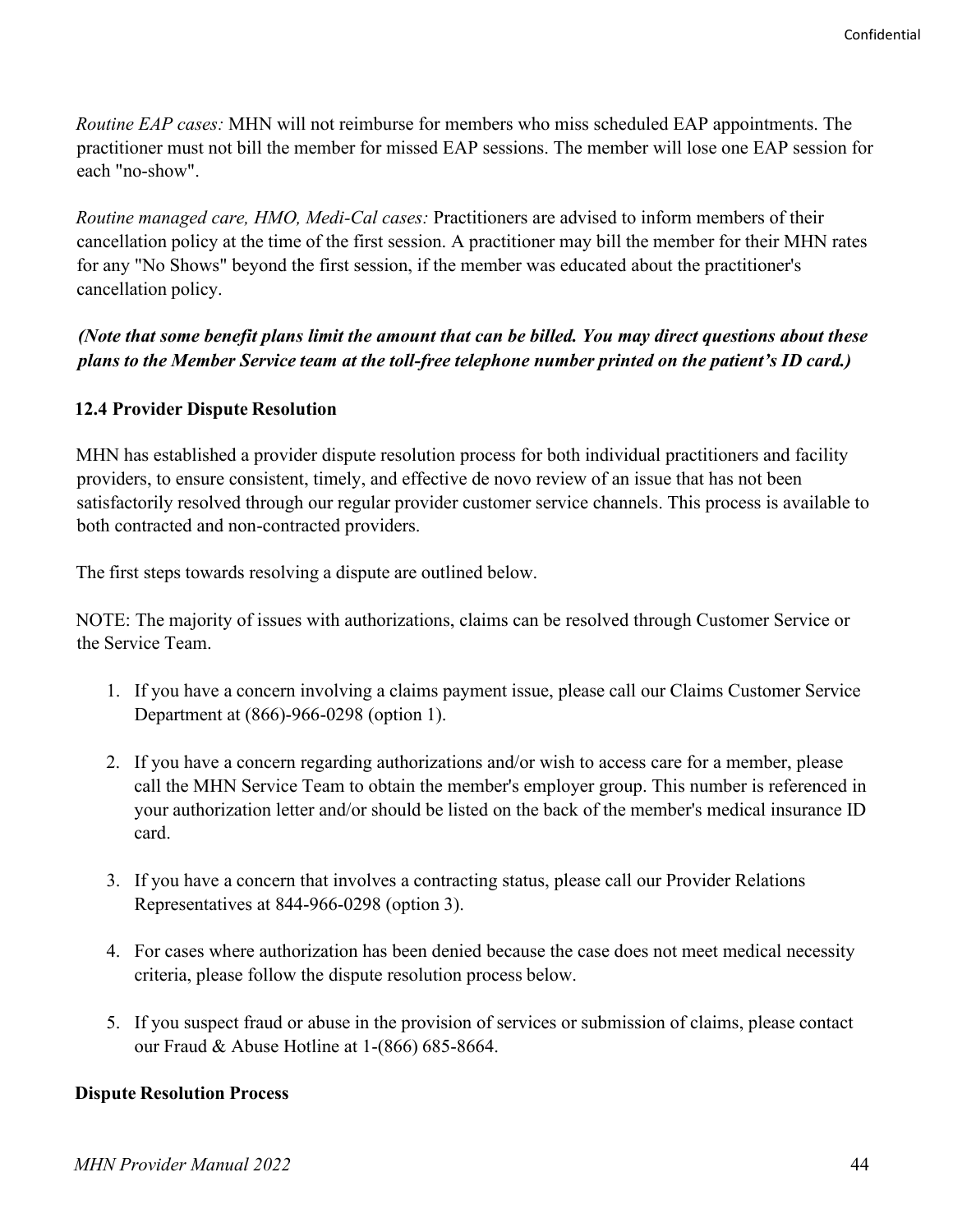*Routine EAP cases:* MHN will not reimburse for members who miss scheduled EAP appointments. The practitioner must not bill the member for missed EAP sessions. The member will lose one EAP session for each "no-show".

*Routine managed care, HMO, Medi-Cal cases:* Practitioners are advised to inform members of their cancellation policy at the time of the first session. A practitioner may bill the member for their MHN rates for any "No Shows" beyond the first session, if the member was educated about the practitioner's cancellation policy.

***(Note that some benefit plans limit the amount that can be billed. You may direct questions about these plans to the Member Service team at the toll-free telephone number printed on the patient's ID card.)***

### 12.4 Provider Dispute Resolution

MHN has established a provider dispute resolution process for both individual practitioners and facility providers, to ensure consistent, timely, and effective de novo review of an issue that has not been satisfactorily resolved through our regular provider customer service channels. This process is available to both contracted and non-contracted providers.

The first steps towards resolving a dispute are outlined below.

NOTE: The majority of issues with authorizations, claims can be resolved through Customer Service or the Service Team.

1. If you have a concern involving a claims payment issue, please call our Claims Customer Service Department at (866)-966-0298 (option 1).

2. If you have a concern regarding authorizations and/or wish to access care for a member, please call the MHN Service Team to obtain the member's employer group. This number is referenced in your authorization letter and/or should be listed on the back of the member's medical insurance ID card.

3. If you have a concern that involves a contracting status, please call our Provider Relations Representatives at 844-966-0298 (option 3).

4. For cases where authorization has been denied because the case does not meet medical necessity criteria, please follow the dispute resolution process below.

5. If you suspect fraud or abuse in the provision of services or submission of claims, please contact our Fraud & Abuse Hotline at 1-(866) 685-8664.

### Dispute Resolution Process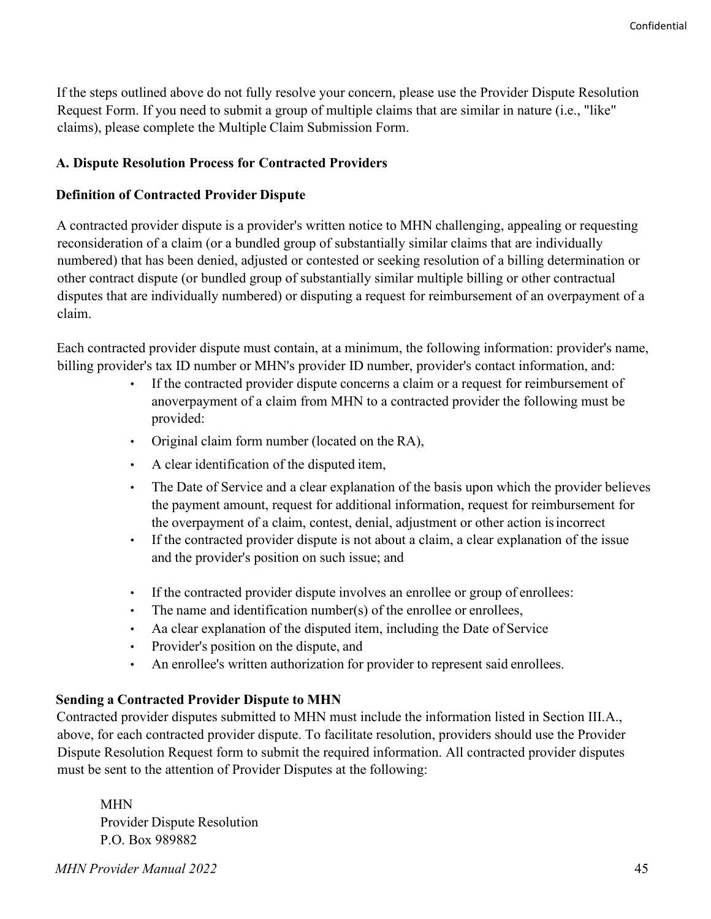If the steps outlined above do not fully resolve your concern, please use the Provider Dispute Resolution Request Form. If you need to submit a group of multiple claims that are similar in nature (i.e., "like" claims), please complete the Multiple Claim Submission Form.

### A. Dispute Resolution Process for Contracted Providers

#### Definition of Contracted Provider Dispute

A contracted provider dispute is a provider's written notice to MHN challenging, appealing or requesting reconsideration of a claim (or a bundled group of substantially similar claims that are individually numbered) that has been denied, adjusted or contested or seeking resolution of a billing determination or other contract dispute (or bundled group of substantially similar multiple billing or other contractual disputes that are individually numbered) or disputing a request for reimbursement of an overpayment of a claim.

Each contracted provider dispute must contain, at a minimum, the following information: provider's name, billing provider's tax ID number or MHN's provider ID number, provider's contact information, and:

- If the contracted provider dispute concerns a claim or a request for reimbursement of anoverpayment of a claim from MHN to a contracted provider the following must be provided:
- Original claim form number (located on the RA),
- A clear identification of the disputed item,
- The Date of Service and a clear explanation of the basis upon which the provider believes the payment amount, request for additional information, request for reimbursement for the overpayment of a claim, contest, denial, adjustment or other action is incorrect
- If the contracted provider dispute is not about a claim, a clear explanation of the issue and the provider's position on such issue; and
- If the contracted provider dispute involves an enrollee or group of enrollees:
- The name and identification number(s) of the enrollee or enrollees,
- Aa clear explanation of the disputed item, including the Date of Service
- Provider's position on the dispute, and
- An enrollee's written authorization for provider to represent said enrollees.

#### Sending a Contracted Provider Dispute to MHN

Contracted provider disputes submitted to MHN must include the information listed in Section III.A., above, for each contracted provider dispute. To facilitate resolution, providers should use the Provider Dispute Resolution Request form to submit the required information. All contracted provider disputes must be sent to the attention of Provider Disputes at the following:

MHN
Provider Dispute Resolution
P.O. Box 989882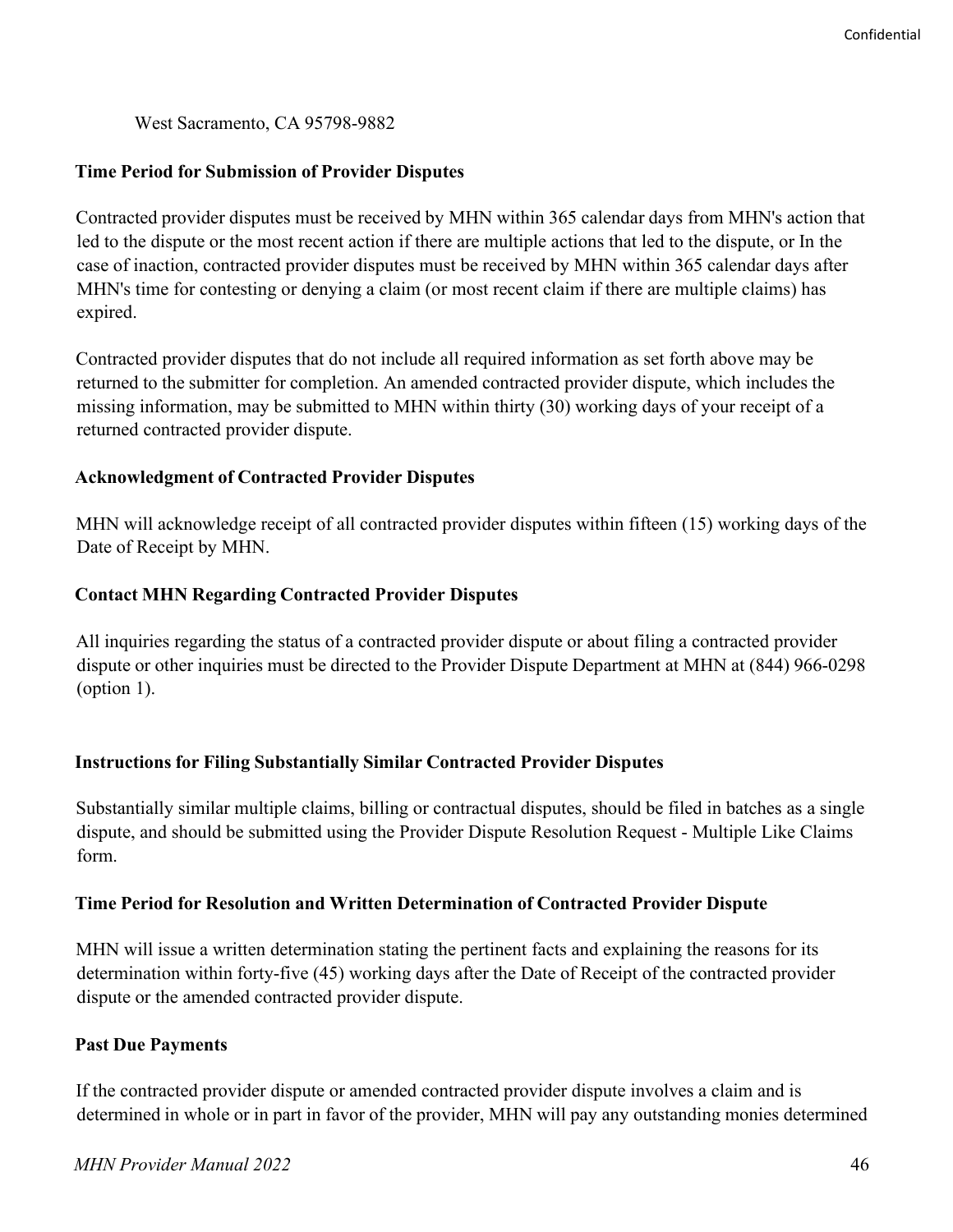West Sacramento, CA 95798-9882

**Time Period for Submission of Provider Disputes**

Contracted provider disputes must be received by MHN within 365 calendar days from MHN's action that led to the dispute or the most recent action if there are multiple actions that led to the dispute, or In the case of inaction, contracted provider disputes must be received by MHN within 365 calendar days after MHN's time for contesting or denying a claim (or most recent claim if there are multiple claims) has expired.

Contracted provider disputes that do not include all required information as set forth above may be returned to the submitter for completion. An amended contracted provider dispute, which includes the missing information, may be submitted to MHN within thirty (30) working days of your receipt of a returned contracted provider dispute.

**Acknowledgment of Contracted Provider Disputes**

MHN will acknowledge receipt of all contracted provider disputes within fifteen (15) working days of the Date of Receipt by MHN.

**Contact MHN Regarding Contracted Provider Disputes**

All inquiries regarding the status of a contracted provider dispute or about filing a contracted provider dispute or other inquiries must be directed to the Provider Dispute Department at MHN at (844) 966-0298 (option 1).

**Instructions for Filing Substantially Similar Contracted Provider Disputes**

Substantially similar multiple claims, billing or contractual disputes, should be filed in batches as a single dispute, and should be submitted using the Provider Dispute Resolution Request - Multiple Like Claims form.

**Time Period for Resolution and Written Determination of Contracted Provider Dispute**

MHN will issue a written determination stating the pertinent facts and explaining the reasons for its determination within forty-five (45) working days after the Date of Receipt of the contracted provider dispute or the amended contracted provider dispute.

**Past Due Payments**

If the contracted provider dispute or amended contracted provider dispute involves a claim and is determined in whole or in part in favor of the provider, MHN will pay any outstanding monies determined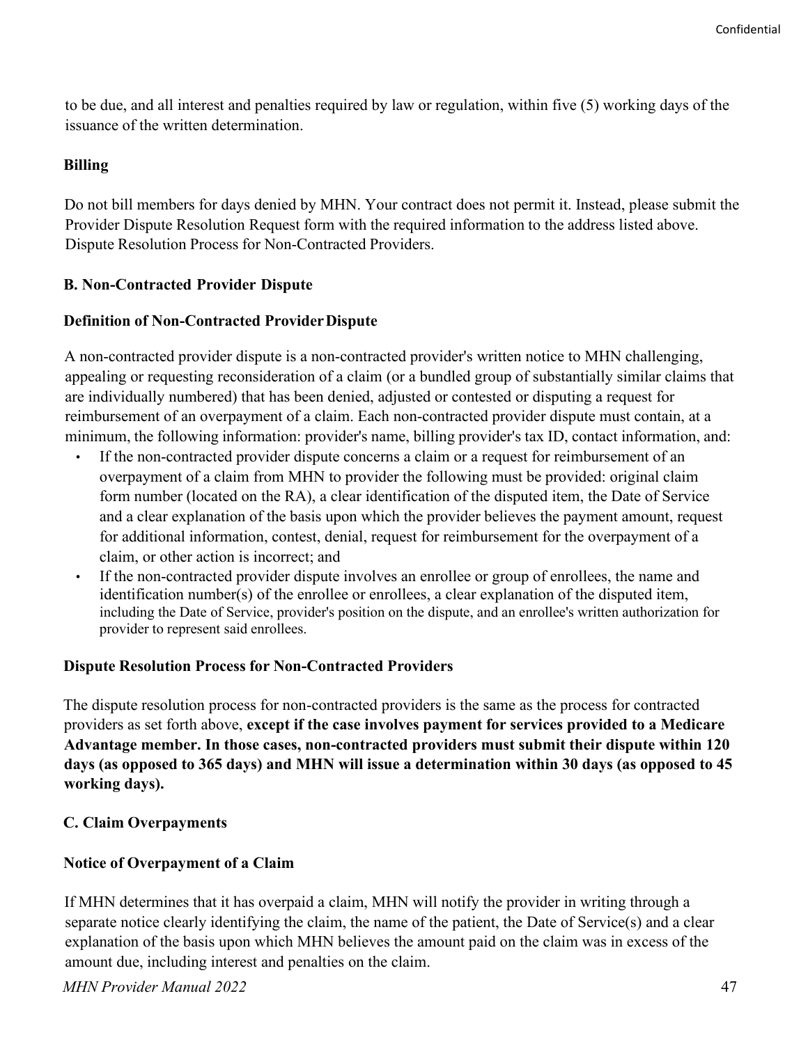to be due, and all interest and penalties required by law or regulation, within five (5) working days of the issuance of the written determination.

**Billing**

Do not bill members for days denied by MHN. Your contract does not permit it. Instead, please submit the Provider Dispute Resolution Request form with the required information to the address listed above. Dispute Resolution Process for Non-Contracted Providers.

### B. Non-Contracted Provider Dispute

**Definition of Non-Contracted Provider Dispute**

A non-contracted provider dispute is a non-contracted provider's written notice to MHN challenging, appealing or requesting reconsideration of a claim (or a bundled group of substantially similar claims that are individually numbered) that has been denied, adjusted or contested or disputing a request for reimbursement of an overpayment of a claim. Each non-contracted provider dispute must contain, at a minimum, the following information: provider's name, billing provider's tax ID, contact information, and:

- If the non-contracted provider dispute concerns a claim or a request for reimbursement of an overpayment of a claim from MHN to provider the following must be provided: original claim form number (located on the RA), a clear identification of the disputed item, the Date of Service and a clear explanation of the basis upon which the provider believes the payment amount, request for additional information, contest, denial, request for reimbursement for the overpayment of a claim, or other action is incorrect; and
- If the non-contracted provider dispute involves an enrollee or group of enrollees, the name and identification number(s) of the enrollee or enrollees, a clear explanation of the disputed item, including the Date of Service, provider's position on the dispute, and an enrollee's written authorization for provider to represent said enrollees.

**Dispute Resolution Process for Non-Contracted Providers**

The dispute resolution process for non-contracted providers is the same as the process for contracted providers as set forth above, **except if the case involves payment for services provided to a Medicare Advantage member. In those cases, non-contracted providers must submit their dispute within 120 days (as opposed to 365 days) and MHN will issue a determination within 30 days (as opposed to 45 working days).**

### C. Claim Overpayments

**Notice of Overpayment of a Claim**

If MHN determines that it has overpaid a claim, MHN will notify the provider in writing through a separate notice clearly identifying the claim, the name of the patient, the Date of Service(s) and a clear explanation of the basis upon which MHN believes the amount paid on the claim was in excess of the amount due, including interest and penalties on the claim.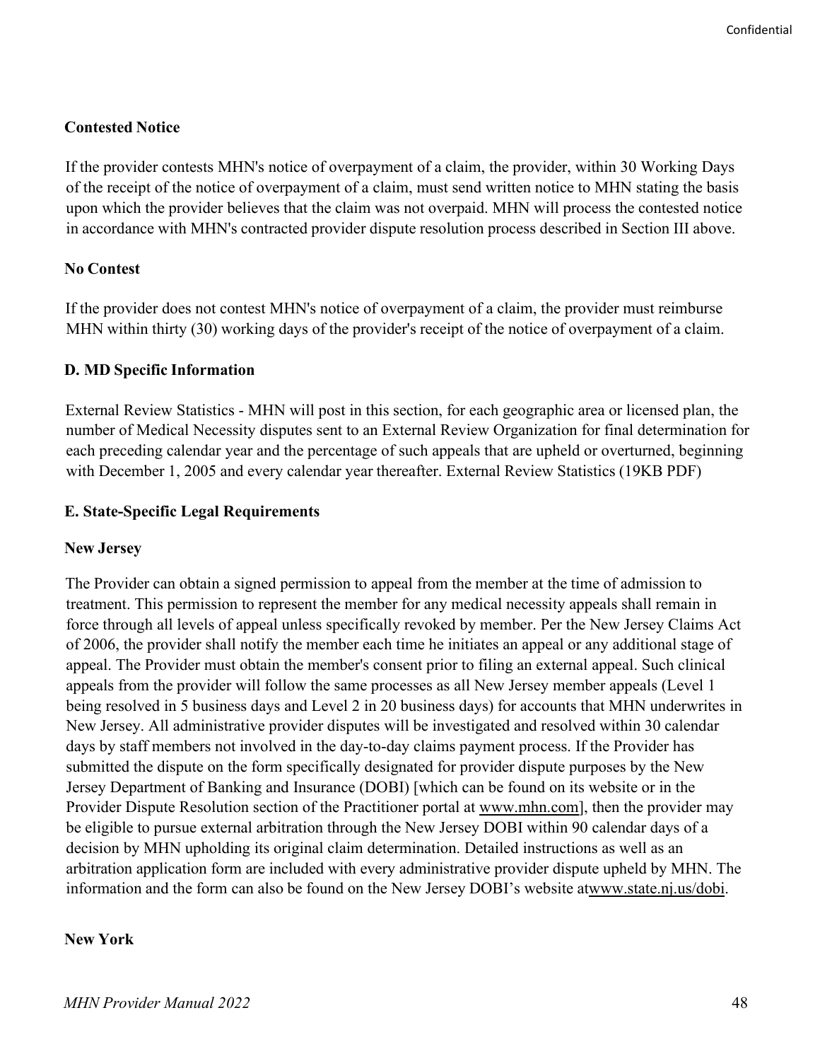**Contested Notice**

If the provider contests MHN's notice of overpayment of a claim, the provider, within 30 Working Days of the receipt of the notice of overpayment of a claim, must send written notice to MHN stating the basis upon which the provider believes that the claim was not overpaid. MHN will process the contested notice in accordance with MHN's contracted provider dispute resolution process described in Section III above.

**No Contest**

If the provider does not contest MHN's notice of overpayment of a claim, the provider must reimburse MHN within thirty (30) working days of the provider's receipt of the notice of overpayment of a claim.

**D. MD Specific Information**

External Review Statistics - MHN will post in this section, for each geographic area or licensed plan, the number of Medical Necessity disputes sent to an External Review Organization for final determination for each preceding calendar year and the percentage of such appeals that are upheld or overturned, beginning with December 1, 2005 and every calendar year thereafter. External Review Statistics (19KB PDF)

**E. State-Specific Legal Requirements**

**New Jersey**

The Provider can obtain a signed permission to appeal from the member at the time of admission to treatment. This permission to represent the member for any medical necessity appeals shall remain in force through all levels of appeal unless specifically revoked by member. Per the New Jersey Claims Act of 2006, the provider shall notify the member each time he initiates an appeal or any additional stage of appeal. The Provider must obtain the member's consent prior to filing an external appeal. Such clinical appeals from the provider will follow the same processes as all New Jersey member appeals (Level 1 being resolved in 5 business days and Level 2 in 20 business days) for accounts that MHN underwrites in New Jersey. All administrative provider disputes will be investigated and resolved within 30 calendar days by staff members not involved in the day-to-day claims payment process. If the Provider has submitted the dispute on the form specifically designated for provider dispute purposes by the New Jersey Department of Banking and Insurance (DOBI) [which can be found on its website or in the Provider Dispute Resolution section of the Practitioner portal at www.mhn.com], then the provider may be eligible to pursue external arbitration through the New Jersey DOBI within 90 calendar days of a decision by MHN upholding its original claim determination. Detailed instructions as well as an arbitration application form are included with every administrative provider dispute upheld by MHN. The information and the form can also be found on the New Jersey DOBI's website atwww.state.nj.us/dobi.

**New York**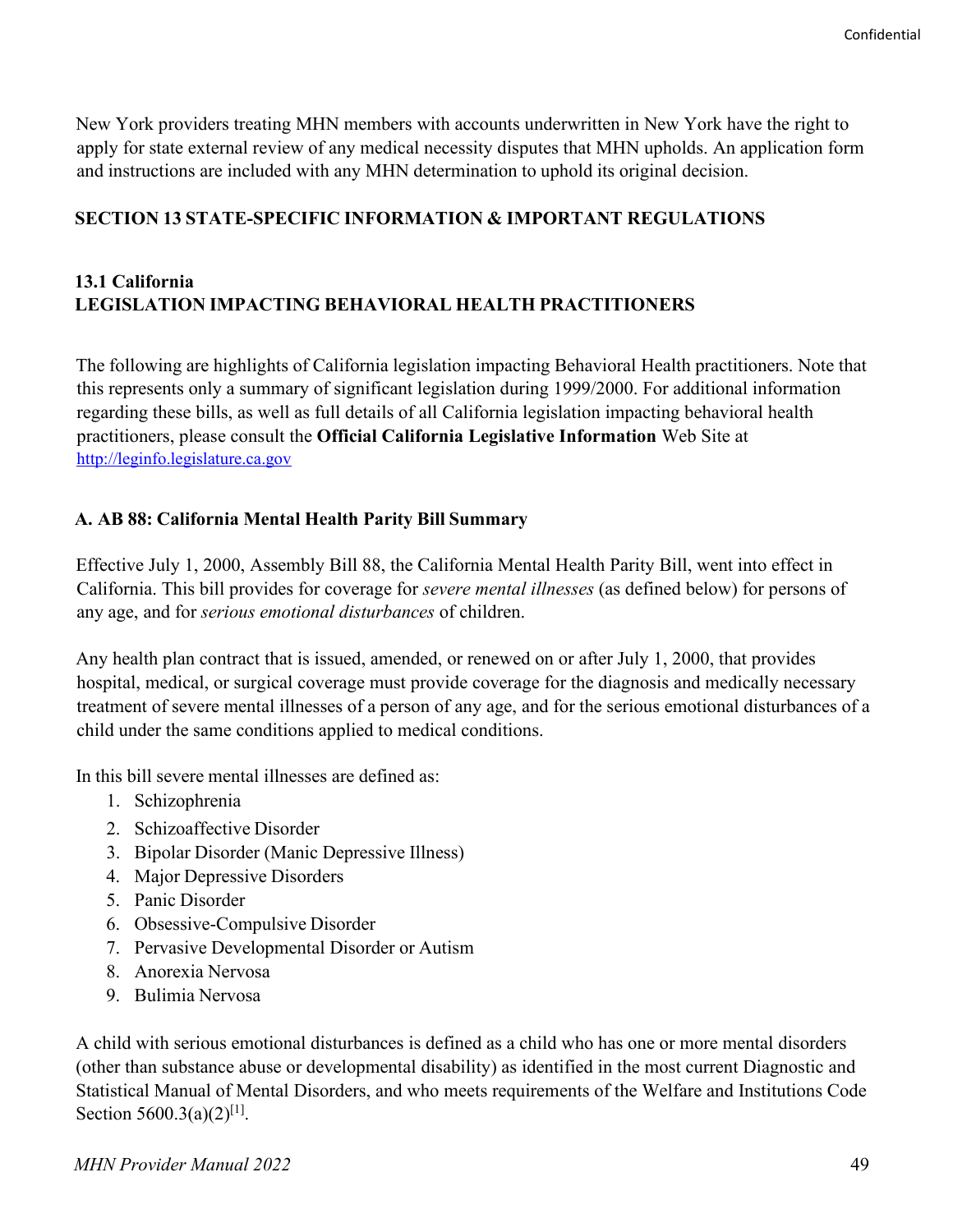New York providers treating MHN members with accounts underwritten in New York have the right to apply for state external review of any medical necessity disputes that MHN upholds. An application form and instructions are included with any MHN determination to uphold its original decision.

## SECTION 13 STATE-SPECIFIC INFORMATION & IMPORTANT REGULATIONS

### 13.1 California
### LEGISLATION IMPACTING BEHAVIORAL HEALTH PRACTITIONERS

The following are highlights of California legislation impacting Behavioral Health practitioners. Note that this represents only a summary of significant legislation during 1999/2000. For additional information regarding these bills, as well as full details of all California legislation impacting behavioral health practitioners, please consult the **Official California Legislative Information** Web Site at http://leginfo.legislature.ca.gov

#### A. AB 88: California Mental Health Parity Bill Summary

Effective July 1, 2000, Assembly Bill 88, the California Mental Health Parity Bill, went into effect in California. This bill provides for coverage for *severe mental illnesses* (as defined below) for persons of any age, and for *serious emotional disturbances* of children.

Any health plan contract that is issued, amended, or renewed on or after July 1, 2000, that provides hospital, medical, or surgical coverage must provide coverage for the diagnosis and medically necessary treatment of severe mental illnesses of a person of any age, and for the serious emotional disturbances of a child under the same conditions applied to medical conditions.

In this bill severe mental illnesses are defined as:

1. Schizophrenia
2. Schizoaffective Disorder
3. Bipolar Disorder (Manic Depressive Illness)
4. Major Depressive Disorders
5. Panic Disorder
6. Obsessive-Compulsive Disorder
7. Pervasive Developmental Disorder or Autism
8. Anorexia Nervosa
9. Bulimia Nervosa

A child with serious emotional disturbances is defined as a child who has one or more mental disorders (other than substance abuse or developmental disability) as identified in the most current Diagnostic and Statistical Manual of Mental Disorders, and who meets requirements of the Welfare and Institutions Code Section 5600.3(a)(2)[1].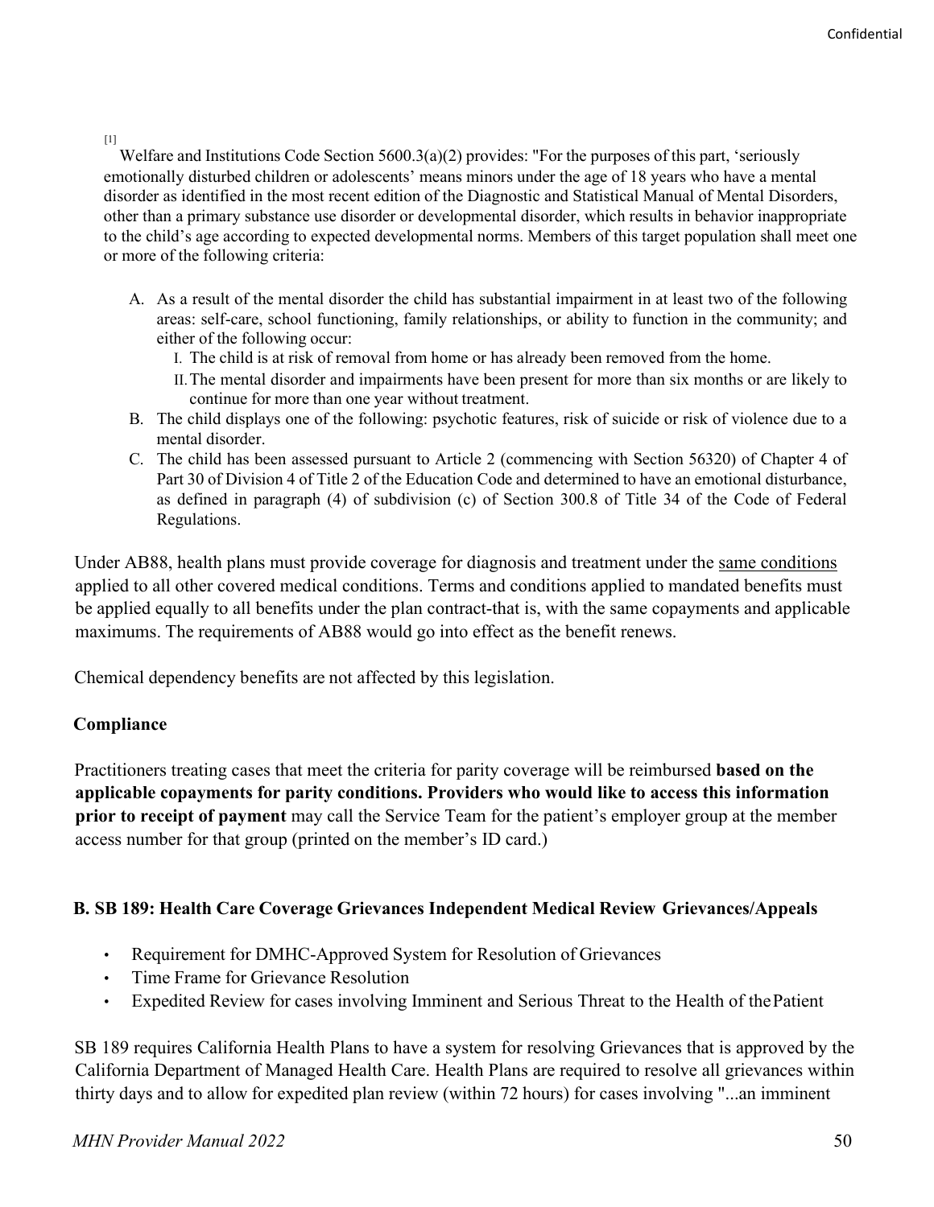[1] Welfare and Institutions Code Section 5600.3(a)(2) provides: "For the purposes of this part, 'seriously emotionally disturbed children or adolescents' means minors under the age of 18 years who have a mental disorder as identified in the most recent edition of the Diagnostic and Statistical Manual of Mental Disorders, other than a primary substance use disorder or developmental disorder, which results in behavior inappropriate to the child's age according to expected developmental norms. Members of this target population shall meet one or more of the following criteria:

A. As a result of the mental disorder the child has substantial impairment in at least two of the following areas: self-care, school functioning, family relationships, or ability to function in the community; and either of the following occur:
   I. The child is at risk of removal from home or has already been removed from the home.
   II. The mental disorder and impairments have been present for more than six months or are likely to continue for more than one year without treatment.
B. The child displays one of the following: psychotic features, risk of suicide or risk of violence due to a mental disorder.
C. The child has been assessed pursuant to Article 2 (commencing with Section 56320) of Chapter 4 of Part 30 of Division 4 of Title 2 of the Education Code and determined to have an emotional disturbance, as defined in paragraph (4) of subdivision (c) of Section 300.8 of Title 34 of the Code of Federal Regulations.

Under AB88, health plans must provide coverage for diagnosis and treatment under the same conditions applied to all other covered medical conditions. Terms and conditions applied to mandated benefits must be applied equally to all benefits under the plan contract-that is, with the same copayments and applicable maximums. The requirements of AB88 would go into effect as the benefit renews.

Chemical dependency benefits are not affected by this legislation.

**Compliance**

Practitioners treating cases that meet the criteria for parity coverage will be reimbursed **based on the applicable copayments for parity conditions. Providers who would like to access this information prior to receipt of payment** may call the Service Team for the patient's employer group at the member access number for that group (printed on the member's ID card.)

### B. SB 189: Health Care Coverage Grievances Independent Medical Review Grievances/Appeals

- Requirement for DMHC-Approved System for Resolution of Grievances
- Time Frame for Grievance Resolution
- Expedited Review for cases involving Imminent and Serious Threat to the Health of the Patient

SB 189 requires California Health Plans to have a system for resolving Grievances that is approved by the California Department of Managed Health Care. Health Plans are required to resolve all grievances within thirty days and to allow for expedited plan review (within 72 hours) for cases involving "...an imminent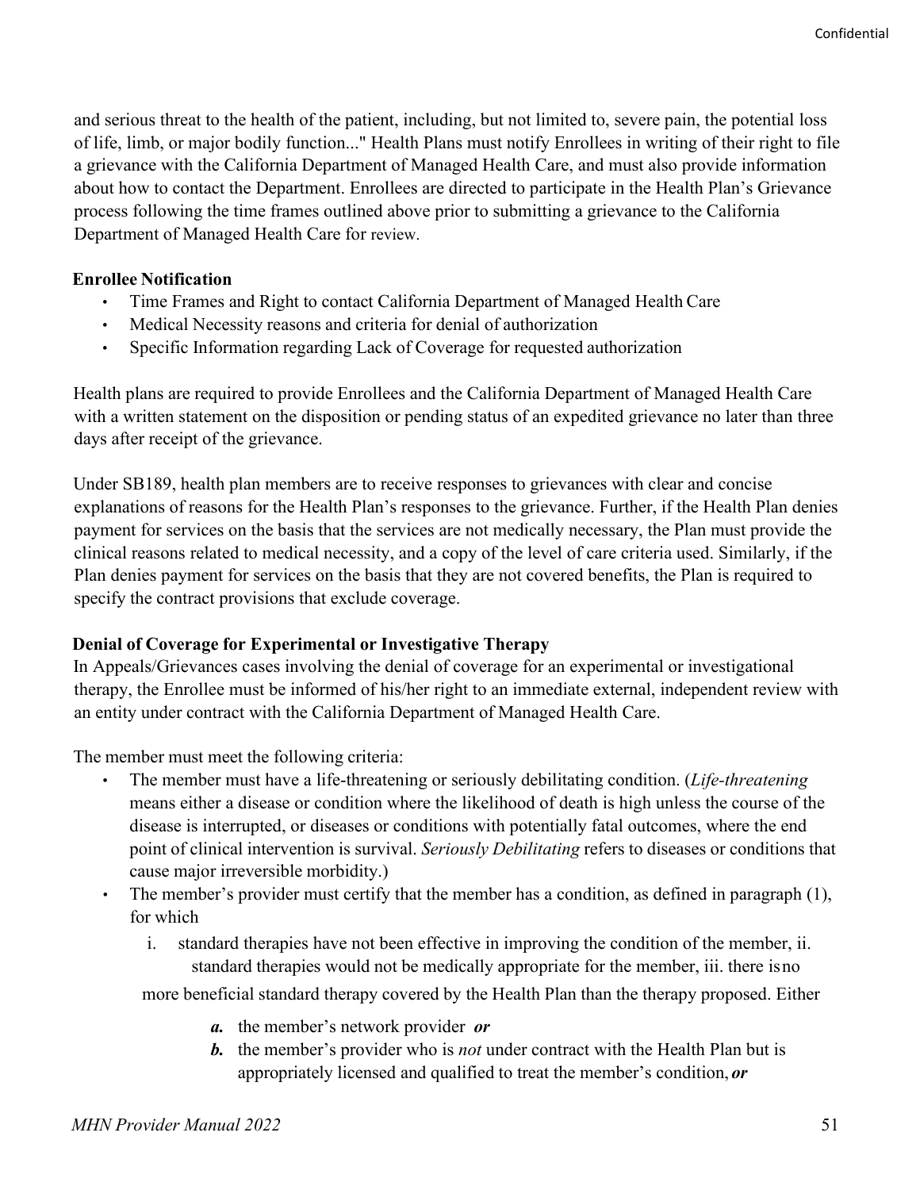and serious threat to the health of the patient, including, but not limited to, severe pain, the potential loss of life, limb, or major bodily function..." Health Plans must notify Enrollees in writing of their right to file a grievance with the California Department of Managed Health Care, and must also provide information about how to contact the Department. Enrollees are directed to participate in the Health Plan's Grievance process following the time frames outlined above prior to submitting a grievance to the California Department of Managed Health Care for review.

**Enrollee Notification**

- Time Frames and Right to contact California Department of Managed Health Care
- Medical Necessity reasons and criteria for denial of authorization
- Specific Information regarding Lack of Coverage for requested authorization

Health plans are required to provide Enrollees and the California Department of Managed Health Care with a written statement on the disposition or pending status of an expedited grievance no later than three days after receipt of the grievance.

Under SB189, health plan members are to receive responses to grievances with clear and concise explanations of reasons for the Health Plan's responses to the grievance. Further, if the Health Plan denies payment for services on the basis that the services are not medically necessary, the Plan must provide the clinical reasons related to medical necessity, and a copy of the level of care criteria used. Similarly, if the Plan denies payment for services on the basis that they are not covered benefits, the Plan is required to specify the contract provisions that exclude coverage.

**Denial of Coverage for Experimental or Investigative Therapy**

In Appeals/Grievances cases involving the denial of coverage for an experimental or investigational therapy, the Enrollee must be informed of his/her right to an immediate external, independent review with an entity under contract with the California Department of Managed Health Care.

The member must meet the following criteria:

- The member must have a life-threatening or seriously debilitating condition. (*Life-threatening* means either a disease or condition where the likelihood of death is high unless the course of the disease is interrupted, or diseases or conditions with potentially fatal outcomes, where the end point of clinical intervention is survival. *Seriously Debilitating* refers to diseases or conditions that cause major irreversible morbidity.)
- The member's provider must certify that the member has a condition, as defined in paragraph (1), for which
  i. standard therapies have not been effective in improving the condition of the member, ii. standard therapies would not be medically appropriate for the member, iii. there is no more beneficial standard therapy covered by the Health Plan than the therapy proposed. Either
    - ***a.*** the member's network provider ***or***
    - ***b.*** the member's provider who is *not* under contract with the Health Plan but is appropriately licensed and qualified to treat the member's condition, ***or***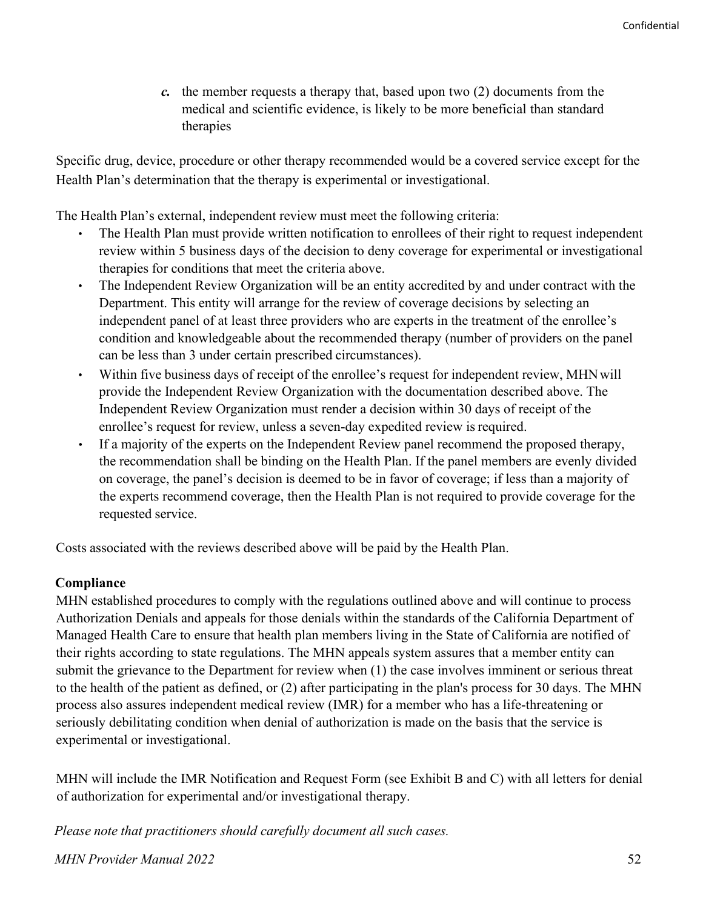*c.* the member requests a therapy that, based upon two (2) documents from the medical and scientific evidence, is likely to be more beneficial than standard therapies

Specific drug, device, procedure or other therapy recommended would be a covered service except for the Health Plan's determination that the therapy is experimental or investigational.

The Health Plan's external, independent review must meet the following criteria:

- The Health Plan must provide written notification to enrollees of their right to request independent review within 5 business days of the decision to deny coverage for experimental or investigational therapies for conditions that meet the criteria above.
- The Independent Review Organization will be an entity accredited by and under contract with the Department. This entity will arrange for the review of coverage decisions by selecting an independent panel of at least three providers who are experts in the treatment of the enrollee's condition and knowledgeable about the recommended therapy (number of providers on the panel can be less than 3 under certain prescribed circumstances).
- Within five business days of receipt of the enrollee's request for independent review, MHN will provide the Independent Review Organization with the documentation described above. The Independent Review Organization must render a decision within 30 days of receipt of the enrollee's request for review, unless a seven-day expedited review is required.
- If a majority of the experts on the Independent Review panel recommend the proposed therapy, the recommendation shall be binding on the Health Plan. If the panel members are evenly divided on coverage, the panel's decision is deemed to be in favor of coverage; if less than a majority of the experts recommend coverage, then the Health Plan is not required to provide coverage for the requested service.

Costs associated with the reviews described above will be paid by the Health Plan.

**Compliance**

MHN established procedures to comply with the regulations outlined above and will continue to process Authorization Denials and appeals for those denials within the standards of the California Department of Managed Health Care to ensure that health plan members living in the State of California are notified of their rights according to state regulations. The MHN appeals system assures that a member entity can submit the grievance to the Department for review when (1) the case involves imminent or serious threat to the health of the patient as defined, or (2) after participating in the plan's process for 30 days. The MHN process also assures independent medical review (IMR) for a member who has a life-threatening or seriously debilitating condition when denial of authorization is made on the basis that the service is experimental or investigational.

MHN will include the IMR Notification and Request Form (see Exhibit B and C) with all letters for denial of authorization for experimental and/or investigational therapy.

*Please note that practitioners should carefully document all such cases.*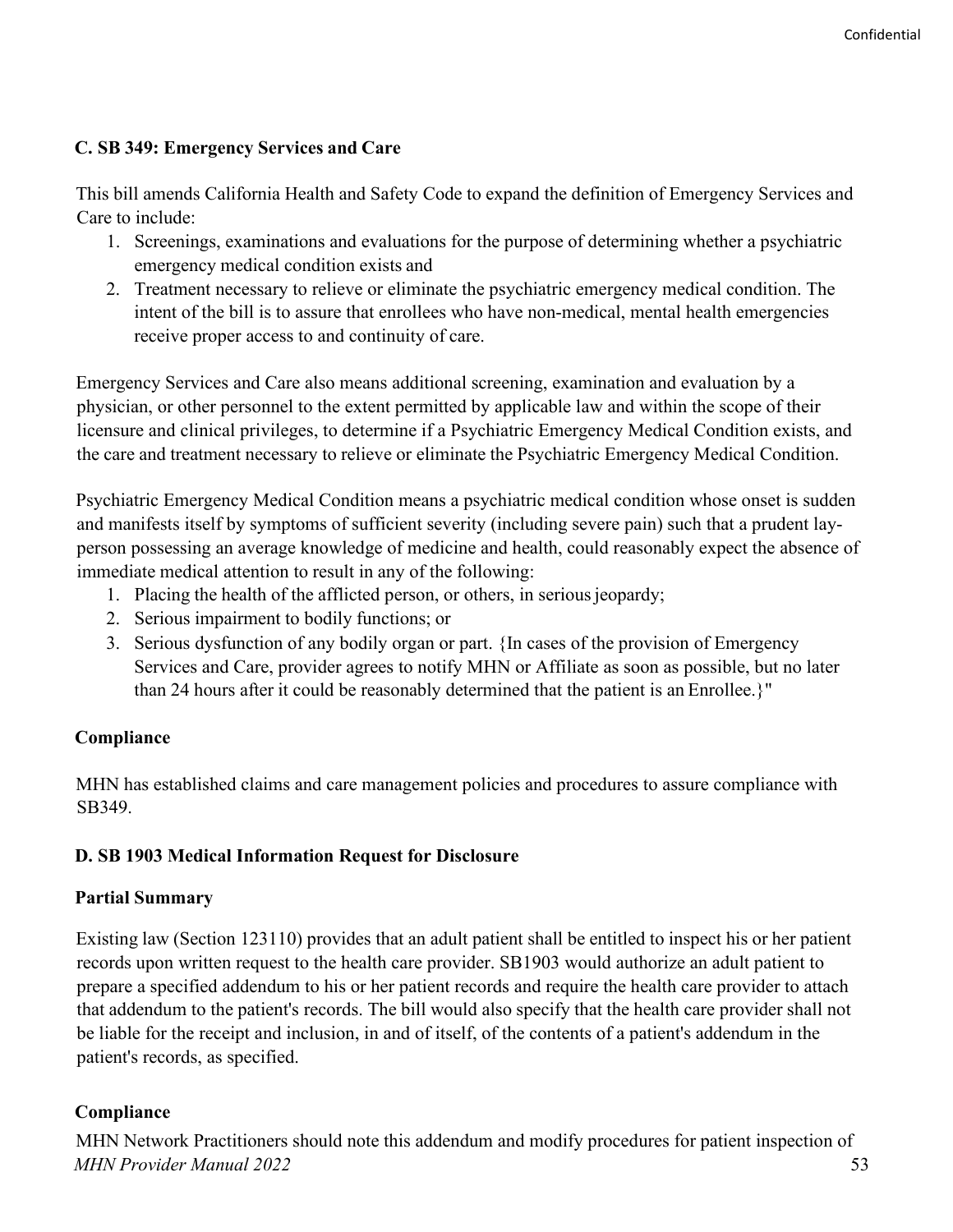### C. SB 349: Emergency Services and Care

This bill amends California Health and Safety Code to expand the definition of Emergency Services and Care to include:

1. Screenings, examinations and evaluations for the purpose of determining whether a psychiatric emergency medical condition exists and
2. Treatment necessary to relieve or eliminate the psychiatric emergency medical condition. The intent of the bill is to assure that enrollees who have non-medical, mental health emergencies receive proper access to and continuity of care.

Emergency Services and Care also means additional screening, examination and evaluation by a physician, or other personnel to the extent permitted by applicable law and within the scope of their licensure and clinical privileges, to determine if a Psychiatric Emergency Medical Condition exists, and the care and treatment necessary to relieve or eliminate the Psychiatric Emergency Medical Condition.

Psychiatric Emergency Medical Condition means a psychiatric medical condition whose onset is sudden and manifests itself by symptoms of sufficient severity (including severe pain) such that a prudent lay-person possessing an average knowledge of medicine and health, could reasonably expect the absence of immediate medical attention to result in any of the following:

1. Placing the health of the afflicted person, or others, in serious jeopardy;
2. Serious impairment to bodily functions; or
3. Serious dysfunction of any bodily organ or part. {In cases of the provision of Emergency Services and Care, provider agrees to notify MHN or Affiliate as soon as possible, but no later than 24 hours after it could be reasonably determined that the patient is an Enrollee.}"

#### Compliance

MHN has established claims and care management policies and procedures to assure compliance with SB349.

### D. SB 1903 Medical Information Request for Disclosure

#### Partial Summary

Existing law (Section 123110) provides that an adult patient shall be entitled to inspect his or her patient records upon written request to the health care provider. SB1903 would authorize an adult patient to prepare a specified addendum to his or her patient records and require the health care provider to attach that addendum to the patient's records. The bill would also specify that the health care provider shall not be liable for the receipt and inclusion, in and of itself, of the contents of a patient's addendum in the patient's records, as specified.

#### Compliance

MHN Network Practitioners should note this addendum and modify procedures for patient inspection of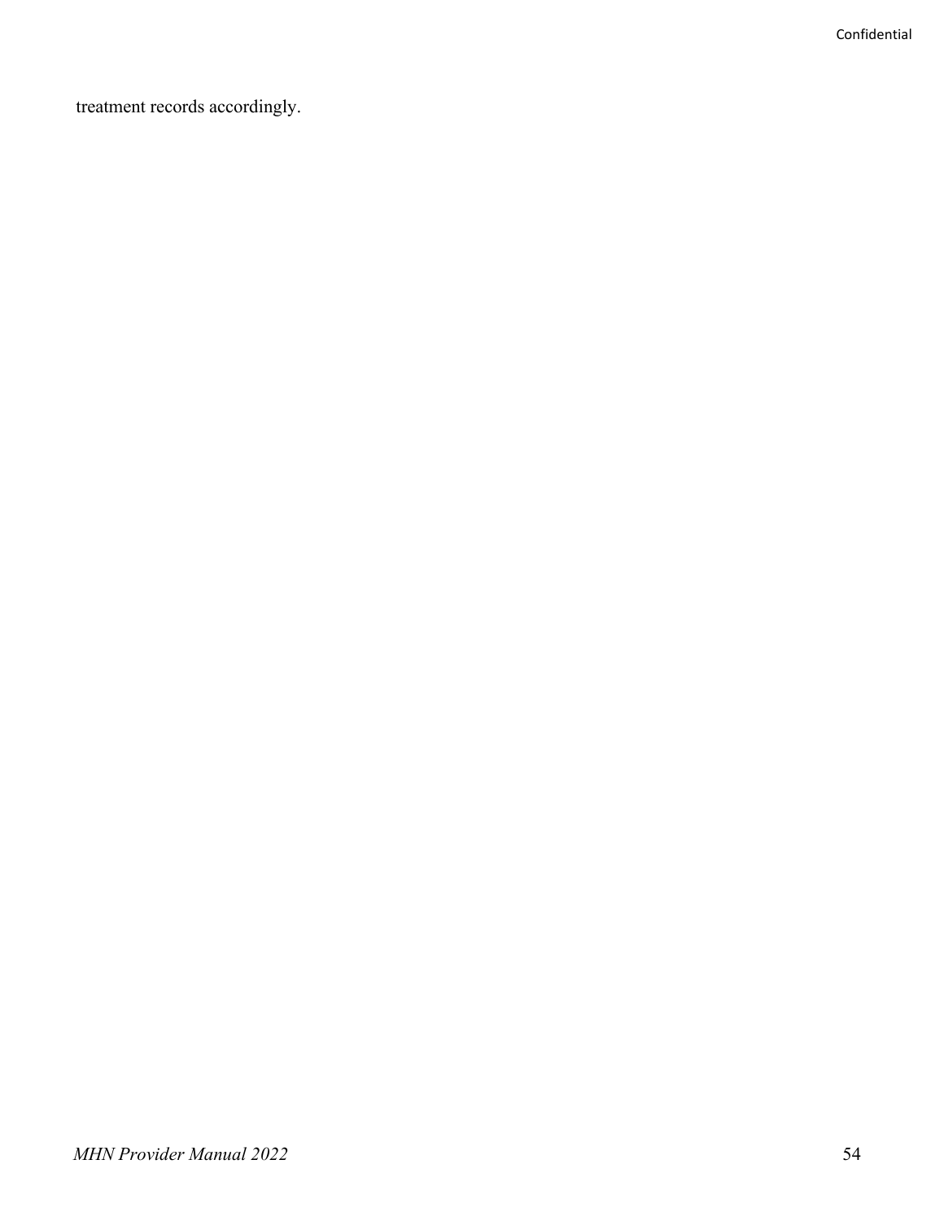treatment records accordingly.